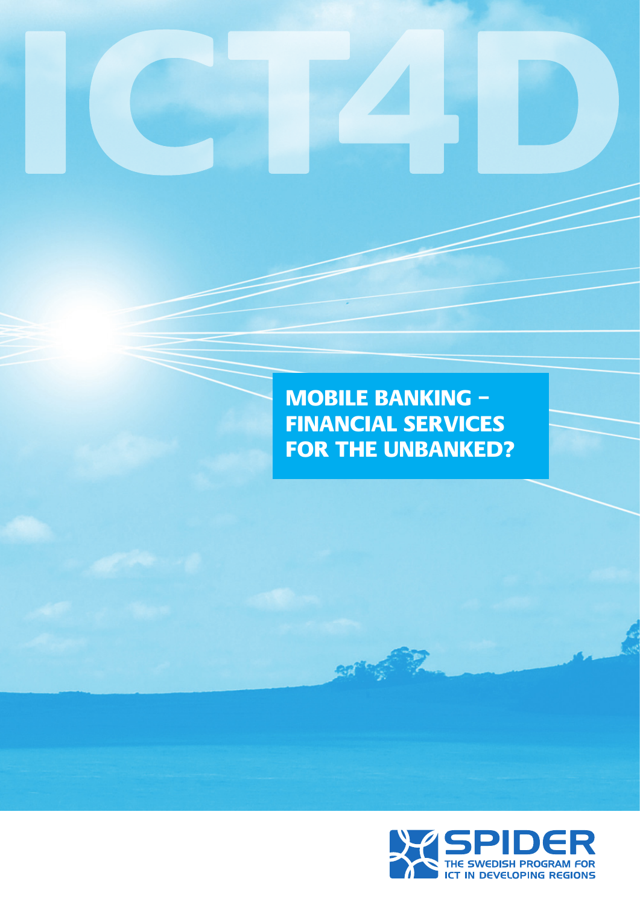# ICT4D

## MOBILE BANKING – FINANCIAL SERVICES FOR THE UNBANKED?

SPIDER

THE SWEDISH PROGRAM FOR ICT IN DEVELOPING REGIONS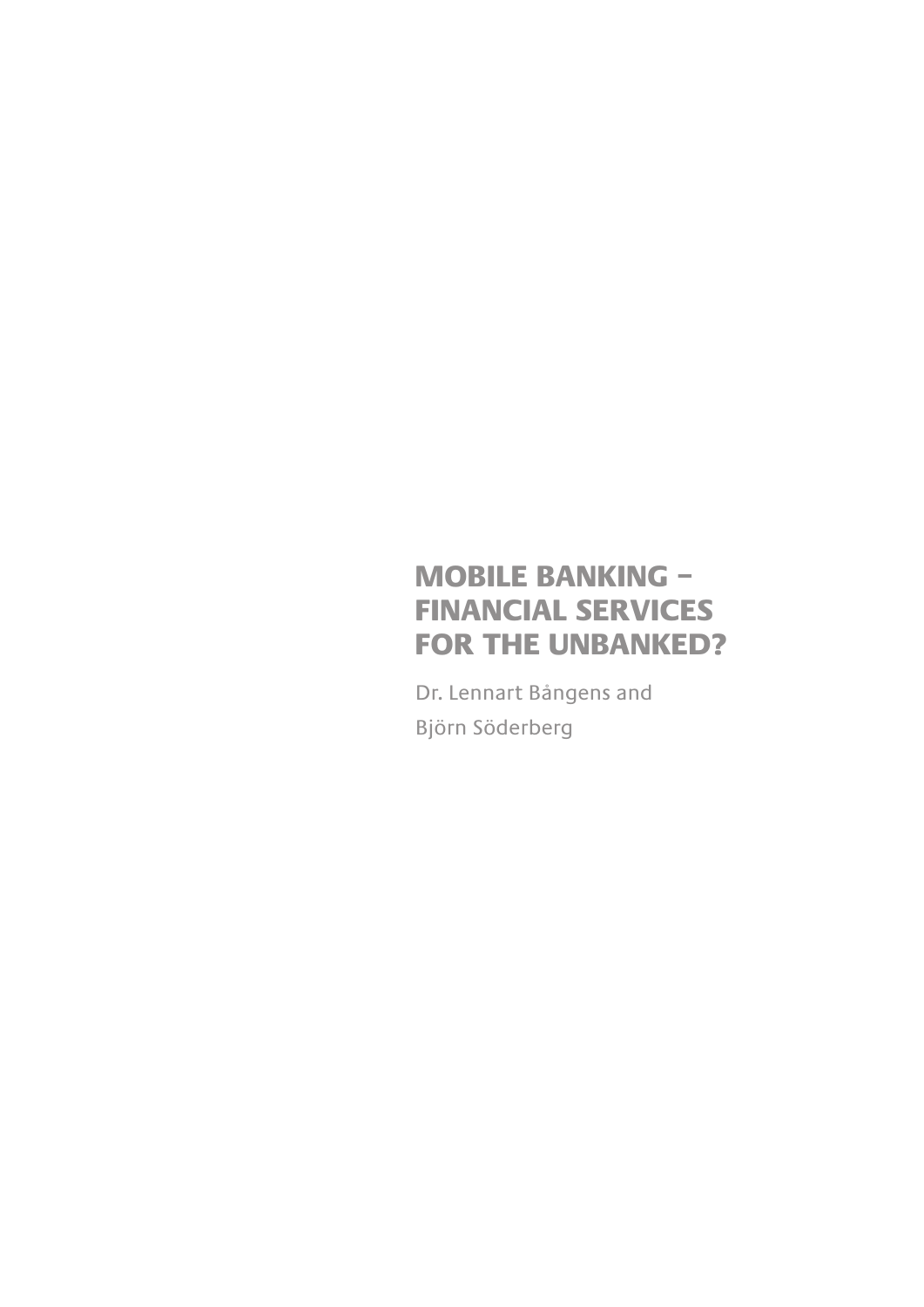# MOBILE BANKING – FINANCIAL SERVICES FOR THE UNBANKED?

Dr. Lennart Bångens and

Björn Söderberg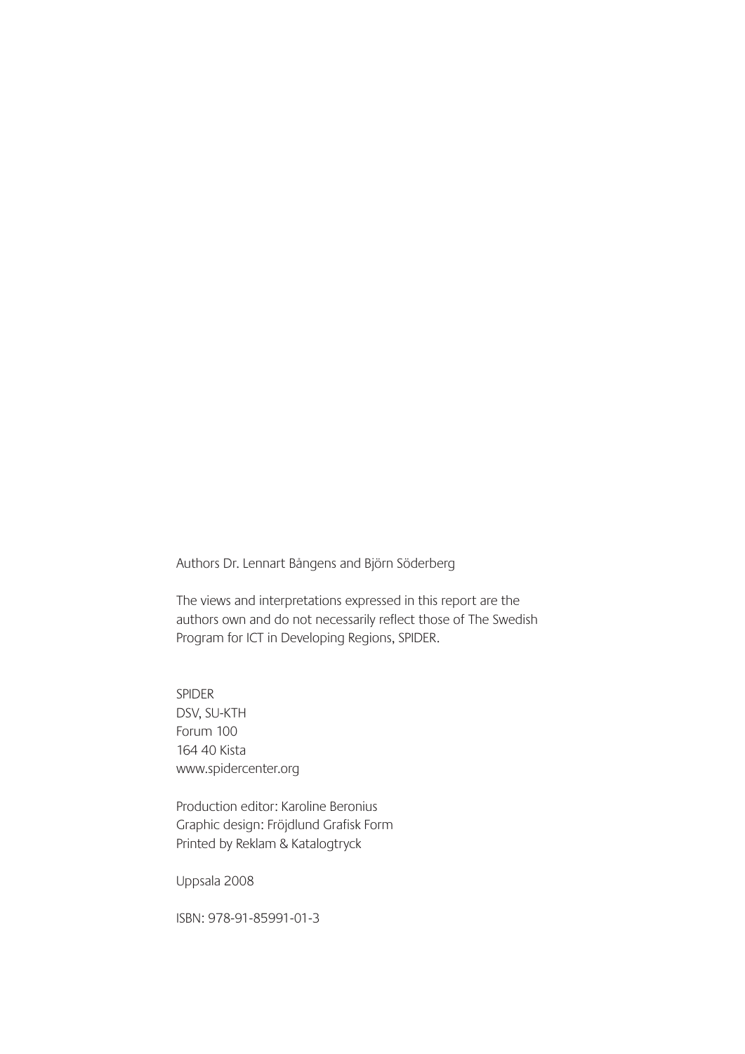Authors Dr. Lennart Bångens and Björn Söderberg

The views and interpretations expressed in this report are the authors own and do not necessarily reflect those of The Swedish Program for ICT in Developing Regions, SPIDER.

SPIDER  
DSV, SU-KTH  
Forum 100  
164 40 Kista  
www.spidercenter.org

Production editor: Karoline Beronius  
Graphic design: Fröjdlund Grafisk Form  
Printed by Reklam & Katalogtryck

Uppsala 2008

ISBN: 978-91-85991-01-3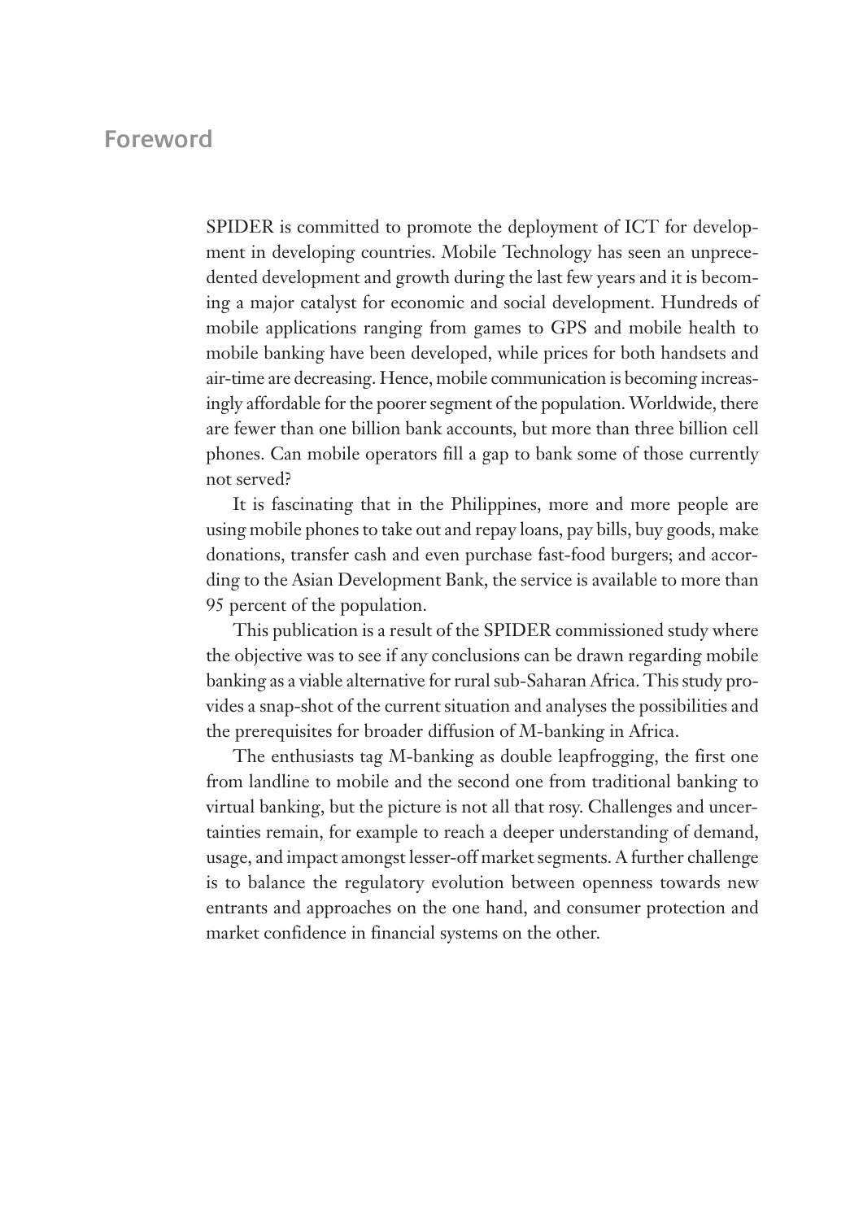# Foreword

SPIDER is committed to promote the deployment of ICT for development in developing countries. Mobile Technology has seen an unprecedented development and growth during the last few years and it is becoming a major catalyst for economic and social development. Hundreds of mobile applications ranging from games to GPS and mobile health to mobile banking have been developed, while prices for both handsets and air-time are decreasing. Hence, mobile communication is becoming increasingly affordable for the poorer segment of the population. Worldwide, there are fewer than one billion bank accounts, but more than three billion cell phones. Can mobile operators fill a gap to bank some of those currently not served?

It is fascinating that in the Philippines, more and more people are using mobile phones to take out and repay loans, pay bills, buy goods, make donations, transfer cash and even purchase fast-food burgers; and according to the Asian Development Bank, the service is available to more than 95 percent of the population.

This publication is a result of the SPIDER commissioned study where the objective was to see if any conclusions can be drawn regarding mobile banking as a viable alternative for rural sub-Saharan Africa. This study provides a snap-shot of the current situation and analyses the possibilities and the prerequisites for broader diffusion of M-banking in Africa.

The enthusiasts tag M-banking as double leapfrogging, the first one from landline to mobile and the second one from traditional banking to virtual banking, but the picture is not all that rosy. Challenges and uncertainties remain, for example to reach a deeper understanding of demand, usage, and impact amongst lesser-off market segments. A further challenge is to balance the regulatory evolution between openness towards new entrants and approaches on the one hand, and consumer protection and market confidence in financial systems on the other.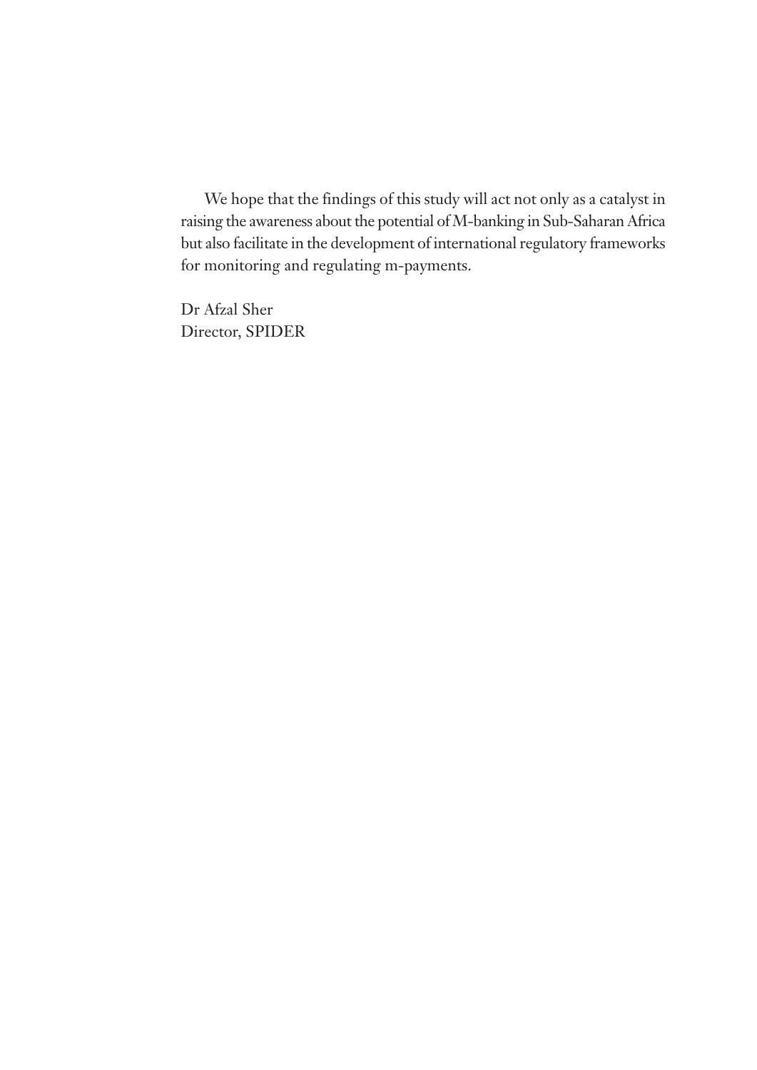We hope that the findings of this study will act not only as a catalyst in raising the awareness about the potential of M-banking in Sub-Saharan Africa but also facilitate in the development of international regulatory frameworks for monitoring and regulating m-payments.

Dr Afzal Sher
Director, SPIDER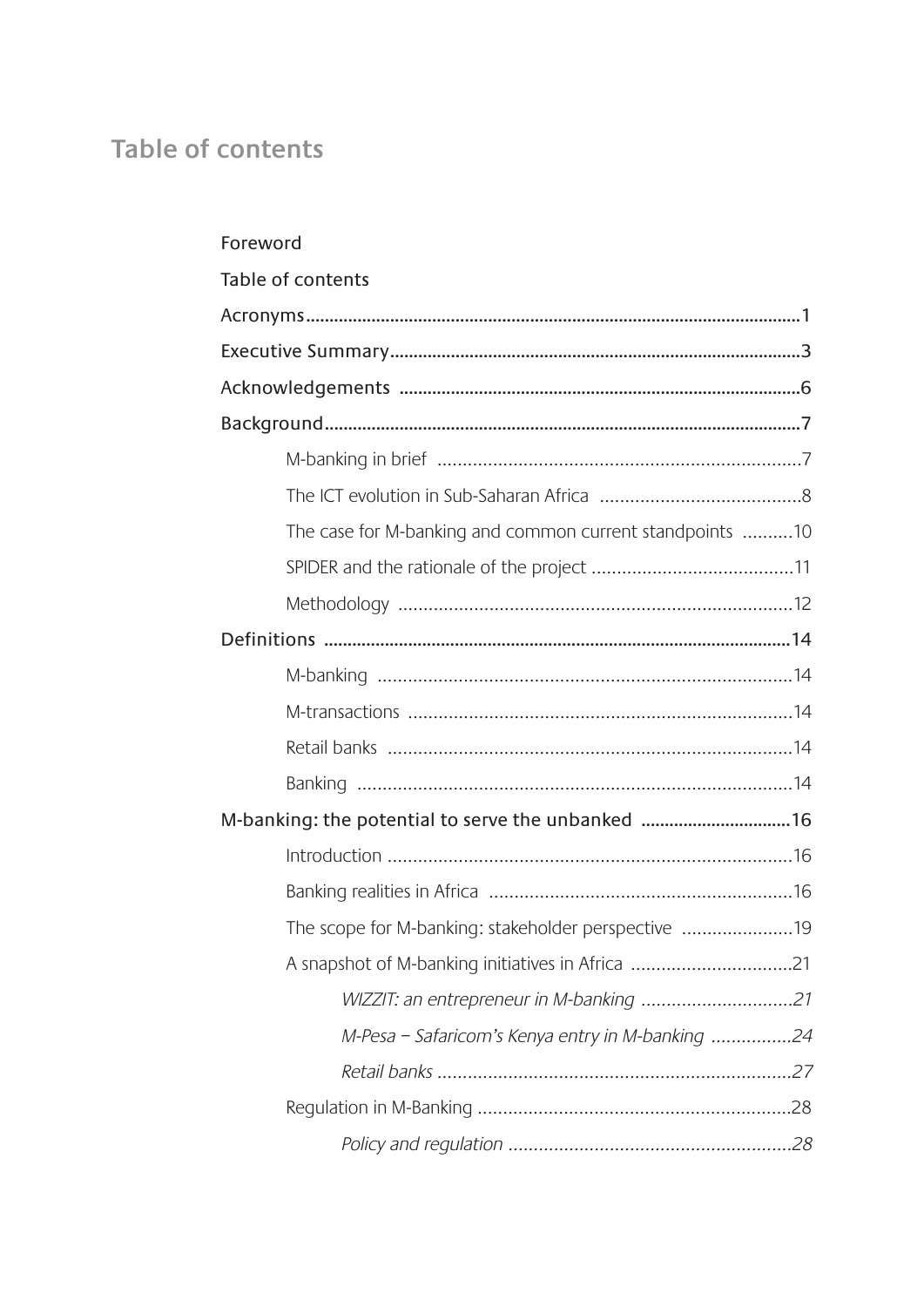# Table of contents

Foreword

Table of contents

Acronyms ........................................................................................................1

Executive Summary......................................................................................3

Acknowledgements ....................................................................................6

Background....................................................................................................7

- M-banking in brief ........................................................................7
- The ICT evolution in Sub-Saharan Africa ........................................8
- The case for M-banking and common current standpoints ..........10
- SPIDER and the rationale of the project ........................................11
- Methodology ..............................................................................12

Definitions ..................................................................................................14

- M-banking ..................................................................................14
- M-transactions ............................................................................14
- Retail banks ................................................................................14
- Banking ......................................................................................14

M-banking: the potential to serve the unbanked ................................16

- Introduction ................................................................................16
- Banking realities in Africa ............................................................16
- The scope for M-banking: stakeholder perspective ......................19
- A snapshot of M-banking initiatives in Africa ................................21
  - *WIZZIT: an entrepreneur in M-banking ..............................21*
  - *M-Pesa – Safaricom's Kenya entry in M-banking ................24*
  - *Retail banks ......................................................................27*
- Regulation in M-Banking ..............................................................28
  - *Policy and regulation ........................................................28*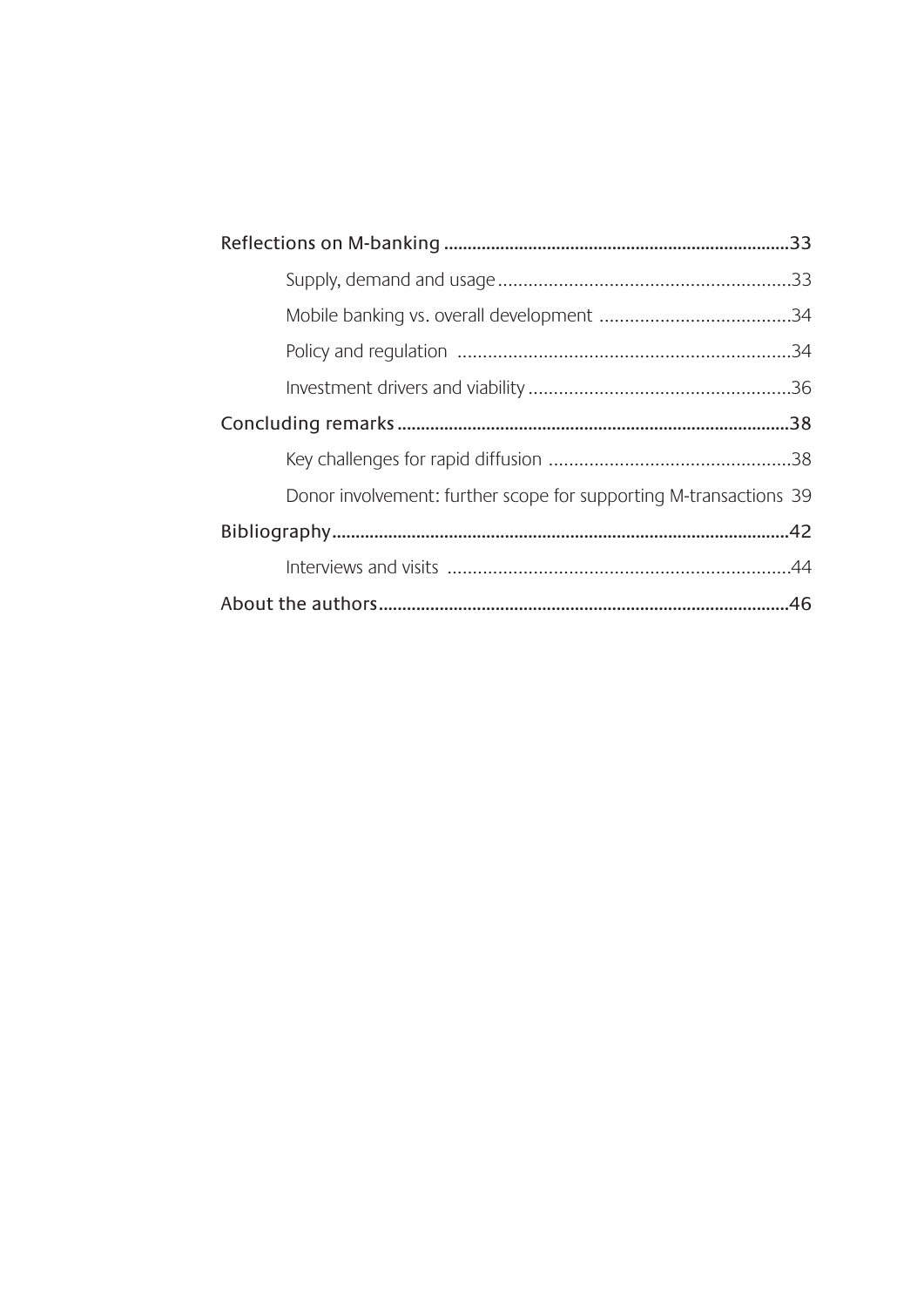Reflections on M-banking ..........................................................................33

Supply, demand and usage ..........................................................33

Mobile banking vs. overall development ......................................34

Policy and regulation ..................................................................34

Investment drivers and viability ....................................................36

Concluding remarks ...................................................................................38

Key challenges for rapid diffusion ................................................38

Donor involvement: further scope for supporting M-transactions 39

Bibliography.................................................................................................42

Interviews and visits ....................................................................44

About the authors.......................................................................................46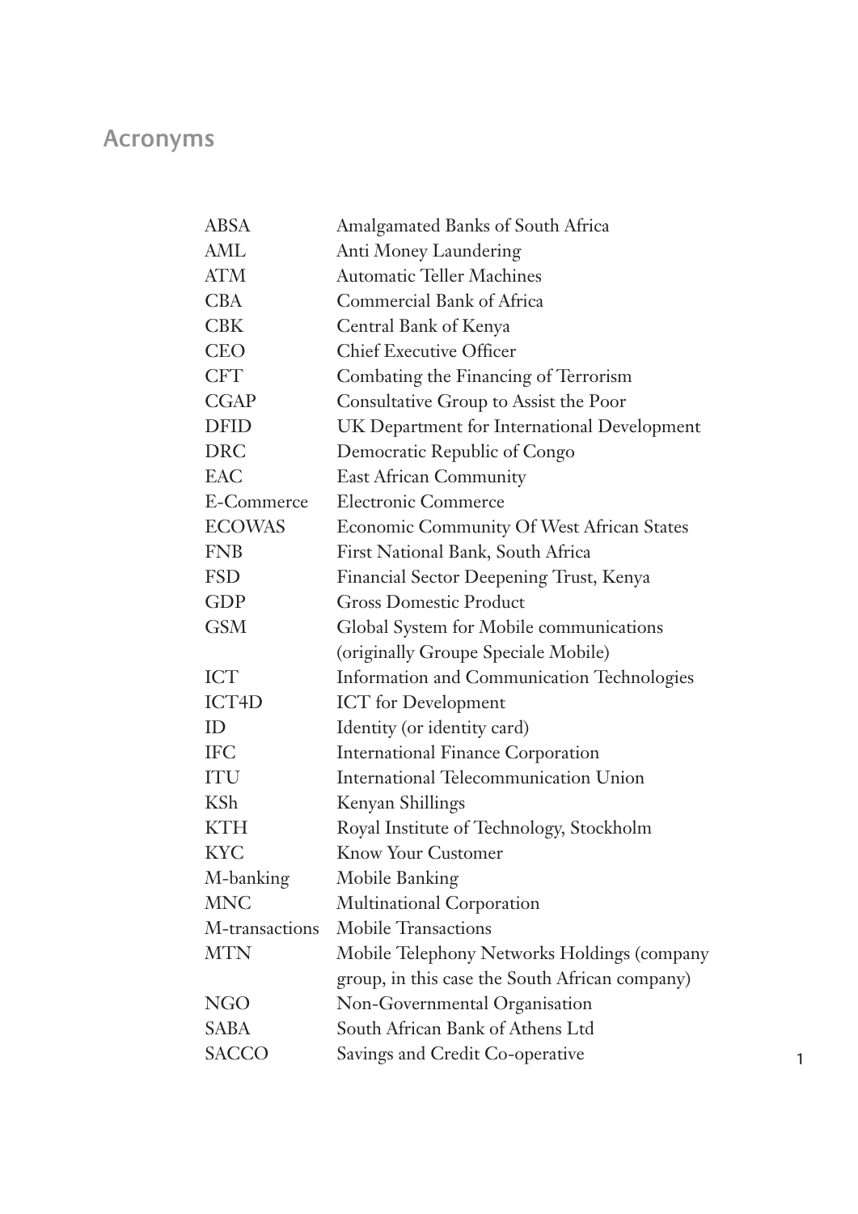## Acronyms

| | |
|---|---|
| ABSA | Amalgamated Banks of South Africa |
| AML | Anti Money Laundering |
| ATM | Automatic Teller Machines |
| CBA | Commercial Bank of Africa |
| CBK | Central Bank of Kenya |
| CEO | Chief Executive Officer |
| CFT | Combating the Financing of Terrorism |
| CGAP | Consultative Group to Assist the Poor |
| DFID | UK Department for International Development |
| DRC | Democratic Republic of Congo |
| EAC | East African Community |
| E-Commerce | Electronic Commerce |
| ECOWAS | Economic Community Of West African States |
| FNB | First National Bank, South Africa |
| FSD | Financial Sector Deepening Trust, Kenya |
| GDP | Gross Domestic Product |
| GSM | Global System for Mobile communications (originally Groupe Speciale Mobile) |
| ICT | Information and Communication Technologies |
| ICT4D | ICT for Development |
| ID | Identity (or identity card) |
| IFC | International Finance Corporation |
| ITU | International Telecommunication Union |
| KSh | Kenyan Shillings |
| KTH | Royal Institute of Technology, Stockholm |
| KYC | Know Your Customer |
| M-banking | Mobile Banking |
| MNC | Multinational Corporation |
| M-transactions | Mobile Transactions |
| MTN | Mobile Telephony Networks Holdings (company group, in this case the South African company) |
| NGO | Non-Governmental Organisation |
| SABA | South African Bank of Athens Ltd |
| SACCO | Savings and Credit Co-operative |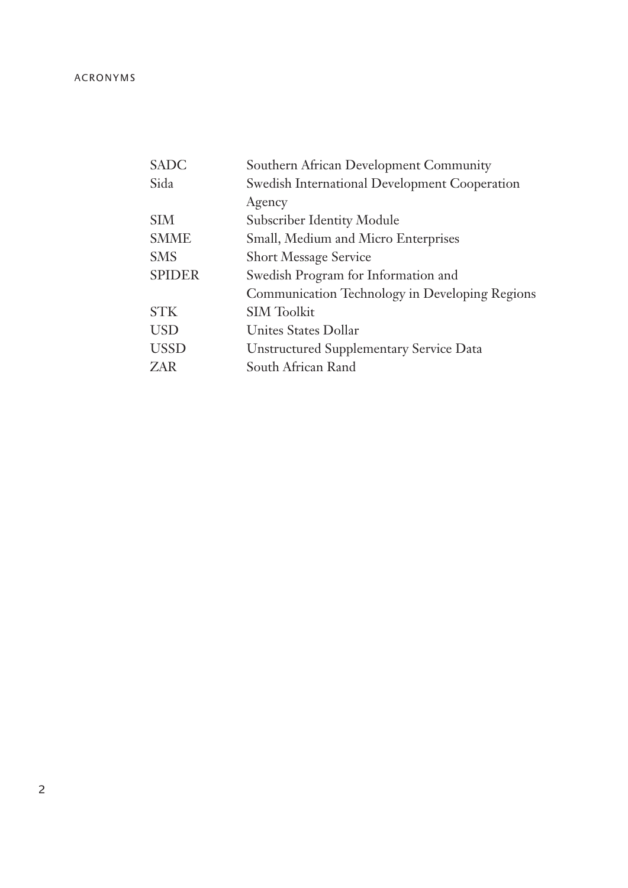| | |
|---|---|
| SADC | Southern African Development Community |
| Sida | Swedish International Development Cooperation Agency |
| SIM | Subscriber Identity Module |
| SMME | Small, Medium and Micro Enterprises |
| SMS | Short Message Service |
| SPIDER | Swedish Program for Information and Communication Technology in Developing Regions |
| STK | SIM Toolkit |
| USD | Unites States Dollar |
| USSD | Unstructured Supplementary Service Data |
| ZAR | South African Rand |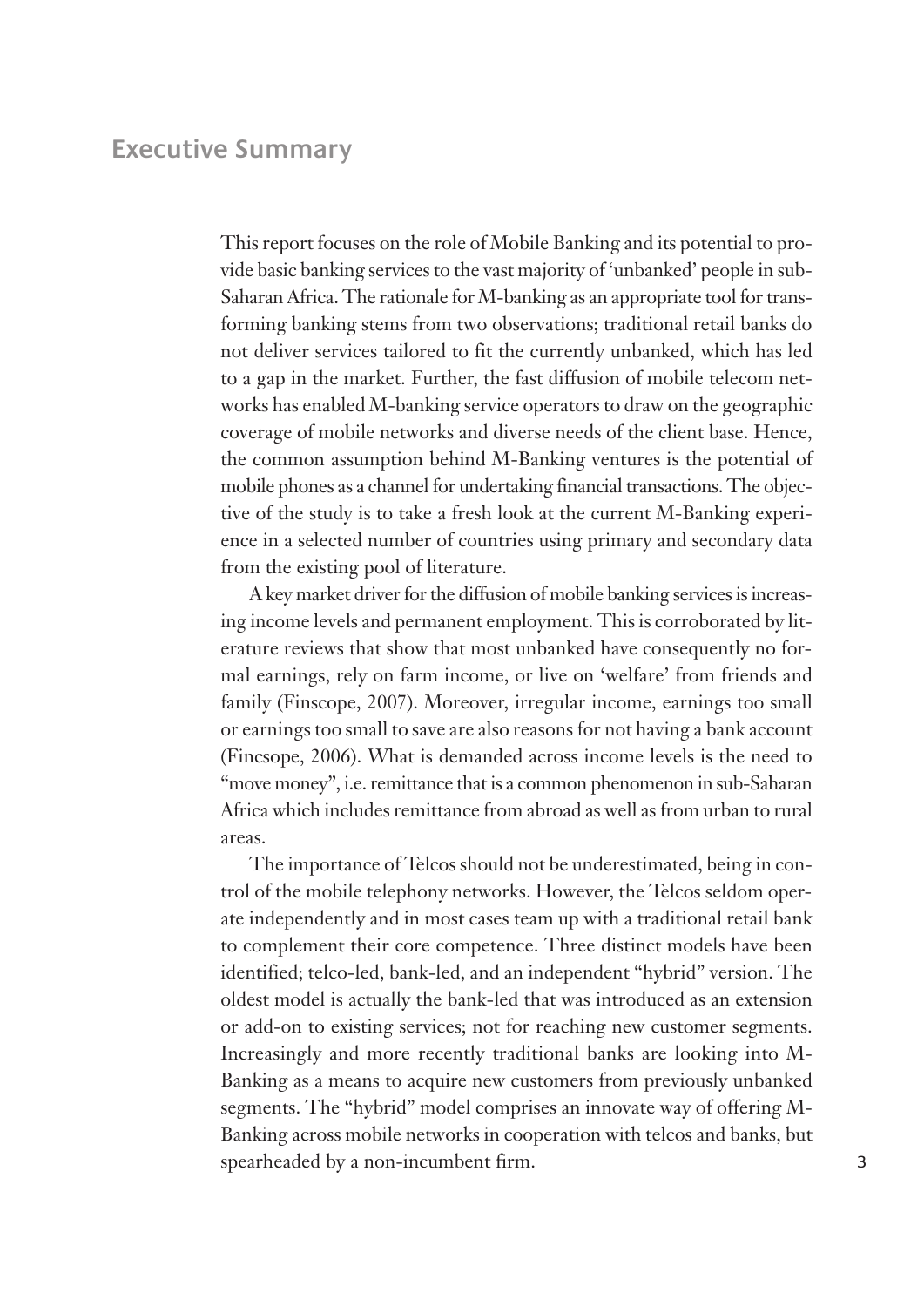## Executive Summary

This report focuses on the role of Mobile Banking and its potential to provide basic banking services to the vast majority of 'unbanked' people in sub-Saharan Africa. The rationale for M-banking as an appropriate tool for transforming banking stems from two observations; traditional retail banks do not deliver services tailored to fit the currently unbanked, which has led to a gap in the market. Further, the fast diffusion of mobile telecom networks has enabled M-banking service operators to draw on the geographic coverage of mobile networks and diverse needs of the client base. Hence, the common assumption behind M-Banking ventures is the potential of mobile phones as a channel for undertaking financial transactions. The objective of the study is to take a fresh look at the current M-Banking experience in a selected number of countries using primary and secondary data from the existing pool of literature.

A key market driver for the diffusion of mobile banking services is increasing income levels and permanent employment. This is corroborated by literature reviews that show that most unbanked have consequently no formal earnings, rely on farm income, or live on 'welfare' from friends and family (Finscope, 2007). Moreover, irregular income, earnings too small or earnings too small to save are also reasons for not having a bank account (Fincsope, 2006). What is demanded across income levels is the need to "move money", i.e. remittance that is a common phenomenon in sub-Saharan Africa which includes remittance from abroad as well as from urban to rural areas.

The importance of Telcos should not be underestimated, being in control of the mobile telephony networks. However, the Telcos seldom operate independently and in most cases team up with a traditional retail bank to complement their core competence. Three distinct models have been identified; telco-led, bank-led, and an independent "hybrid" version. The oldest model is actually the bank-led that was introduced as an extension or add-on to existing services; not for reaching new customer segments. Increasingly and more recently traditional banks are looking into M-Banking as a means to acquire new customers from previously unbanked segments. The "hybrid" model comprises an innovate way of offering M-Banking across mobile networks in cooperation with telcos and banks, but spearheaded by a non-incumbent firm.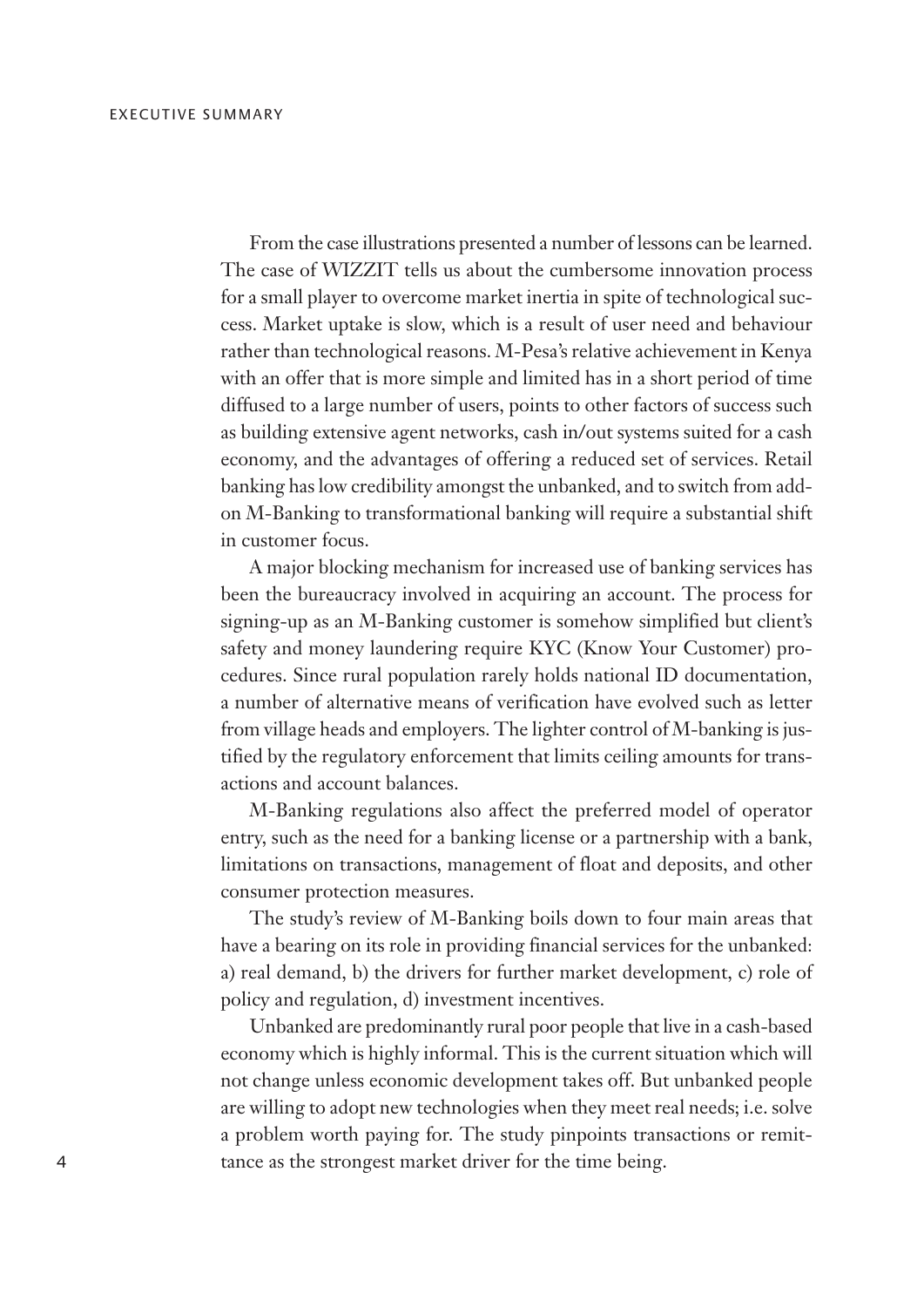From the case illustrations presented a number of lessons can be learned. The case of WIZZIT tells us about the cumbersome innovation process for a small player to overcome market inertia in spite of technological success. Market uptake is slow, which is a result of user need and behaviour rather than technological reasons. M-Pesa's relative achievement in Kenya with an offer that is more simple and limited has in a short period of time diffused to a large number of users, points to other factors of success such as building extensive agent networks, cash in/out systems suited for a cash economy, and the advantages of offering a reduced set of services. Retail banking has low credibility amongst the unbanked, and to switch from add-on M-Banking to transformational banking will require a substantial shift in customer focus.

A major blocking mechanism for increased use of banking services has been the bureaucracy involved in acquiring an account. The process for signing-up as an M-Banking customer is somehow simplified but client's safety and money laundering require KYC (Know Your Customer) procedures. Since rural population rarely holds national ID documentation, a number of alternative means of verification have evolved such as letter from village heads and employers. The lighter control of M-banking is justified by the regulatory enforcement that limits ceiling amounts for transactions and account balances.

M-Banking regulations also affect the preferred model of operator entry, such as the need for a banking license or a partnership with a bank, limitations on transactions, management of float and deposits, and other consumer protection measures.

The study's review of M-Banking boils down to four main areas that have a bearing on its role in providing financial services for the unbanked: a) real demand, b) the drivers for further market development, c) role of policy and regulation, d) investment incentives.

Unbanked are predominantly rural poor people that live in a cash-based economy which is highly informal. This is the current situation which will not change unless economic development takes off. But unbanked people are willing to adopt new technologies when they meet real needs; i.e. solve a problem worth paying for. The study pinpoints transactions or remittance as the strongest market driver for the time being.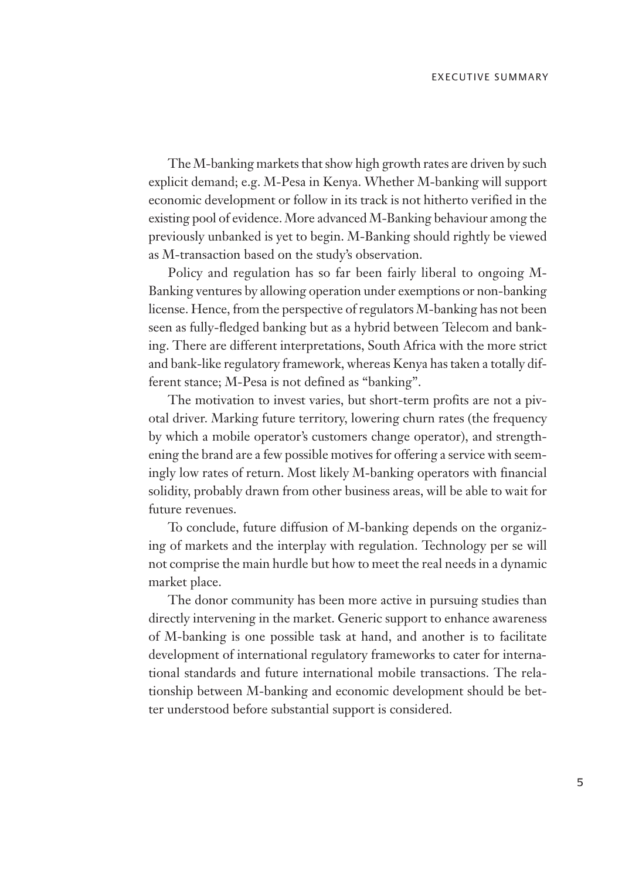The M-banking markets that show high growth rates are driven by such explicit demand; e.g. M-Pesa in Kenya. Whether M-banking will support economic development or follow in its track is not hitherto verified in the existing pool of evidence. More advanced M-Banking behaviour among the previously unbanked is yet to begin. M-Banking should rightly be viewed as M-transaction based on the study's observation.

Policy and regulation has so far been fairly liberal to ongoing M-Banking ventures by allowing operation under exemptions or non-banking license. Hence, from the perspective of regulators M-banking has not been seen as fully-fledged banking but as a hybrid between Telecom and banking. There are different interpretations, South Africa with the more strict and bank-like regulatory framework, whereas Kenya has taken a totally different stance; M-Pesa is not defined as "banking".

The motivation to invest varies, but short-term profits are not a pivotal driver. Marking future territory, lowering churn rates (the frequency by which a mobile operator's customers change operator), and strengthening the brand are a few possible motives for offering a service with seemingly low rates of return. Most likely M-banking operators with financial solidity, probably drawn from other business areas, will be able to wait for future revenues.

To conclude, future diffusion of M-banking depends on the organizing of markets and the interplay with regulation. Technology per se will not comprise the main hurdle but how to meet the real needs in a dynamic market place.

The donor community has been more active in pursuing studies than directly intervening in the market. Generic support to enhance awareness of M-banking is one possible task at hand, and another is to facilitate development of international regulatory frameworks to cater for international standards and future international mobile transactions. The relationship between M-banking and economic development should be better understood before substantial support is considered.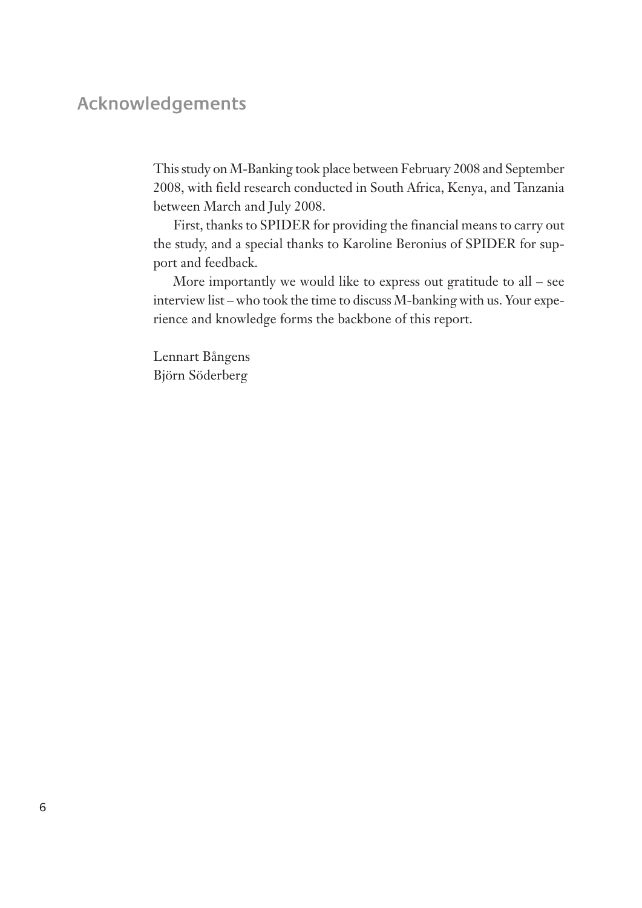# Acknowledgements

This study on M-Banking took place between February 2008 and September 2008, with field research conducted in South Africa, Kenya, and Tanzania between March and July 2008.

First, thanks to SPIDER for providing the financial means to carry out the study, and a special thanks to Karoline Beronius of SPIDER for support and feedback.

More importantly we would like to express out gratitude to all – see interview list – who took the time to discuss M-banking with us. Your experience and knowledge forms the backbone of this report.

Lennart Bångens
Björn Söderberg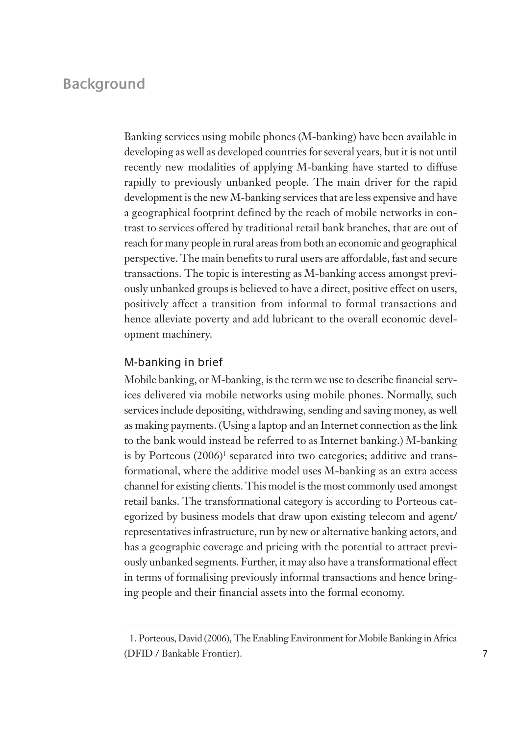# Background

Banking services using mobile phones (M-banking) have been available in developing as well as developed countries for several years, but it is not until recently new modalities of applying M-banking have started to diffuse rapidly to previously unbanked people. The main driver for the rapid development is the new M-banking services that are less expensive and have a geographical footprint defined by the reach of mobile networks in contrast to services offered by traditional retail bank branches, that are out of reach for many people in rural areas from both an economic and geographical perspective. The main benefits to rural users are affordable, fast and secure transactions. The topic is interesting as M-banking access amongst previously unbanked groups is believed to have a direct, positive effect on users, positively affect a transition from informal to formal transactions and hence alleviate poverty and add lubricant to the overall economic development machinery.

## M-banking in brief

Mobile banking, or M-banking, is the term we use to describe financial services delivered via mobile networks using mobile phones. Normally, such services include depositing, withdrawing, sending and saving money, as well as making payments. (Using a laptop and an Internet connection as the link to the bank would instead be referred to as Internet banking.) M-banking is by Porteous (2006)[1] separated into two categories; additive and transformational, where the additive model uses M-banking as an extra access channel for existing clients. This model is the most commonly used amongst retail banks. The transformational category is according to Porteous categorized by business models that draw upon existing telecom and agent/representatives infrastructure, run by new or alternative banking actors, and has a geographic coverage and pricing with the potential to attract previously unbanked segments. Further, it may also have a transformational effect in terms of formalising previously informal transactions and hence bringing people and their financial assets into the formal economy.

---

1. Porteous, David (2006), The Enabling Environment for Mobile Banking in Africa (DFID / Bankable Frontier).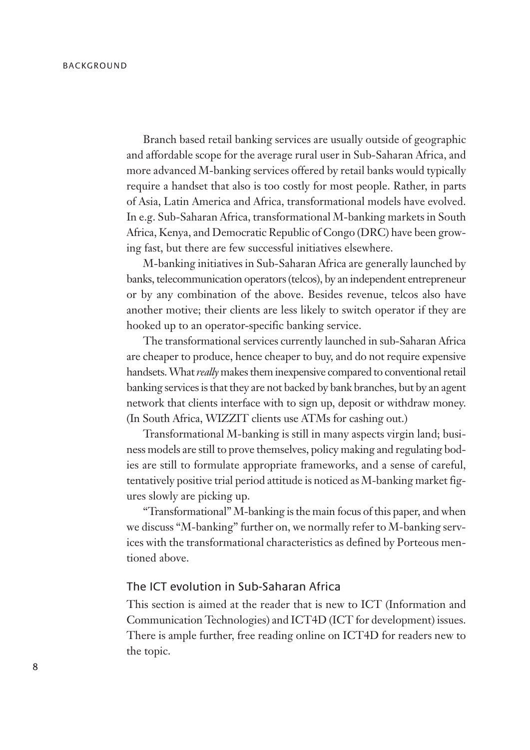Branch based retail banking services are usually outside of geographic and affordable scope for the average rural user in Sub-Saharan Africa, and more advanced M-banking services offered by retail banks would typically require a handset that also is too costly for most people. Rather, in parts of Asia, Latin America and Africa, transformational models have evolved. In e.g. Sub-Saharan Africa, transformational M-banking markets in South Africa, Kenya, and Democratic Republic of Congo (DRC) have been growing fast, but there are few successful initiatives elsewhere.

M-banking initiatives in Sub-Saharan Africa are generally launched by banks, telecommunication operators (telcos), by an independent entrepreneur or by any combination of the above. Besides revenue, telcos also have another motive; their clients are less likely to switch operator if they are hooked up to an operator-specific banking service.

The transformational services currently launched in sub-Saharan Africa are cheaper to produce, hence cheaper to buy, and do not require expensive handsets. What *really* makes them inexpensive compared to conventional retail banking services is that they are not backed by bank branches, but by an agent network that clients interface with to sign up, deposit or withdraw money. (In South Africa, WIZZIT clients use ATMs for cashing out.)

Transformational M-banking is still in many aspects virgin land; business models are still to prove themselves, policy making and regulating bodies are still to formulate appropriate frameworks, and a sense of careful, tentatively positive trial period attitude is noticed as M-banking market figures slowly are picking up.

"Transformational" M-banking is the main focus of this paper, and when we discuss "M-banking" further on, we normally refer to M-banking services with the transformational characteristics as defined by Porteous mentioned above.

## The ICT evolution in Sub-Saharan Africa

This section is aimed at the reader that is new to ICT (Information and Communication Technologies) and ICT4D (ICT for development) issues. There is ample further, free reading online on ICT4D for readers new to the topic.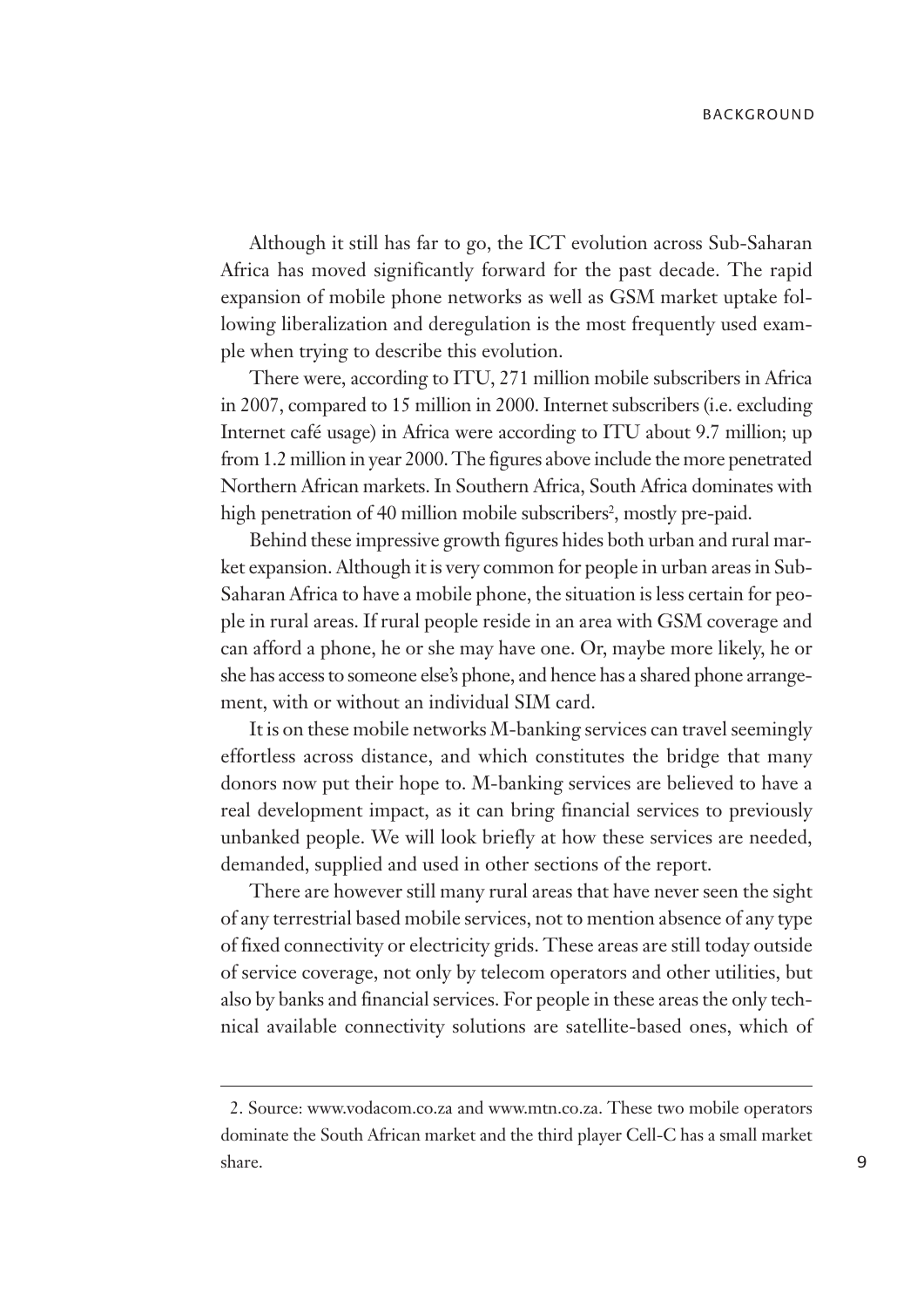Although it still has far to go, the ICT evolution across Sub-Saharan Africa has moved significantly forward for the past decade. The rapid expansion of mobile phone networks as well as GSM market uptake following liberalization and deregulation is the most frequently used example when trying to describe this evolution.

There were, according to ITU, 271 million mobile subscribers in Africa in 2007, compared to 15 million in 2000. Internet subscribers (i.e. excluding Internet café usage) in Africa were according to ITU about 9.7 million; up from 1.2 million in year 2000. The figures above include the more penetrated Northern African markets. In Southern Africa, South Africa dominates with high penetration of 40 million mobile subscribers[2], mostly pre-paid.

Behind these impressive growth figures hides both urban and rural market expansion. Although it is very common for people in urban areas in Sub-Saharan Africa to have a mobile phone, the situation is less certain for people in rural areas. If rural people reside in an area with GSM coverage and can afford a phone, he or she may have one. Or, maybe more likely, he or she has access to someone else's phone, and hence has a shared phone arrangement, with or without an individual SIM card.

It is on these mobile networks M-banking services can travel seemingly effortless across distance, and which constitutes the bridge that many donors now put their hope to. M-banking services are believed to have a real development impact, as it can bring financial services to previously unbanked people. We will look briefly at how these services are needed, demanded, supplied and used in other sections of the report.

There are however still many rural areas that have never seen the sight of any terrestrial based mobile services, not to mention absence of any type of fixed connectivity or electricity grids. These areas are still today outside of service coverage, not only by telecom operators and other utilities, but also by banks and financial services. For people in these areas the only technical available connectivity solutions are satellite-based ones, which of

---

2. Source: www.vodacom.co.za and www.mtn.co.za. These two mobile operators dominate the South African market and the third player Cell-C has a small market share.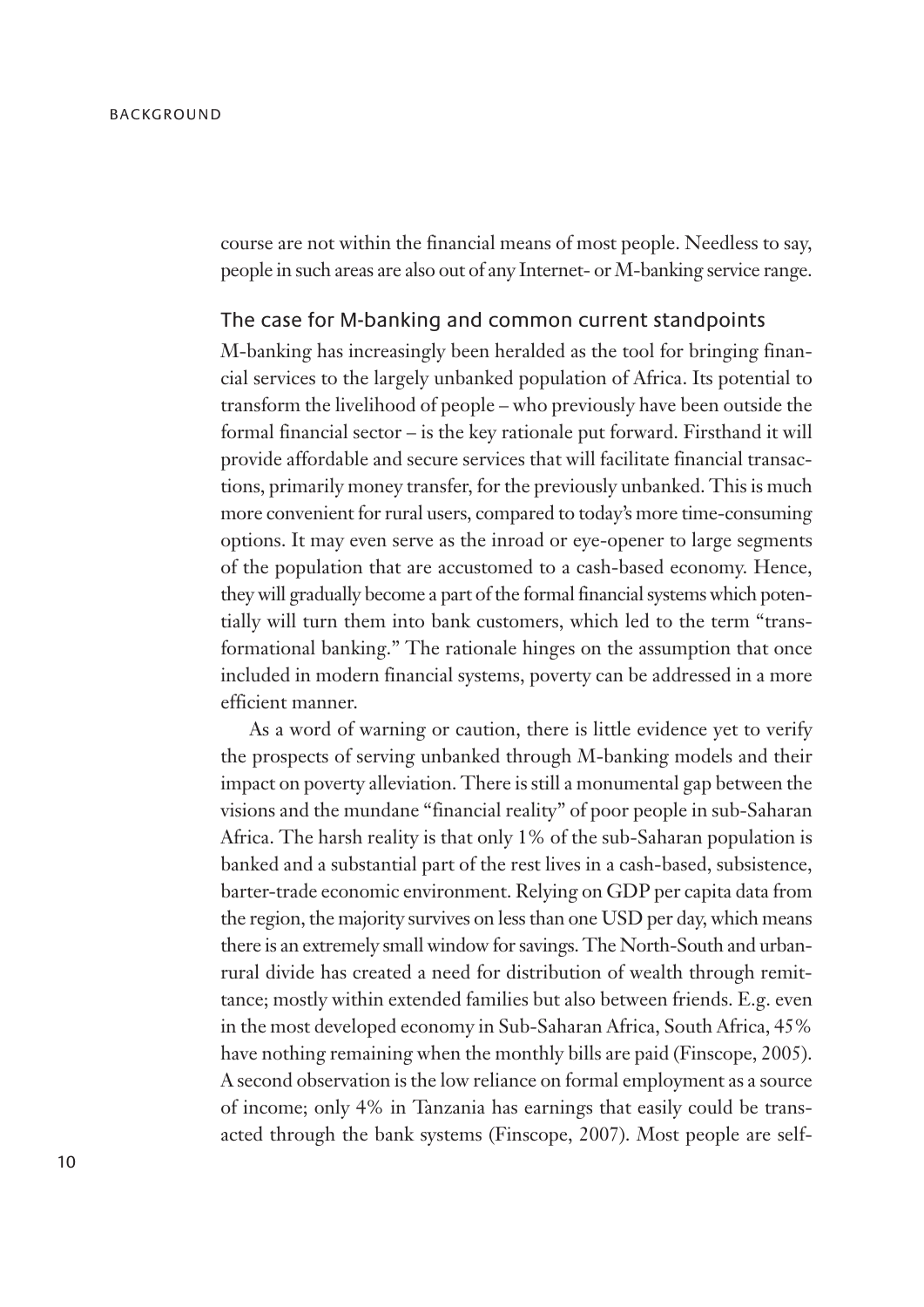course are not within the financial means of most people. Needless to say, people in such areas are also out of any Internet- or M-banking service range.

## The case for M-banking and common current standpoints

M-banking has increasingly been heralded as the tool for bringing financial services to the largely unbanked population of Africa. Its potential to transform the livelihood of people – who previously have been outside the formal financial sector – is the key rationale put forward. Firsthand it will provide affordable and secure services that will facilitate financial transactions, primarily money transfer, for the previously unbanked. This is much more convenient for rural users, compared to today's more time-consuming options. It may even serve as the inroad or eye-opener to large segments of the population that are accustomed to a cash-based economy. Hence, they will gradually become a part of the formal financial systems which potentially will turn them into bank customers, which led to the term "transformational banking." The rationale hinges on the assumption that once included in modern financial systems, poverty can be addressed in a more efficient manner.

As a word of warning or caution, there is little evidence yet to verify the prospects of serving unbanked through M-banking models and their impact on poverty alleviation. There is still a monumental gap between the visions and the mundane "financial reality" of poor people in sub-Saharan Africa. The harsh reality is that only 1% of the sub-Saharan population is banked and a substantial part of the rest lives in a cash-based, subsistence, barter-trade economic environment. Relying on GDP per capita data from the region, the majority survives on less than one USD per day, which means there is an extremely small window for savings. The North-South and urban-rural divide has created a need for distribution of wealth through remittance; mostly within extended families but also between friends. E.g. even in the most developed economy in Sub-Saharan Africa, South Africa, 45% have nothing remaining when the monthly bills are paid (Finscope, 2005). A second observation is the low reliance on formal employment as a source of income; only 4% in Tanzania has earnings that easily could be transacted through the bank systems (Finscope, 2007). Most people are self-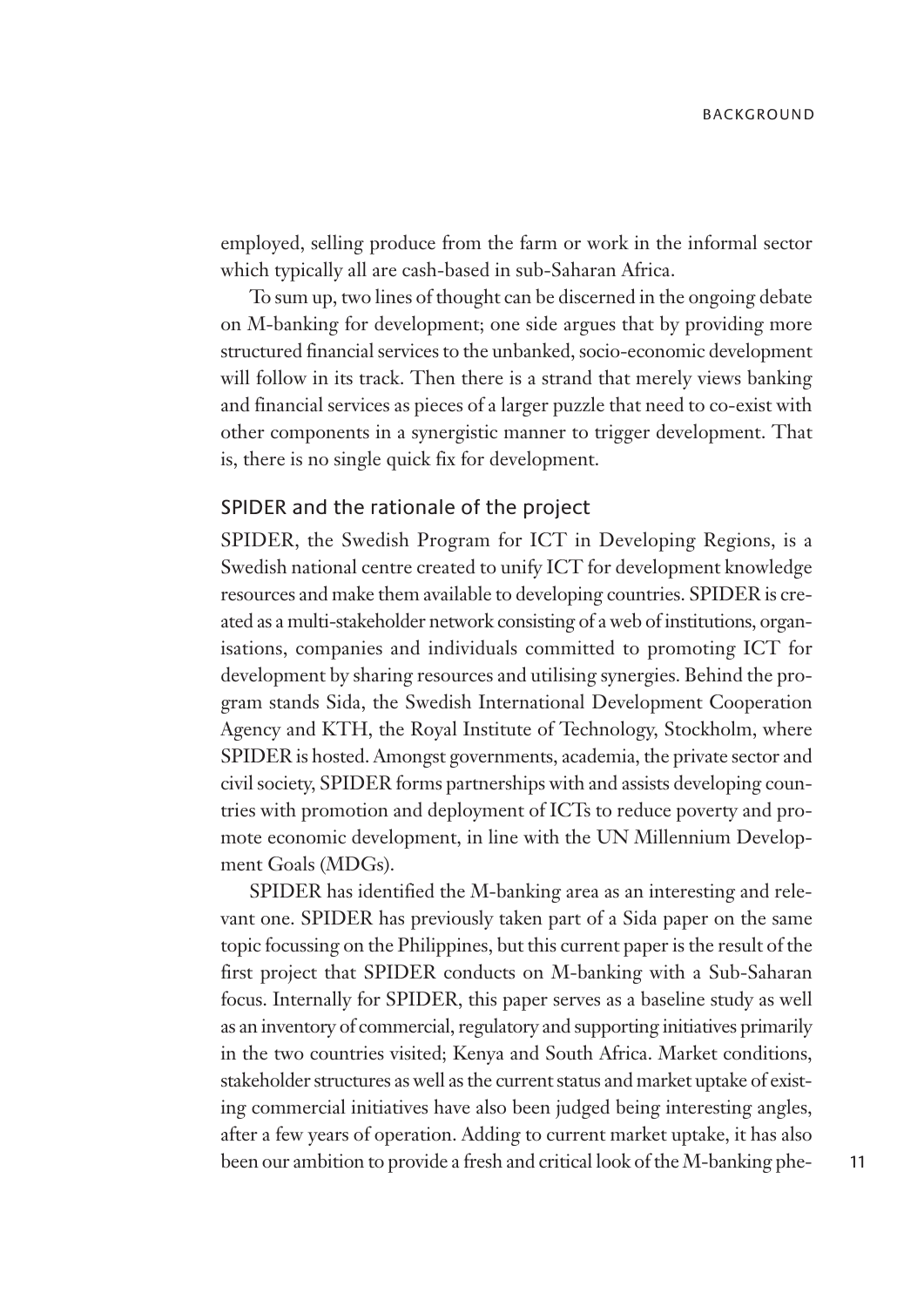employed, selling produce from the farm or work in the informal sector which typically all are cash-based in sub-Saharan Africa.

To sum up, two lines of thought can be discerned in the ongoing debate on M-banking for development; one side argues that by providing more structured financial services to the unbanked, socio-economic development will follow in its track. Then there is a strand that merely views banking and financial services as pieces of a larger puzzle that need to co-exist with other components in a synergistic manner to trigger development. That is, there is no single quick fix for development.

## SPIDER and the rationale of the project

SPIDER, the Swedish Program for ICT in Developing Regions, is a Swedish national centre created to unify ICT for development knowledge resources and make them available to developing countries. SPIDER is created as a multi-stakeholder network consisting of a web of institutions, organisations, companies and individuals committed to promoting ICT for development by sharing resources and utilising synergies. Behind the program stands Sida, the Swedish International Development Cooperation Agency and KTH, the Royal Institute of Technology, Stockholm, where SPIDER is hosted. Amongst governments, academia, the private sector and civil society, SPIDER forms partnerships with and assists developing countries with promotion and deployment of ICTs to reduce poverty and promote economic development, in line with the UN Millennium Development Goals (MDGs).

SPIDER has identified the M-banking area as an interesting and relevant one. SPIDER has previously taken part of a Sida paper on the same topic focussing on the Philippines, but this current paper is the result of the first project that SPIDER conducts on M-banking with a Sub-Saharan focus. Internally for SPIDER, this paper serves as a baseline study as well as an inventory of commercial, regulatory and supporting initiatives primarily in the two countries visited; Kenya and South Africa. Market conditions, stakeholder structures as well as the current status and market uptake of existing commercial initiatives have also been judged being interesting angles, after a few years of operation. Adding to current market uptake, it has also been our ambition to provide a fresh and critical look of the M-banking phe-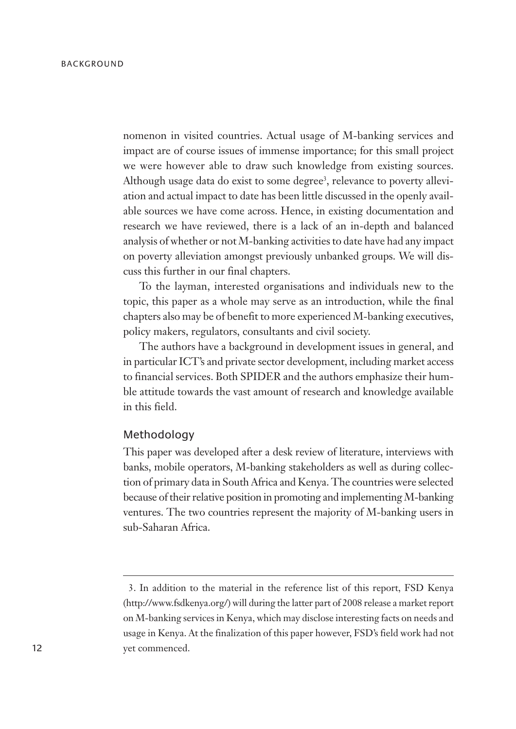nomenon in visited countries. Actual usage of M-banking services and impact are of course issues of immense importance; for this small project we were however able to draw such knowledge from existing sources. Although usage data do exist to some degree[3], relevance to poverty alleviation and actual impact to date has been little discussed in the openly available sources we have come across. Hence, in existing documentation and research we have reviewed, there is a lack of an in-depth and balanced analysis of whether or not M-banking activities to date have had any impact on poverty alleviation amongst previously unbanked groups. We will discuss this further in our final chapters.

To the layman, interested organisations and individuals new to the topic, this paper as a whole may serve as an introduction, while the final chapters also may be of benefit to more experienced M-banking executives, policy makers, regulators, consultants and civil society.

The authors have a background in development issues in general, and in particular ICT's and private sector development, including market access to financial services. Both SPIDER and the authors emphasize their humble attitude towards the vast amount of research and knowledge available in this field.

## Methodology

This paper was developed after a desk review of literature, interviews with banks, mobile operators, M-banking stakeholders as well as during collection of primary data in South Africa and Kenya. The countries were selected because of their relative position in promoting and implementing M-banking ventures. The two countries represent the majority of M-banking users in sub-Saharan Africa.

---

3. In addition to the material in the reference list of this report, FSD Kenya (http://www.fsdkenya.org/) will during the latter part of 2008 release a market report on M-banking services in Kenya, which may disclose interesting facts on needs and usage in Kenya. At the finalization of this paper however, FSD's field work had not yet commenced.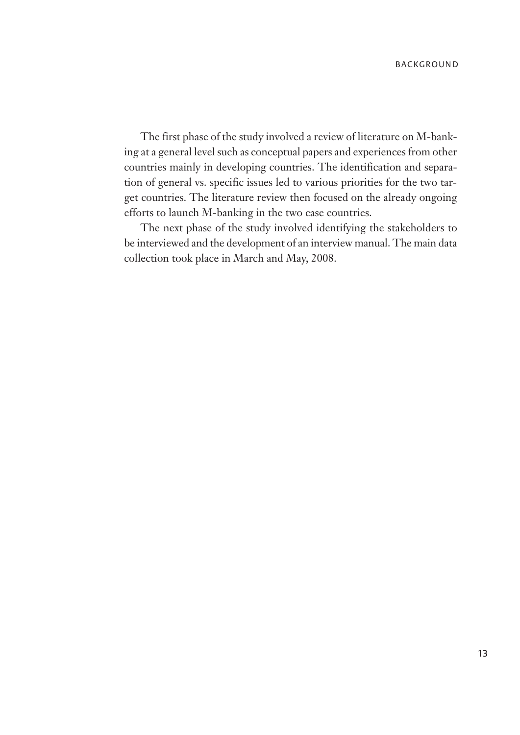The first phase of the study involved a review of literature on M-banking at a general level such as conceptual papers and experiences from other countries mainly in developing countries. The identification and separation of general vs. specific issues led to various priorities for the two target countries. The literature review then focused on the already ongoing efforts to launch M-banking in the two case countries.

The next phase of the study involved identifying the stakeholders to be interviewed and the development of an interview manual. The main data collection took place in March and May, 2008.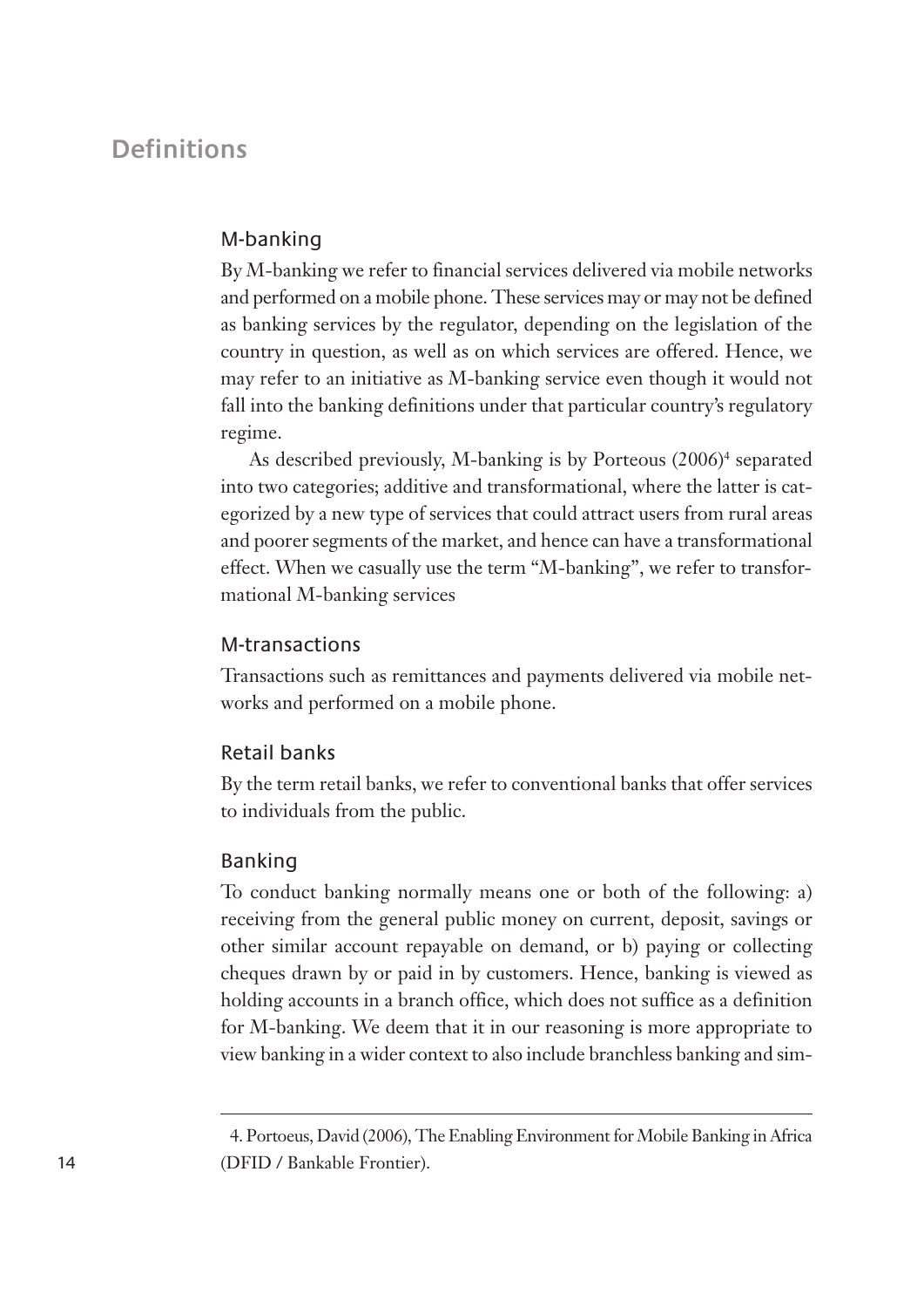## Definitions

### M-banking

By M-banking we refer to financial services delivered via mobile networks and performed on a mobile phone. These services may or may not be defined as banking services by the regulator, depending on the legislation of the country in question, as well as on which services are offered. Hence, we may refer to an initiative as M-banking service even though it would not fall into the banking definitions under that particular country's regulatory regime.

As described previously, M-banking is by Porteous (2006)[4] separated into two categories; additive and transformational, where the latter is categorized by a new type of services that could attract users from rural areas and poorer segments of the market, and hence can have a transformational effect. When we casually use the term "M-banking", we refer to transformational M-banking services

### M-transactions

Transactions such as remittances and payments delivered via mobile networks and performed on a mobile phone.

### Retail banks

By the term retail banks, we refer to conventional banks that offer services to individuals from the public.

### Banking

To conduct banking normally means one or both of the following: a) receiving from the general public money on current, deposit, savings or other similar account repayable on demand, or b) paying or collecting cheques drawn by or paid in by customers. Hence, banking is viewed as holding accounts in a branch office, which does not suffice as a definition for M-banking. We deem that it in our reasoning is more appropriate to view banking in a wider context to also include branchless banking and sim-

---

4. Portoeus, David (2006), The Enabling Environment for Mobile Banking in Africa (DFID / Bankable Frontier).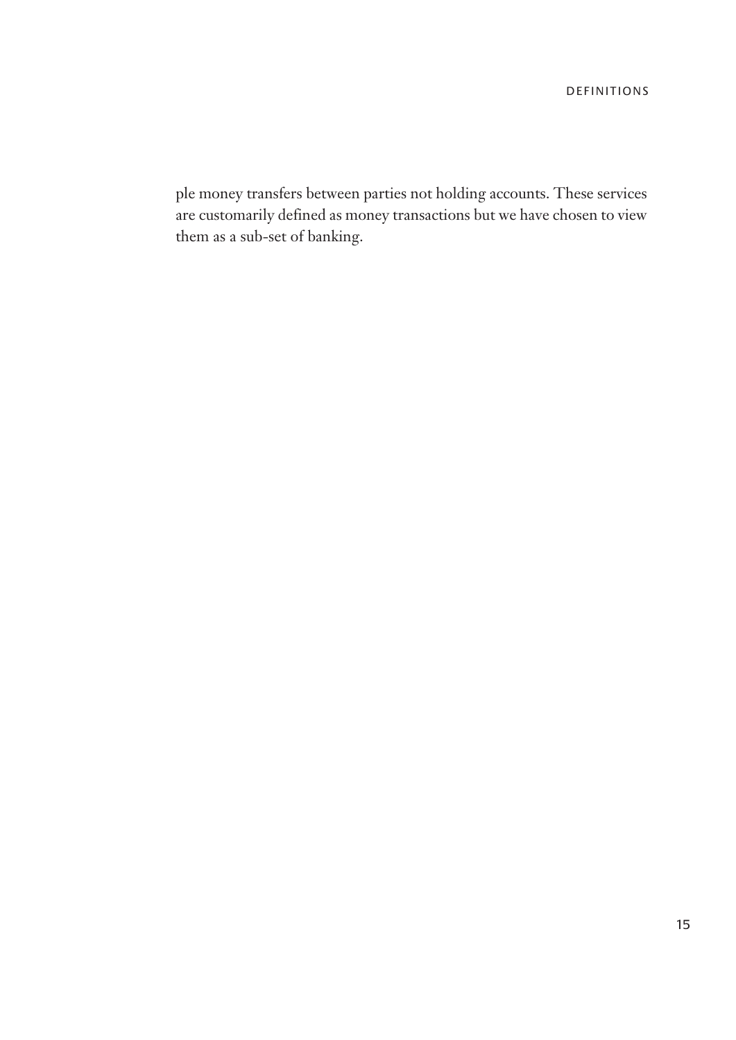ple money transfers between parties not holding accounts. These services are customarily defined as money transactions but we have chosen to view them as a sub-set of banking.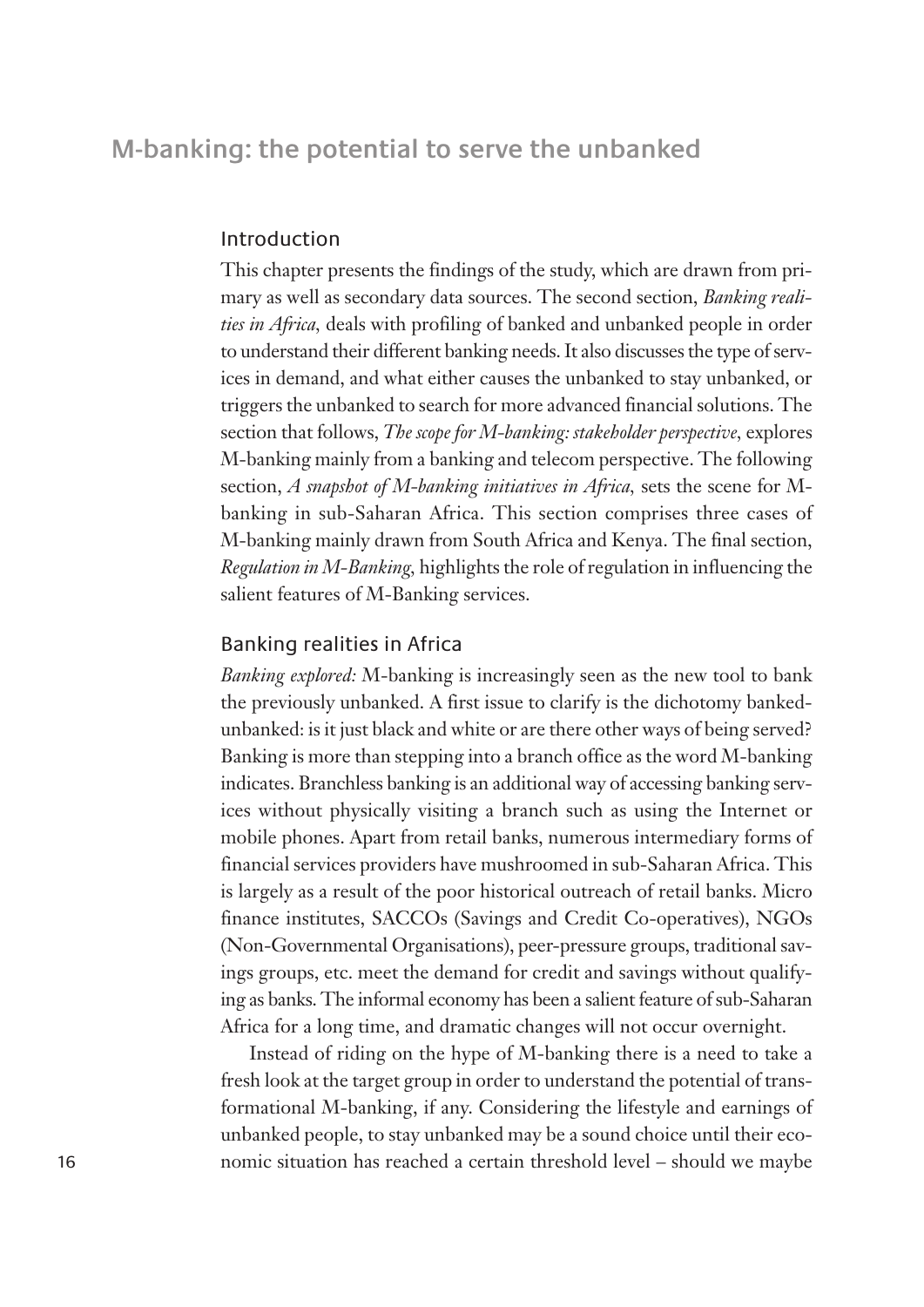# M-banking: the potential to serve the unbanked

## Introduction

This chapter presents the findings of the study, which are drawn from primary as well as secondary data sources. The second section, *Banking realities in Africa,* deals with profiling of banked and unbanked people in order to understand their different banking needs. It also discusses the type of services in demand, and what either causes the unbanked to stay unbanked, or triggers the unbanked to search for more advanced financial solutions. The section that follows, *The scope for M-banking: stakeholder perspective,* explores M-banking mainly from a banking and telecom perspective. The following section, *A snapshot of M-banking initiatives in Africa,* sets the scene for M-banking in sub-Saharan Africa. This section comprises three cases of M-banking mainly drawn from South Africa and Kenya. The final section, *Regulation in M-Banking*, highlights the role of regulation in influencing the salient features of M-Banking services.

## Banking realities in Africa

*Banking explored:* M-banking is increasingly seen as the new tool to bank the previously unbanked. A first issue to clarify is the dichotomy banked-unbanked: is it just black and white or are there other ways of being served? Banking is more than stepping into a branch office as the word M-banking indicates. Branchless banking is an additional way of accessing banking services without physically visiting a branch such as using the Internet or mobile phones. Apart from retail banks, numerous intermediary forms of financial services providers have mushroomed in sub-Saharan Africa. This is largely as a result of the poor historical outreach of retail banks. Micro finance institutes, SACCOs (Savings and Credit Co-operatives), NGOs (Non-Governmental Organisations), peer-pressure groups, traditional savings groups, etc. meet the demand for credit and savings without qualifying as banks. The informal economy has been a salient feature of sub-Saharan Africa for a long time, and dramatic changes will not occur overnight.

Instead of riding on the hype of M-banking there is a need to take a fresh look at the target group in order to understand the potential of transformational M-banking, if any. Considering the lifestyle and earnings of unbanked people, to stay unbanked may be a sound choice until their economic situation has reached a certain threshold level – should we maybe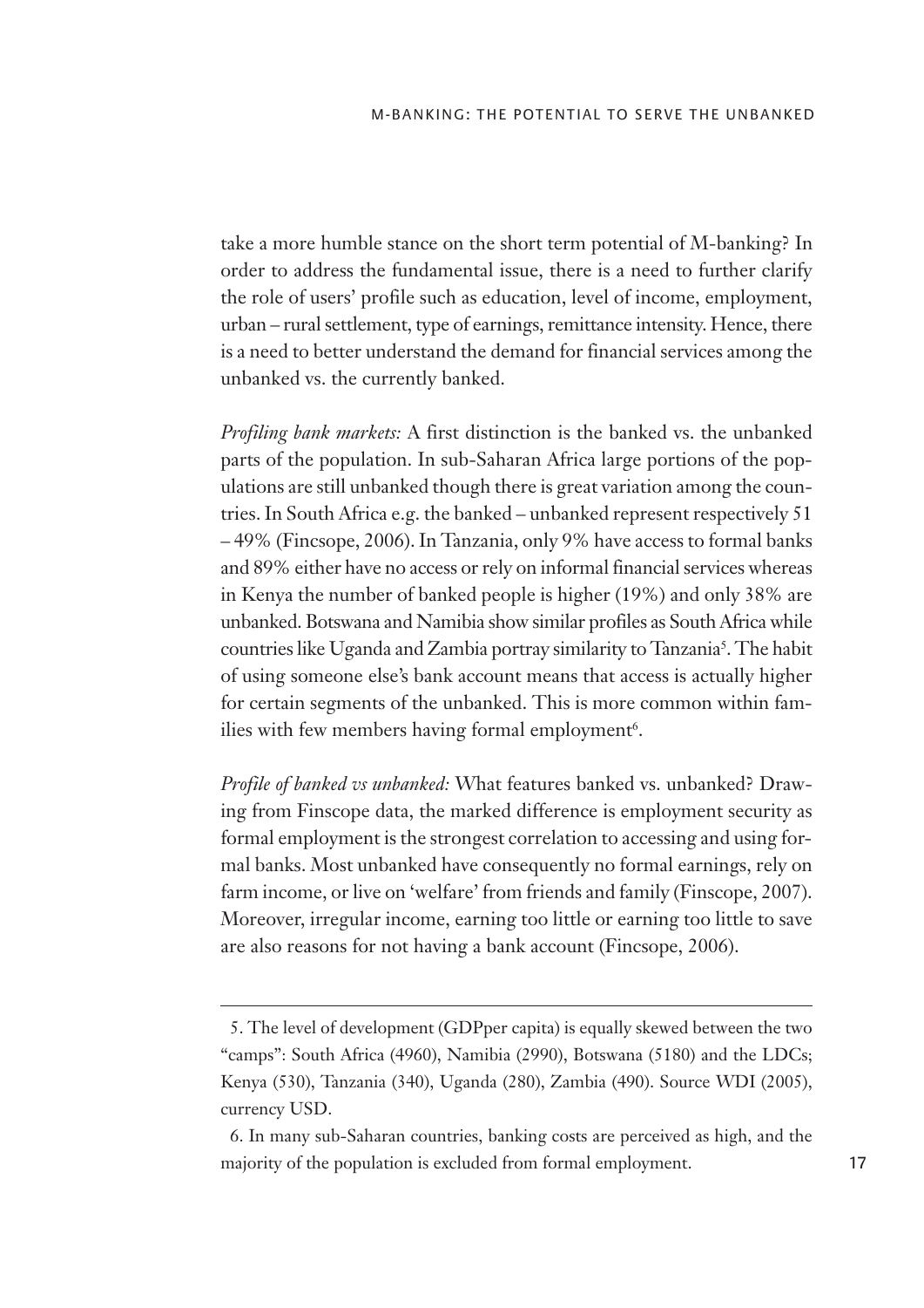take a more humble stance on the short term potential of M-banking? In order to address the fundamental issue, there is a need to further clarify the role of users' profile such as education, level of income, employment, urban – rural settlement, type of earnings, remittance intensity. Hence, there is a need to better understand the demand for financial services among the unbanked vs. the currently banked.

*Profiling bank markets:* A first distinction is the banked vs. the unbanked parts of the population. In sub-Saharan Africa large portions of the populations are still unbanked though there is great variation among the countries. In South Africa e.g. the banked – unbanked represent respectively 51 – 49% (Fincsope, 2006). In Tanzania, only 9% have access to formal banks and 89% either have no access or rely on informal financial services whereas in Kenya the number of banked people is higher (19%) and only 38% are unbanked. Botswana and Namibia show similar profiles as South Africa while countries like Uganda and Zambia portray similarity to Tanzania[5]. The habit of using someone else's bank account means that access is actually higher for certain segments of the unbanked. This is more common within families with few members having formal employment[6].

*Profile of banked vs unbanked:* What features banked vs. unbanked? Drawing from Finscope data, the marked difference is employment security as formal employment is the strongest correlation to accessing and using formal banks. Most unbanked have consequently no formal earnings, rely on farm income, or live on 'welfare' from friends and family (Finscope, 2007). Moreover, irregular income, earning too little or earning too little to save are also reasons for not having a bank account (Fincsope, 2006).

---

5. The level of development (GDPper capita) is equally skewed between the two "camps": South Africa (4960), Namibia (2990), Botswana (5180) and the LDCs; Kenya (530), Tanzania (340), Uganda (280), Zambia (490). Source WDI (2005), currency USD.

6. In many sub-Saharan countries, banking costs are perceived as high, and the majority of the population is excluded from formal employment.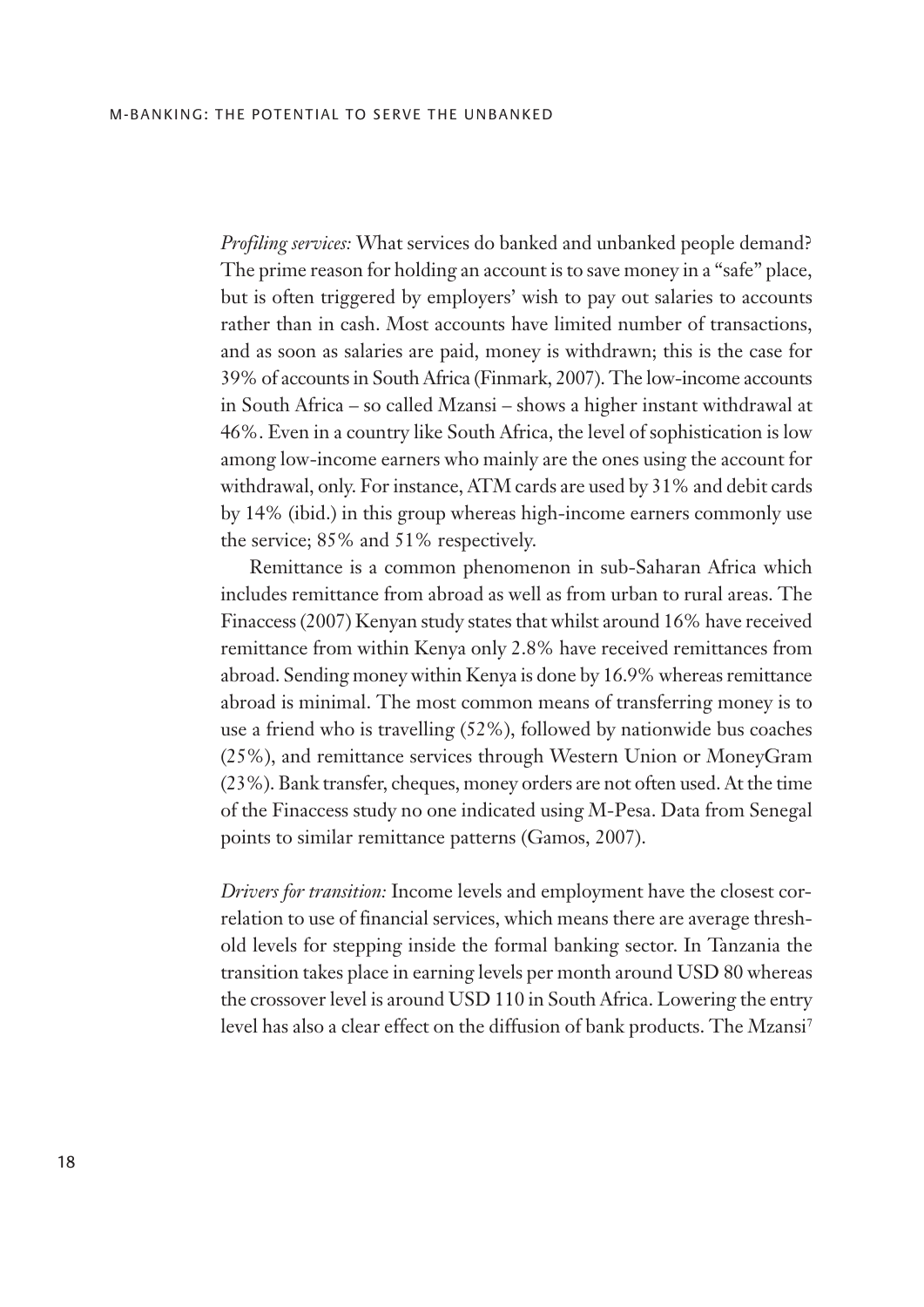*Profiling services:* What services do banked and unbanked people demand? The prime reason for holding an account is to save money in a "safe" place, but is often triggered by employers' wish to pay out salaries to accounts rather than in cash. Most accounts have limited number of transactions, and as soon as salaries are paid, money is withdrawn; this is the case for 39% of accounts in South Africa (Finmark, 2007). The low-income accounts in South Africa – so called Mzansi – shows a higher instant withdrawal at 46%. Even in a country like South Africa, the level of sophistication is low among low-income earners who mainly are the ones using the account for withdrawal, only. For instance, ATM cards are used by 31% and debit cards by 14% (ibid.) in this group whereas high-income earners commonly use the service; 85% and 51% respectively.

Remittance is a common phenomenon in sub-Saharan Africa which includes remittance from abroad as well as from urban to rural areas. The Finaccess (2007) Kenyan study states that whilst around 16% have received remittance from within Kenya only 2.8% have received remittances from abroad. Sending money within Kenya is done by 16.9% whereas remittance abroad is minimal. The most common means of transferring money is to use a friend who is travelling (52%), followed by nationwide bus coaches (25%), and remittance services through Western Union or MoneyGram (23%). Bank transfer, cheques, money orders are not often used. At the time of the Finaccess study no one indicated using M-Pesa. Data from Senegal points to similar remittance patterns (Gamos, 2007).

*Drivers for transition:* Income levels and employment have the closest correlation to use of financial services, which means there are average threshold levels for stepping inside the formal banking sector. In Tanzania the transition takes place in earning levels per month around USD 80 whereas the crossover level is around USD 110 in South Africa. Lowering the entry level has also a clear effect on the diffusion of bank products. The Mzansi[7]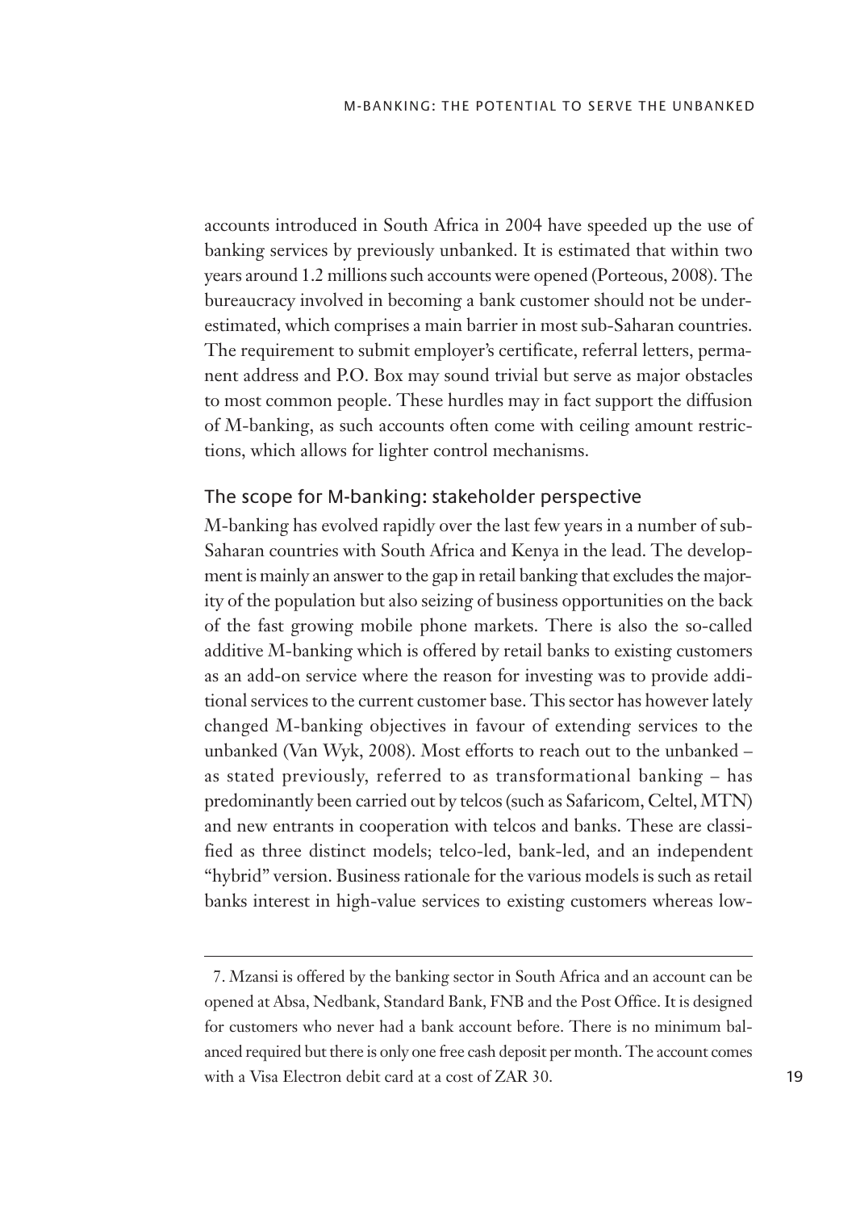accounts introduced in South Africa in 2004 have speeded up the use of banking services by previously unbanked. It is estimated that within two years around 1.2 millions such accounts were opened (Porteous, 2008). The bureaucracy involved in becoming a bank customer should not be underestimated, which comprises a main barrier in most sub-Saharan countries. The requirement to submit employer's certificate, referral letters, permanent address and P.O. Box may sound trivial but serve as major obstacles to most common people. These hurdles may in fact support the diffusion of M-banking, as such accounts often come with ceiling amount restrictions, which allows for lighter control mechanisms.

## The scope for M-banking: stakeholder perspective

M-banking has evolved rapidly over the last few years in a number of sub-Saharan countries with South Africa and Kenya in the lead. The development is mainly an answer to the gap in retail banking that excludes the majority of the population but also seizing of business opportunities on the back of the fast growing mobile phone markets. There is also the so-called additive M-banking which is offered by retail banks to existing customers as an add-on service where the reason for investing was to provide additional services to the current customer base. This sector has however lately changed M-banking objectives in favour of extending services to the unbanked (Van Wyk, 2008). Most efforts to reach out to the unbanked – as stated previously, referred to as transformational banking – has predominantly been carried out by telcos (such as Safaricom, Celtel, MTN) and new entrants in cooperation with telcos and banks. These are classified as three distinct models; telco-led, bank-led, and an independent "hybrid" version. Business rationale for the various models is such as retail banks interest in high-value services to existing customers whereas low-

---

7. Mzansi is offered by the banking sector in South Africa and an account can be opened at Absa, Nedbank, Standard Bank, FNB and the Post Office. It is designed for customers who never had a bank account before. There is no minimum balanced required but there is only one free cash deposit per month. The account comes with a Visa Electron debit card at a cost of ZAR 30.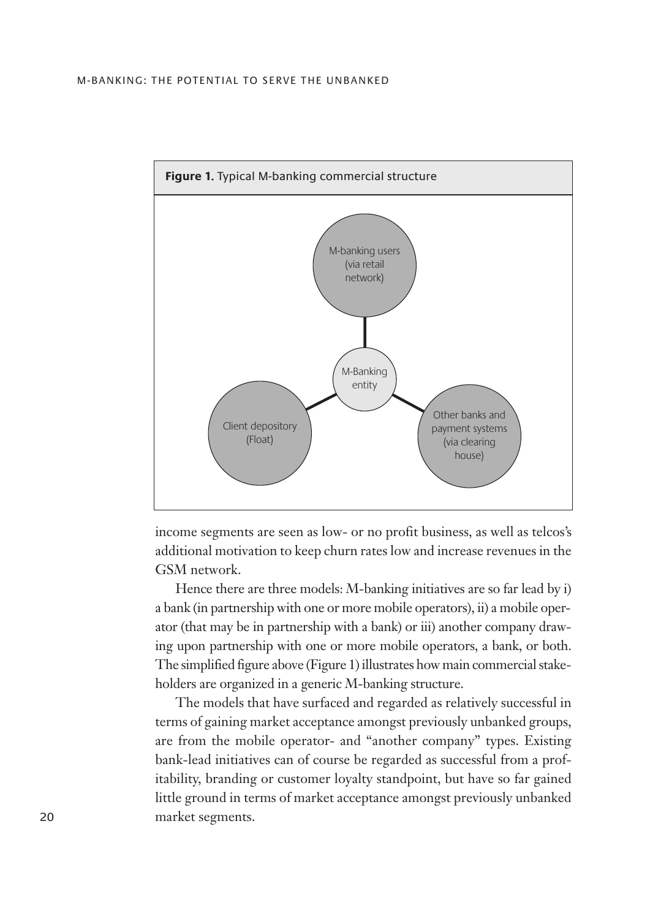**Figure 1.** Typical M-banking commercial structure

income segments are seen as low- or no profit business, as well as telcos's additional motivation to keep churn rates low and increase revenues in the GSM network.

Hence there are three models: M-banking initiatives are so far lead by i) a bank (in partnership with one or more mobile operators), ii) a mobile operator (that may be in partnership with a bank) or iii) another company drawing upon partnership with one or more mobile operators, a bank, or both. The simplified figure above (Figure 1) illustrates how main commercial stakeholders are organized in a generic M-banking structure.

The models that have surfaced and regarded as relatively successful in terms of gaining market acceptance amongst previously unbanked groups, are from the mobile operator- and "another company" types. Existing bank-lead initiatives can of course be regarded as successful from a profitability, branding or customer loyalty standpoint, but have so far gained little ground in terms of market acceptance amongst previously unbanked market segments.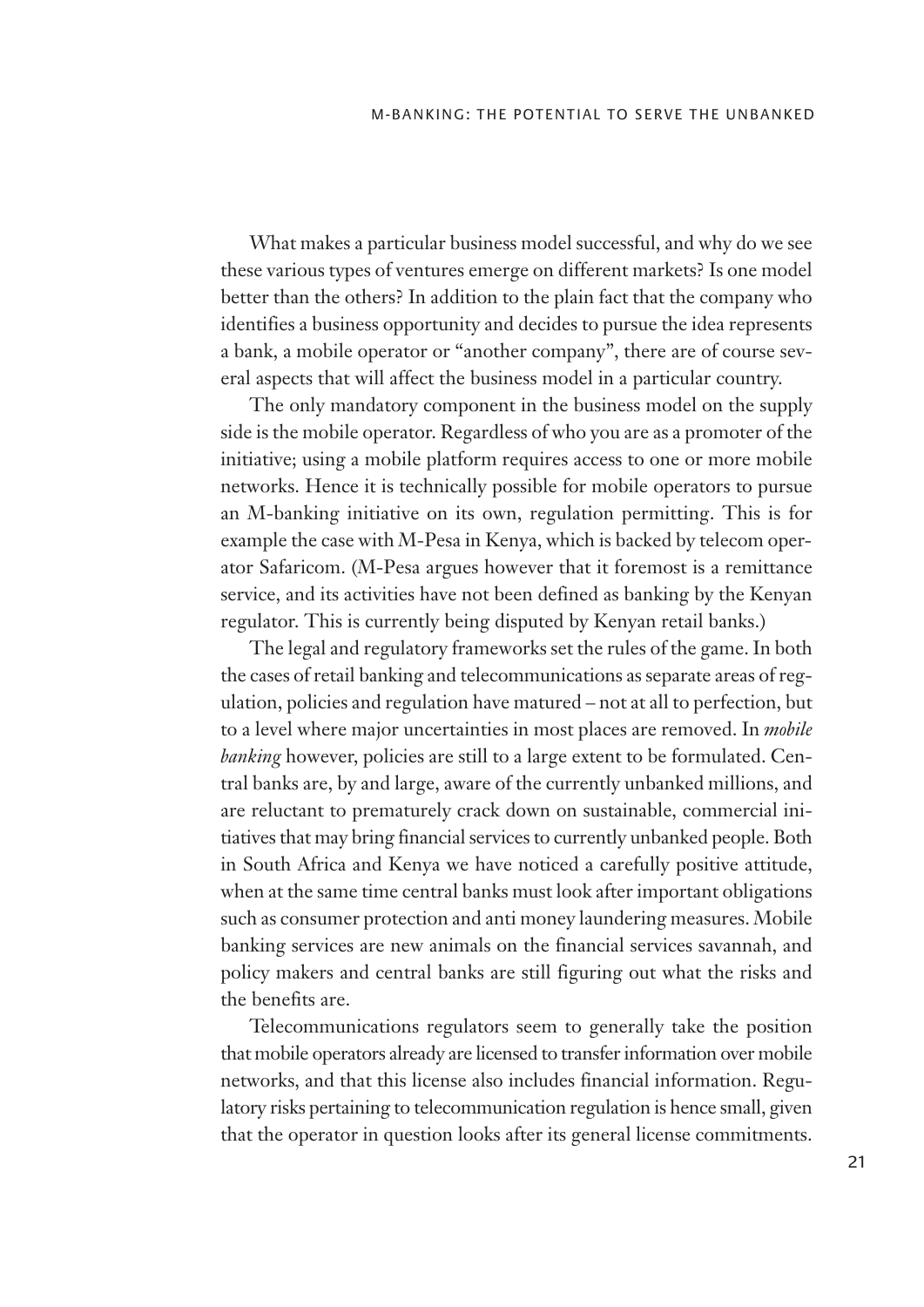What makes a particular business model successful, and why do we see these various types of ventures emerge on different markets? Is one model better than the others? In addition to the plain fact that the company who identifies a business opportunity and decides to pursue the idea represents a bank, a mobile operator or "another company", there are of course several aspects that will affect the business model in a particular country.

The only mandatory component in the business model on the supply side is the mobile operator. Regardless of who you are as a promoter of the initiative; using a mobile platform requires access to one or more mobile networks. Hence it is technically possible for mobile operators to pursue an M-banking initiative on its own, regulation permitting. This is for example the case with M-Pesa in Kenya, which is backed by telecom operator Safaricom. (M-Pesa argues however that it foremost is a remittance service, and its activities have not been defined as banking by the Kenyan regulator. This is currently being disputed by Kenyan retail banks.)

The legal and regulatory frameworks set the rules of the game. In both the cases of retail banking and telecommunications as separate areas of regulation, policies and regulation have matured – not at all to perfection, but to a level where major uncertainties in most places are removed. In *mobile banking* however, policies are still to a large extent to be formulated. Central banks are, by and large, aware of the currently unbanked millions, and are reluctant to prematurely crack down on sustainable, commercial initiatives that may bring financial services to currently unbanked people. Both in South Africa and Kenya we have noticed a carefully positive attitude, when at the same time central banks must look after important obligations such as consumer protection and anti money laundering measures. Mobile banking services are new animals on the financial services savannah, and policy makers and central banks are still figuring out what the risks and the benefits are.

Telecommunications regulators seem to generally take the position that mobile operators already are licensed to transfer information over mobile networks, and that this license also includes financial information. Regulatory risks pertaining to telecommunication regulation is hence small, given that the operator in question looks after its general license commitments.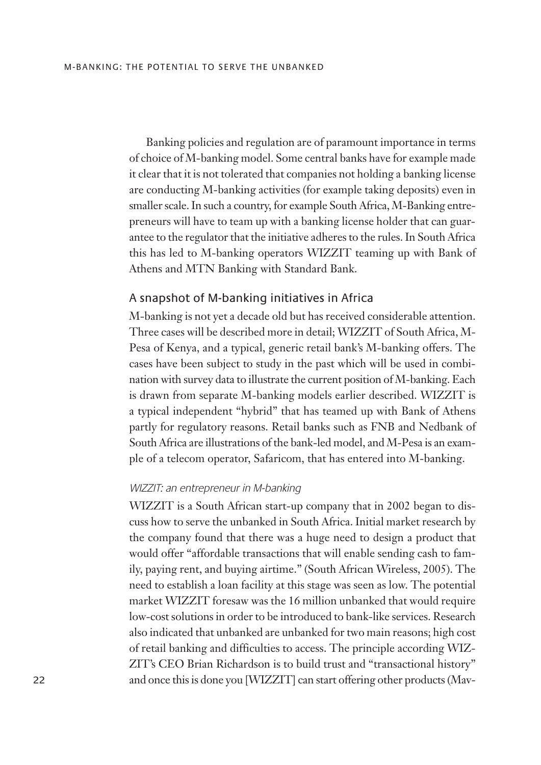Banking policies and regulation are of paramount importance in terms of choice of M-banking model. Some central banks have for example made it clear that it is not tolerated that companies not holding a banking license are conducting M-banking activities (for example taking deposits) even in smaller scale. In such a country, for example South Africa, M-Banking entrepreneurs will have to team up with a banking license holder that can guarantee to the regulator that the initiative adheres to the rules. In South Africa this has led to M-banking operators WIZZIT teaming up with Bank of Athens and MTN Banking with Standard Bank.

## A snapshot of M-banking initiatives in Africa

M-banking is not yet a decade old but has received considerable attention. Three cases will be described more in detail; WIZZIT of South Africa, M-Pesa of Kenya, and a typical, generic retail bank's M-banking offers. The cases have been subject to study in the past which will be used in combination with survey data to illustrate the current position of M-banking. Each is drawn from separate M-banking models earlier described. WIZZIT is a typical independent "hybrid" that has teamed up with Bank of Athens partly for regulatory reasons. Retail banks such as FNB and Nedbank of South Africa are illustrations of the bank-led model, and M-Pesa is an example of a telecom operator, Safaricom, that has entered into M-banking.

### *WIZZIT: an entrepreneur in M-banking*

WIZZIT is a South African start-up company that in 2002 began to discuss how to serve the unbanked in South Africa. Initial market research by the company found that there was a huge need to design a product that would offer "affordable transactions that will enable sending cash to family, paying rent, and buying airtime." (South African Wireless, 2005). The need to establish a loan facility at this stage was seen as low. The potential market WIZZIT foresaw was the 16 million unbanked that would require low-cost solutions in order to be introduced to bank-like services. Research also indicated that unbanked are unbanked for two main reasons; high cost of retail banking and difficulties to access. The principle according WIZZIT's CEO Brian Richardson is to build trust and "transactional history" and once this is done you [WIZZIT] can start offering other products (Mav-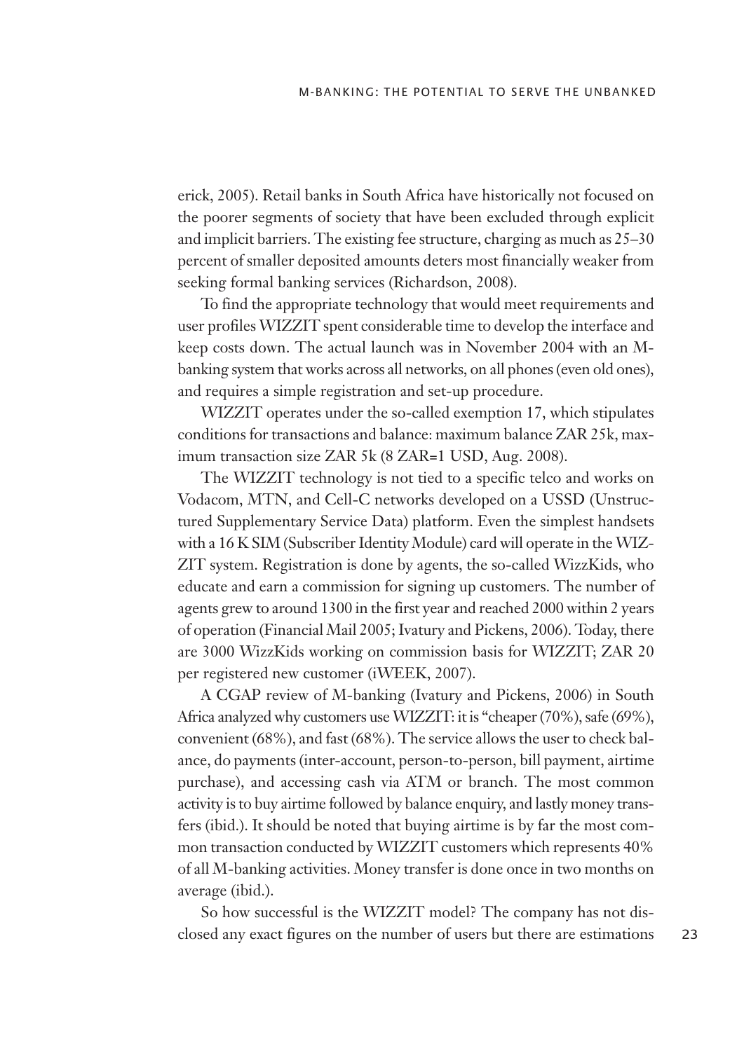erick, 2005). Retail banks in South Africa have historically not focused on the poorer segments of society that have been excluded through explicit and implicit barriers. The existing fee structure, charging as much as 25–30 percent of smaller deposited amounts deters most financially weaker from seeking formal banking services (Richardson, 2008).

To find the appropriate technology that would meet requirements and user profiles WIZZIT spent considerable time to develop the interface and keep costs down. The actual launch was in November 2004 with an M-banking system that works across all networks, on all phones (even old ones), and requires a simple registration and set-up procedure.

WIZZIT operates under the so-called exemption 17, which stipulates conditions for transactions and balance: maximum balance ZAR 25k, maximum transaction size ZAR 5k (8 ZAR=1 USD, Aug. 2008).

The WIZZIT technology is not tied to a specific telco and works on Vodacom, MTN, and Cell-C networks developed on a USSD (Unstructured Supplementary Service Data) platform. Even the simplest handsets with a 16 K SIM (Subscriber Identity Module) card will operate in the WIZZIT system. Registration is done by agents, the so-called WizzKids, who educate and earn a commission for signing up customers. The number of agents grew to around 1300 in the first year and reached 2000 within 2 years of operation (Financial Mail 2005; Ivatury and Pickens, 2006). Today, there are 3000 WizzKids working on commission basis for WIZZIT; ZAR 20 per registered new customer (iWEEK, 2007).

A CGAP review of M-banking (Ivatury and Pickens, 2006) in South Africa analyzed why customers use WIZZIT: it is "cheaper (70%), safe (69%), convenient (68%), and fast (68%). The service allows the user to check balance, do payments (inter-account, person-to-person, bill payment, airtime purchase), and accessing cash via ATM or branch. The most common activity is to buy airtime followed by balance enquiry, and lastly money transfers (ibid.). It should be noted that buying airtime is by far the most common transaction conducted by WIZZIT customers which represents 40% of all M-banking activities. Money transfer is done once in two months on average (ibid.).

So how successful is the WIZZIT model? The company has not disclosed any exact figures on the number of users but there are estimations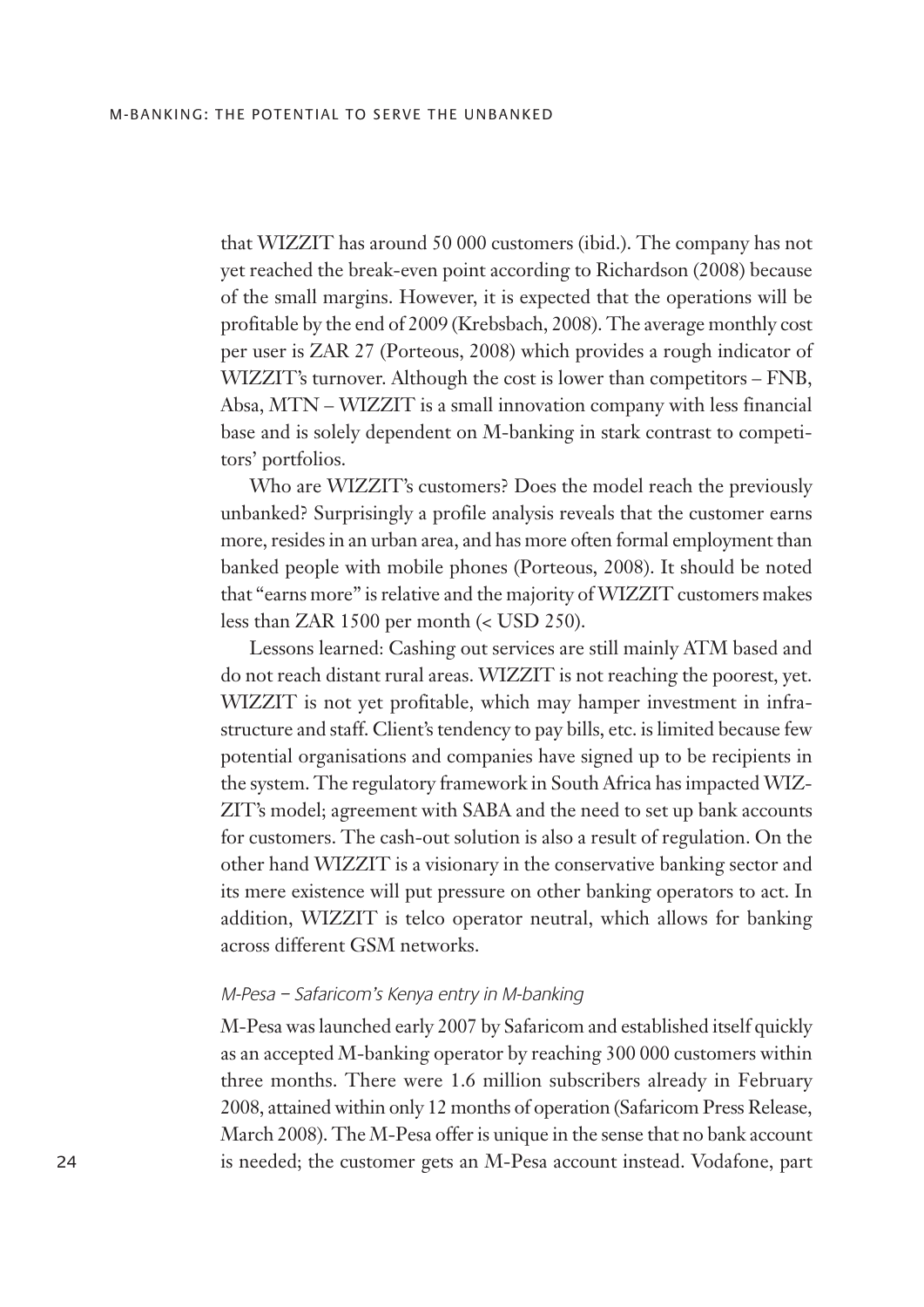that WIZZIT has around 50 000 customers (ibid.). The company has not yet reached the break-even point according to Richardson (2008) because of the small margins. However, it is expected that the operations will be profitable by the end of 2009 (Krebsbach, 2008). The average monthly cost per user is ZAR 27 (Porteous, 2008) which provides a rough indicator of WIZZIT's turnover. Although the cost is lower than competitors – FNB, Absa, MTN – WIZZIT is a small innovation company with less financial base and is solely dependent on M-banking in stark contrast to competitors' portfolios.

Who are WIZZIT's customers? Does the model reach the previously unbanked? Surprisingly a profile analysis reveals that the customer earns more, resides in an urban area, and has more often formal employment than banked people with mobile phones (Porteous, 2008). It should be noted that "earns more" is relative and the majority of WIZZIT customers makes less than ZAR 1500 per month (< USD 250).

Lessons learned: Cashing out services are still mainly ATM based and do not reach distant rural areas. WIZZIT is not reaching the poorest, yet. WIZZIT is not yet profitable, which may hamper investment in infrastructure and staff. Client's tendency to pay bills, etc. is limited because few potential organisations and companies have signed up to be recipients in the system. The regulatory framework in South Africa has impacted WIZZIT's model; agreement with SABA and the need to set up bank accounts for customers. The cash-out solution is also a result of regulation. On the other hand WIZZIT is a visionary in the conservative banking sector and its mere existence will put pressure on other banking operators to act. In addition, WIZZIT is telco operator neutral, which allows for banking across different GSM networks.

### *M-Pesa – Safaricom's Kenya entry in M-banking*

M-Pesa was launched early 2007 by Safaricom and established itself quickly as an accepted M-banking operator by reaching 300 000 customers within three months. There were 1.6 million subscribers already in February 2008, attained within only 12 months of operation (Safaricom Press Release, March 2008). The M-Pesa offer is unique in the sense that no bank account is needed; the customer gets an M-Pesa account instead. Vodafone, part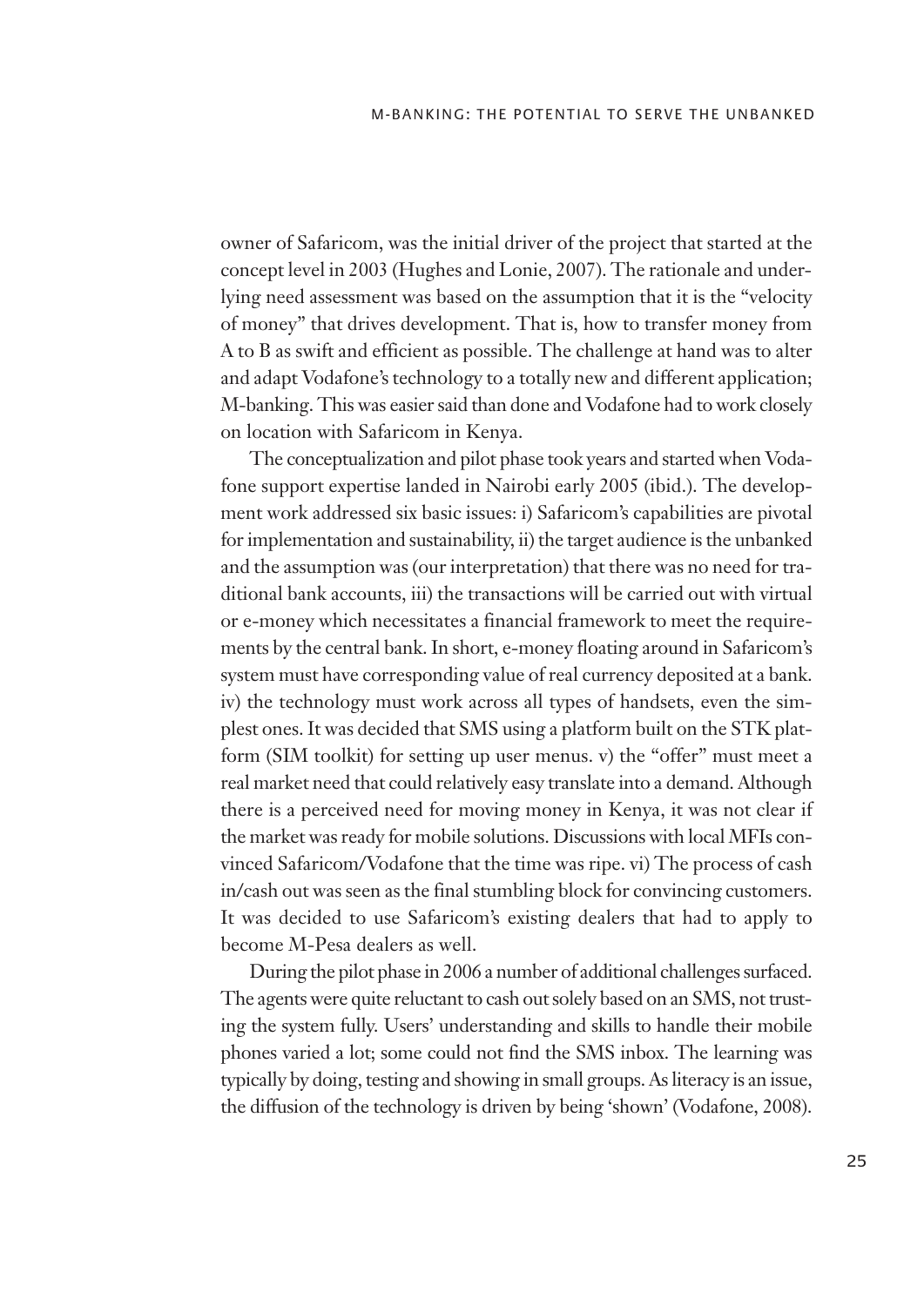owner of Safaricom, was the initial driver of the project that started at the concept level in 2003 (Hughes and Lonie, 2007). The rationale and underlying need assessment was based on the assumption that it is the "velocity of money" that drives development. That is, how to transfer money from A to B as swift and efficient as possible. The challenge at hand was to alter and adapt Vodafone's technology to a totally new and different application; M-banking. This was easier said than done and Vodafone had to work closely on location with Safaricom in Kenya.

The conceptualization and pilot phase took years and started when Vodafone support expertise landed in Nairobi early 2005 (ibid.). The development work addressed six basic issues: i) Safaricom's capabilities are pivotal for implementation and sustainability, ii) the target audience is the unbanked and the assumption was (our interpretation) that there was no need for traditional bank accounts, iii) the transactions will be carried out with virtual or e-money which necessitates a financial framework to meet the requirements by the central bank. In short, e-money floating around in Safaricom's system must have corresponding value of real currency deposited at a bank. iv) the technology must work across all types of handsets, even the simplest ones. It was decided that SMS using a platform built on the STK platform (SIM toolkit) for setting up user menus. v) the "offer" must meet a real market need that could relatively easy translate into a demand. Although there is a perceived need for moving money in Kenya, it was not clear if the market was ready for mobile solutions. Discussions with local MFIs convinced Safaricom/Vodafone that the time was ripe. vi) The process of cash in/cash out was seen as the final stumbling block for convincing customers. It was decided to use Safaricom's existing dealers that had to apply to become M-Pesa dealers as well.

During the pilot phase in 2006 a number of additional challenges surfaced. The agents were quite reluctant to cash out solely based on an SMS, not trusting the system fully. Users' understanding and skills to handle their mobile phones varied a lot; some could not find the SMS inbox. The learning was typically by doing, testing and showing in small groups. As literacy is an issue, the diffusion of the technology is driven by being 'shown' (Vodafone, 2008).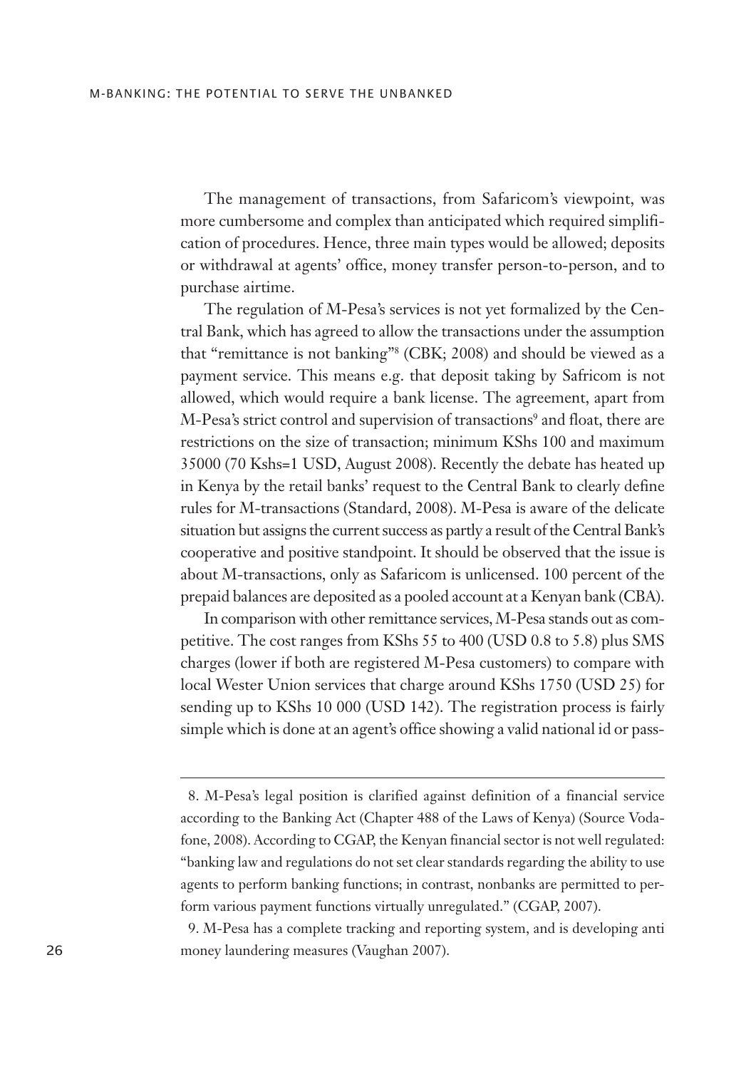The management of transactions, from Safaricom's viewpoint, was more cumbersome and complex than anticipated which required simplification of procedures. Hence, three main types would be allowed; deposits or withdrawal at agents' office, money transfer person-to-person, and to purchase airtime.

The regulation of M-Pesa's services is not yet formalized by the Central Bank, which has agreed to allow the transactions under the assumption that "remittance is not banking"[8] (CBK; 2008) and should be viewed as a payment service. This means e.g. that deposit taking by Safricom is not allowed, which would require a bank license. The agreement, apart from M-Pesa's strict control and supervision of transactions[9] and float, there are restrictions on the size of transaction; minimum KShs 100 and maximum 35000 (70 Kshs=1 USD, August 2008). Recently the debate has heated up in Kenya by the retail banks' request to the Central Bank to clearly define rules for M-transactions (Standard, 2008). M-Pesa is aware of the delicate situation but assigns the current success as partly a result of the Central Bank's cooperative and positive standpoint. It should be observed that the issue is about M-transactions, only as Safaricom is unlicensed. 100 percent of the prepaid balances are deposited as a pooled account at a Kenyan bank (CBA).

In comparison with other remittance services, M-Pesa stands out as competitive. The cost ranges from KShs 55 to 400 (USD 0.8 to 5.8) plus SMS charges (lower if both are registered M-Pesa customers) to compare with local Wester Union services that charge around KShs 1750 (USD 25) for sending up to KShs 10 000 (USD 142). The registration process is fairly simple which is done at an agent's office showing a valid national id or pass-

---

8. M-Pesa's legal position is clarified against definition of a financial service according to the Banking Act (Chapter 488 of the Laws of Kenya) (Source Vodafone, 2008). According to CGAP, the Kenyan financial sector is not well regulated: "banking law and regulations do not set clear standards regarding the ability to use agents to perform banking functions; in contrast, nonbanks are permitted to perform various payment functions virtually unregulated." (CGAP, 2007).

9. M-Pesa has a complete tracking and reporting system, and is developing anti money laundering measures (Vaughan 2007).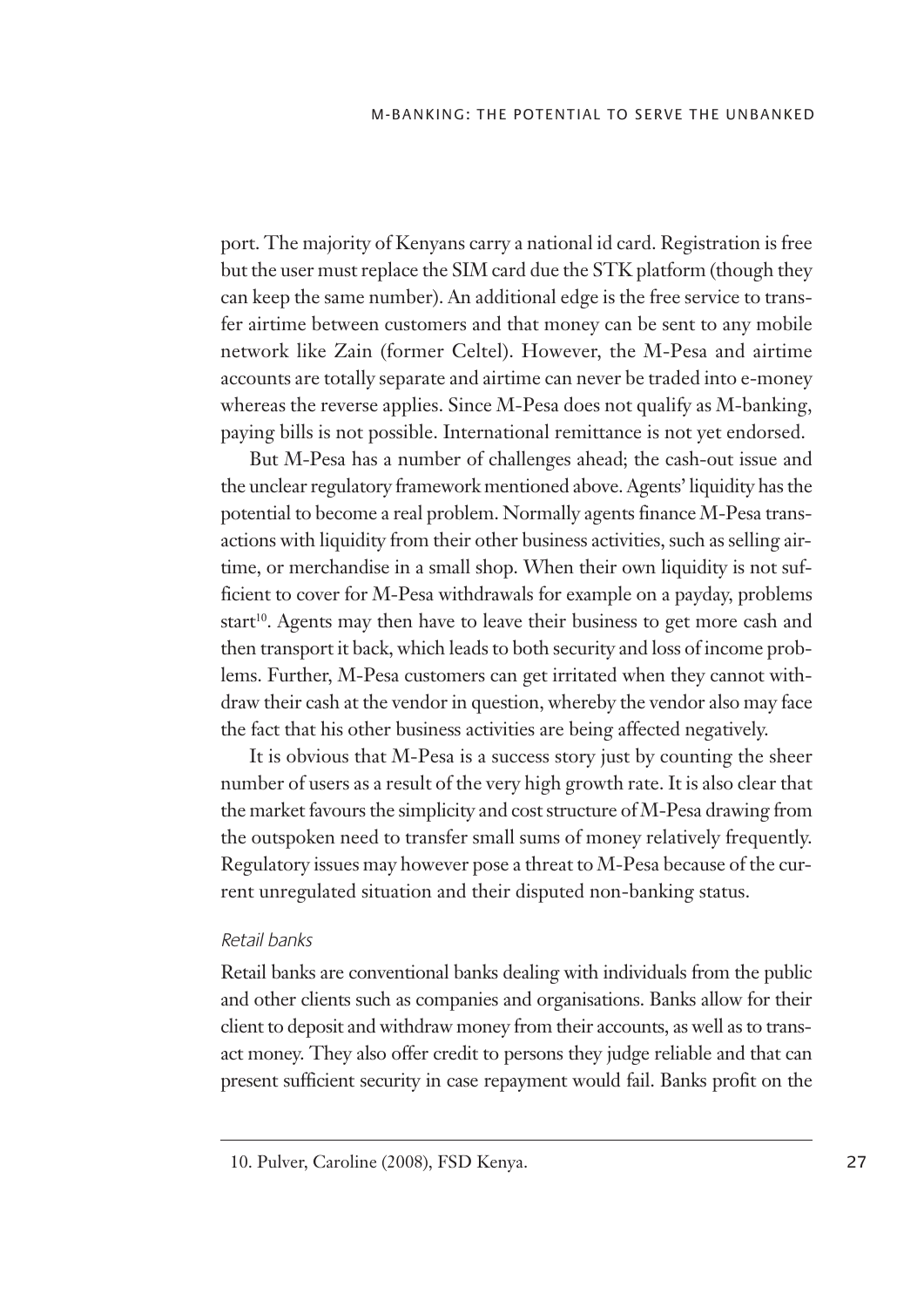port. The majority of Kenyans carry a national id card. Registration is free but the user must replace the SIM card due the STK platform (though they can keep the same number). An additional edge is the free service to transfer airtime between customers and that money can be sent to any mobile network like Zain (former Celtel). However, the M-Pesa and airtime accounts are totally separate and airtime can never be traded into e-money whereas the reverse applies. Since M-Pesa does not qualify as M-banking, paying bills is not possible. International remittance is not yet endorsed.

But M-Pesa has a number of challenges ahead; the cash-out issue and the unclear regulatory framework mentioned above. Agents' liquidity has the potential to become a real problem. Normally agents finance M-Pesa transactions with liquidity from their other business activities, such as selling airtime, or merchandise in a small shop. When their own liquidity is not sufficient to cover for M-Pesa withdrawals for example on a payday, problems start[10]. Agents may then have to leave their business to get more cash and then transport it back, which leads to both security and loss of income problems. Further, M-Pesa customers can get irritated when they cannot withdraw their cash at the vendor in question, whereby the vendor also may face the fact that his other business activities are being affected negatively.

It is obvious that M-Pesa is a success story just by counting the sheer number of users as a result of the very high growth rate. It is also clear that the market favours the simplicity and cost structure of M-Pesa drawing from the outspoken need to transfer small sums of money relatively frequently. Regulatory issues may however pose a threat to M-Pesa because of the current unregulated situation and their disputed non-banking status.

### *Retail banks*

Retail banks are conventional banks dealing with individuals from the public and other clients such as companies and organisations. Banks allow for their client to deposit and withdraw money from their accounts, as well as to transact money. They also offer credit to persons they judge reliable and that can present sufficient security in case repayment would fail. Banks profit on the

---

10. Pulver, Caroline (2008), FSD Kenya.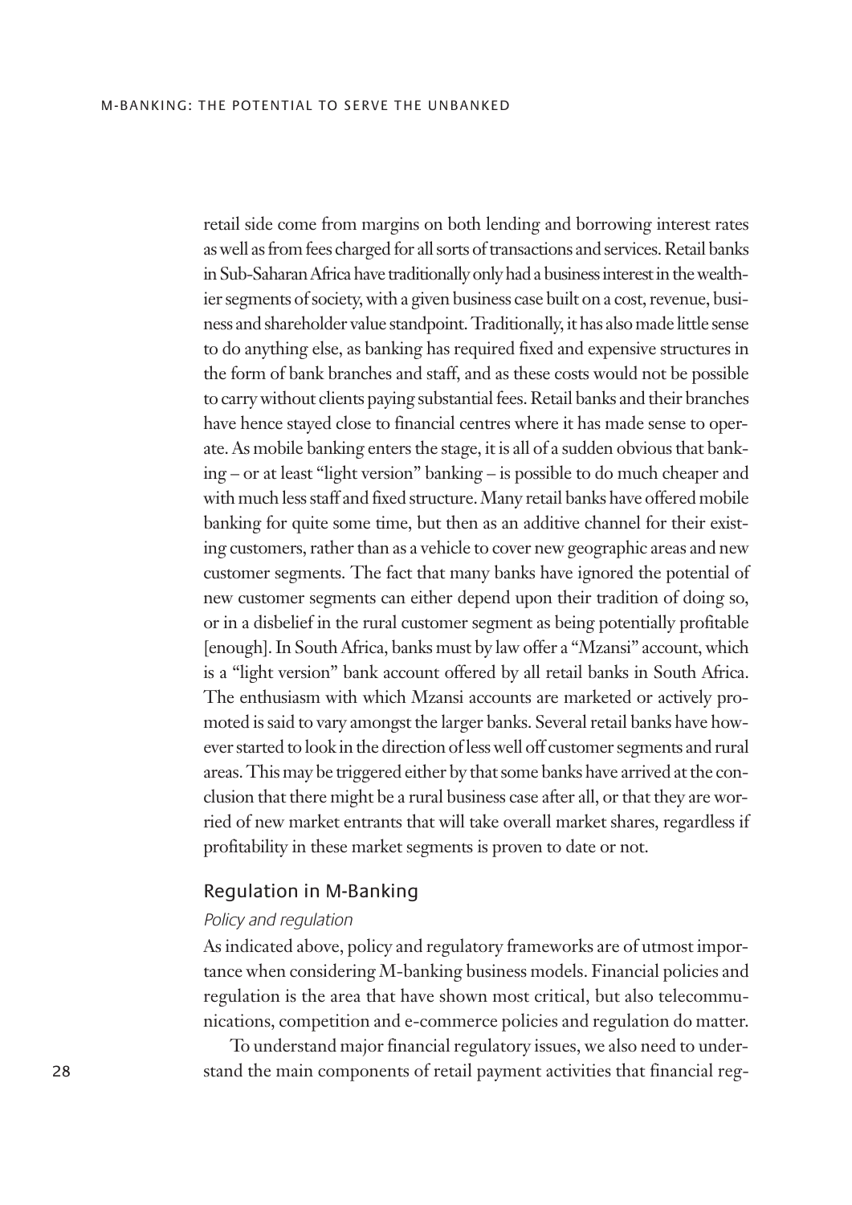retail side come from margins on both lending and borrowing interest rates as well as from fees charged for all sorts of transactions and services. Retail banks in Sub-Saharan Africa have traditionally only had a business interest in the wealthier segments of society, with a given business case built on a cost, revenue, business and shareholder value standpoint. Traditionally, it has also made little sense to do anything else, as banking has required fixed and expensive structures in the form of bank branches and staff, and as these costs would not be possible to carry without clients paying substantial fees. Retail banks and their branches have hence stayed close to financial centres where it has made sense to operate. As mobile banking enters the stage, it is all of a sudden obvious that banking – or at least "light version" banking – is possible to do much cheaper and with much less staff and fixed structure. Many retail banks have offered mobile banking for quite some time, but then as an additive channel for their existing customers, rather than as a vehicle to cover new geographic areas and new customer segments. The fact that many banks have ignored the potential of new customer segments can either depend upon their tradition of doing so, or in a disbelief in the rural customer segment as being potentially profitable [enough]. In South Africa, banks must by law offer a "Mzansi" account, which is a "light version" bank account offered by all retail banks in South Africa. The enthusiasm with which Mzansi accounts are marketed or actively promoted is said to vary amongst the larger banks. Several retail banks have however started to look in the direction of less well off customer segments and rural areas. This may be triggered either by that some banks have arrived at the conclusion that there might be a rural business case after all, or that they are worried of new market entrants that will take overall market shares, regardless if profitability in these market segments is proven to date or not.

## Regulation in M-Banking

### *Policy and regulation*

As indicated above, policy and regulatory frameworks are of utmost importance when considering M-banking business models. Financial policies and regulation is the area that have shown most critical, but also telecommunications, competition and e-commerce policies and regulation do matter.

To understand major financial regulatory issues, we also need to understand the main components of retail payment activities that financial reg-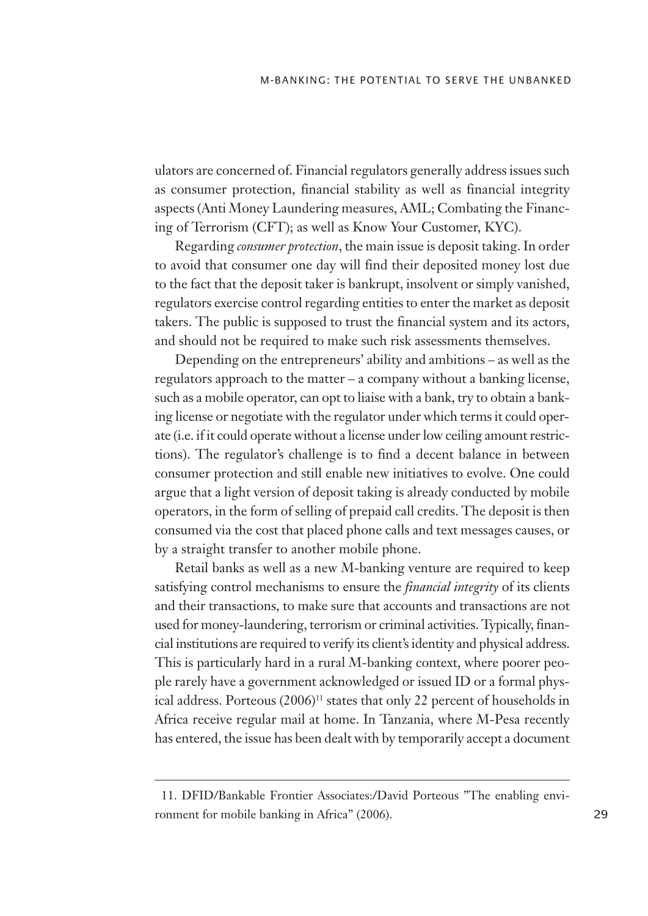ulators are concerned of. Financial regulators generally address issues such as consumer protection, financial stability as well as financial integrity aspects (Anti Money Laundering measures, AML; Combating the Financing of Terrorism (CFT); as well as Know Your Customer, KYC).

Regarding *consumer protection*, the main issue is deposit taking. In order to avoid that consumer one day will find their deposited money lost due to the fact that the deposit taker is bankrupt, insolvent or simply vanished, regulators exercise control regarding entities to enter the market as deposit takers. The public is supposed to trust the financial system and its actors, and should not be required to make such risk assessments themselves.

Depending on the entrepreneurs' ability and ambitions – as well as the regulators approach to the matter – a company without a banking license, such as a mobile operator, can opt to liaise with a bank, try to obtain a banking license or negotiate with the regulator under which terms it could operate (i.e. if it could operate without a license under low ceiling amount restrictions). The regulator's challenge is to find a decent balance in between consumer protection and still enable new initiatives to evolve. One could argue that a light version of deposit taking is already conducted by mobile operators, in the form of selling of prepaid call credits. The deposit is then consumed via the cost that placed phone calls and text messages causes, or by a straight transfer to another mobile phone.

Retail banks as well as a new M-banking venture are required to keep satisfying control mechanisms to ensure the *financial integrity* of its clients and their transactions, to make sure that accounts and transactions are not used for money-laundering, terrorism or criminal activities. Typically, financial institutions are required to verify its client's identity and physical address. This is particularly hard in a rural M-banking context, where poorer people rarely have a government acknowledged or issued ID or a formal physical address. Porteous (2006)[11] states that only 22 percent of households in Africa receive regular mail at home. In Tanzania, where M-Pesa recently has entered, the issue has been dealt with by temporarily accept a document

11. DFID/Bankable Frontier Associates:/David Porteous "The enabling environment for mobile banking in Africa" (2006).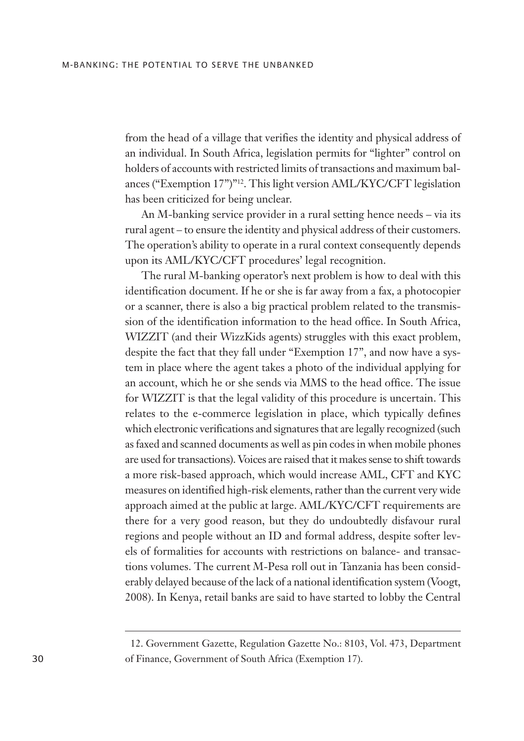from the head of a village that verifies the identity and physical address of an individual. In South Africa, legislation permits for "lighter" control on holders of accounts with restricted limits of transactions and maximum balances ("Exemption 17")"[12]. This light version AML/KYC/CFT legislation has been criticized for being unclear.

An M-banking service provider in a rural setting hence needs – via its rural agent – to ensure the identity and physical address of their customers. The operation's ability to operate in a rural context consequently depends upon its AML/KYC/CFT procedures' legal recognition.

The rural M-banking operator's next problem is how to deal with this identification document. If he or she is far away from a fax, a photocopier or a scanner, there is also a big practical problem related to the transmission of the identification information to the head office. In South Africa, WIZZIT (and their WizzKids agents) struggles with this exact problem, despite the fact that they fall under "Exemption 17", and now have a system in place where the agent takes a photo of the individual applying for an account, which he or she sends via MMS to the head office. The issue for WIZZIT is that the legal validity of this procedure is uncertain. This relates to the e-commerce legislation in place, which typically defines which electronic verifications and signatures that are legally recognized (such as faxed and scanned documents as well as pin codes in when mobile phones are used for transactions). Voices are raised that it makes sense to shift towards a more risk-based approach, which would increase AML, CFT and KYC measures on identified high-risk elements, rather than the current very wide approach aimed at the public at large. AML/KYC/CFT requirements are there for a very good reason, but they do undoubtedly disfavour rural regions and people without an ID and formal address, despite softer levels of formalities for accounts with restrictions on balance- and transactions volumes. The current M-Pesa roll out in Tanzania has been considerably delayed because of the lack of a national identification system (Voogt, 2008). In Kenya, retail banks are said to have started to lobby the Central

---

12. Government Gazette, Regulation Gazette No.: 8103, Vol. 473, Department of Finance, Government of South Africa (Exemption 17).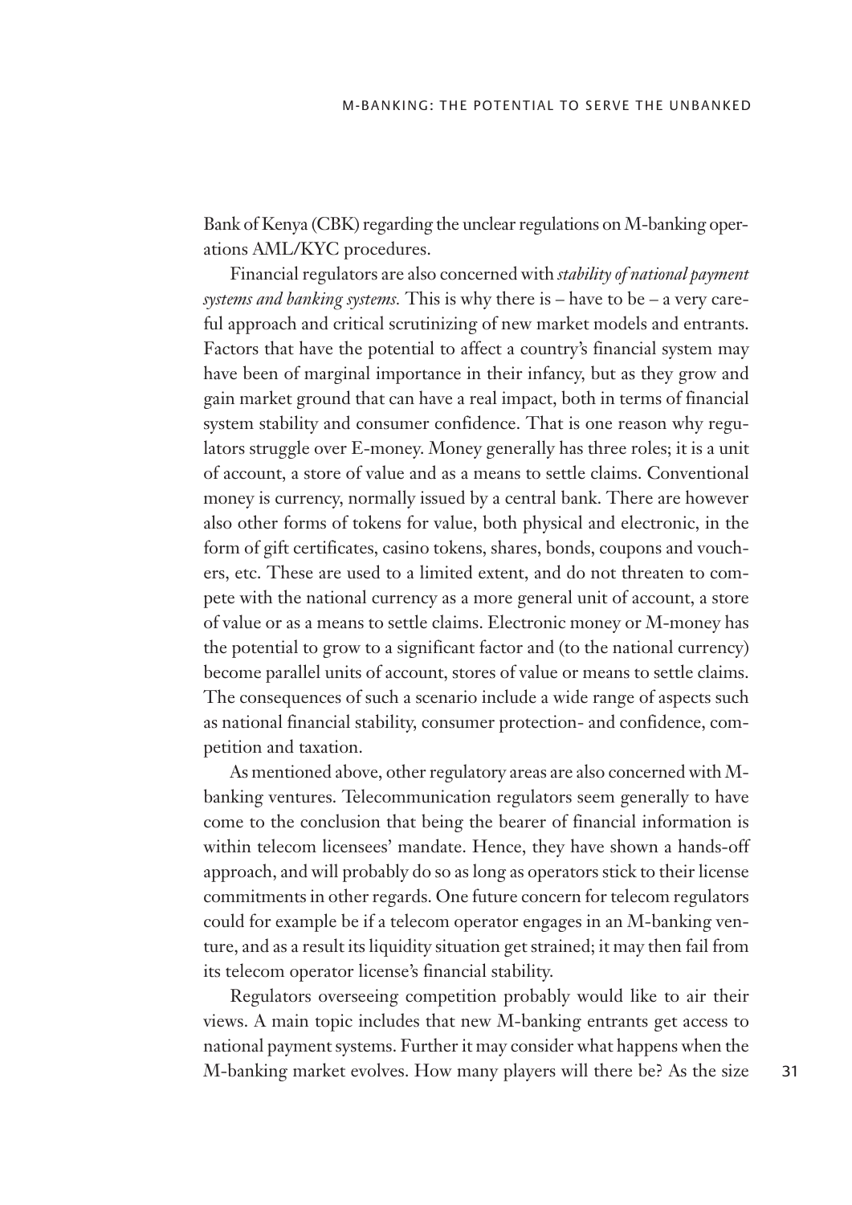Bank of Kenya (CBK) regarding the unclear regulations on M-banking operations AML/KYC procedures.

Financial regulators are also concerned with *stability of national payment systems and banking systems.* This is why there is – have to be – a very careful approach and critical scrutinizing of new market models and entrants. Factors that have the potential to affect a country's financial system may have been of marginal importance in their infancy, but as they grow and gain market ground that can have a real impact, both in terms of financial system stability and consumer confidence. That is one reason why regulators struggle over E-money. Money generally has three roles; it is a unit of account, a store of value and as a means to settle claims. Conventional money is currency, normally issued by a central bank. There are however also other forms of tokens for value, both physical and electronic, in the form of gift certificates, casino tokens, shares, bonds, coupons and vouchers, etc. These are used to a limited extent, and do not threaten to compete with the national currency as a more general unit of account, a store of value or as a means to settle claims. Electronic money or M-money has the potential to grow to a significant factor and (to the national currency) become parallel units of account, stores of value or means to settle claims. The consequences of such a scenario include a wide range of aspects such as national financial stability, consumer protection- and confidence, competition and taxation.

As mentioned above, other regulatory areas are also concerned with M-banking ventures. Telecommunication regulators seem generally to have come to the conclusion that being the bearer of financial information is within telecom licensees' mandate. Hence, they have shown a hands-off approach, and will probably do so as long as operators stick to their license commitments in other regards. One future concern for telecom regulators could for example be if a telecom operator engages in an M-banking venture, and as a result its liquidity situation get strained; it may then fail from its telecom operator license's financial stability.

Regulators overseeing competition probably would like to air their views. A main topic includes that new M-banking entrants get access to national payment systems. Further it may consider what happens when the M-banking market evolves. How many players will there be? As the size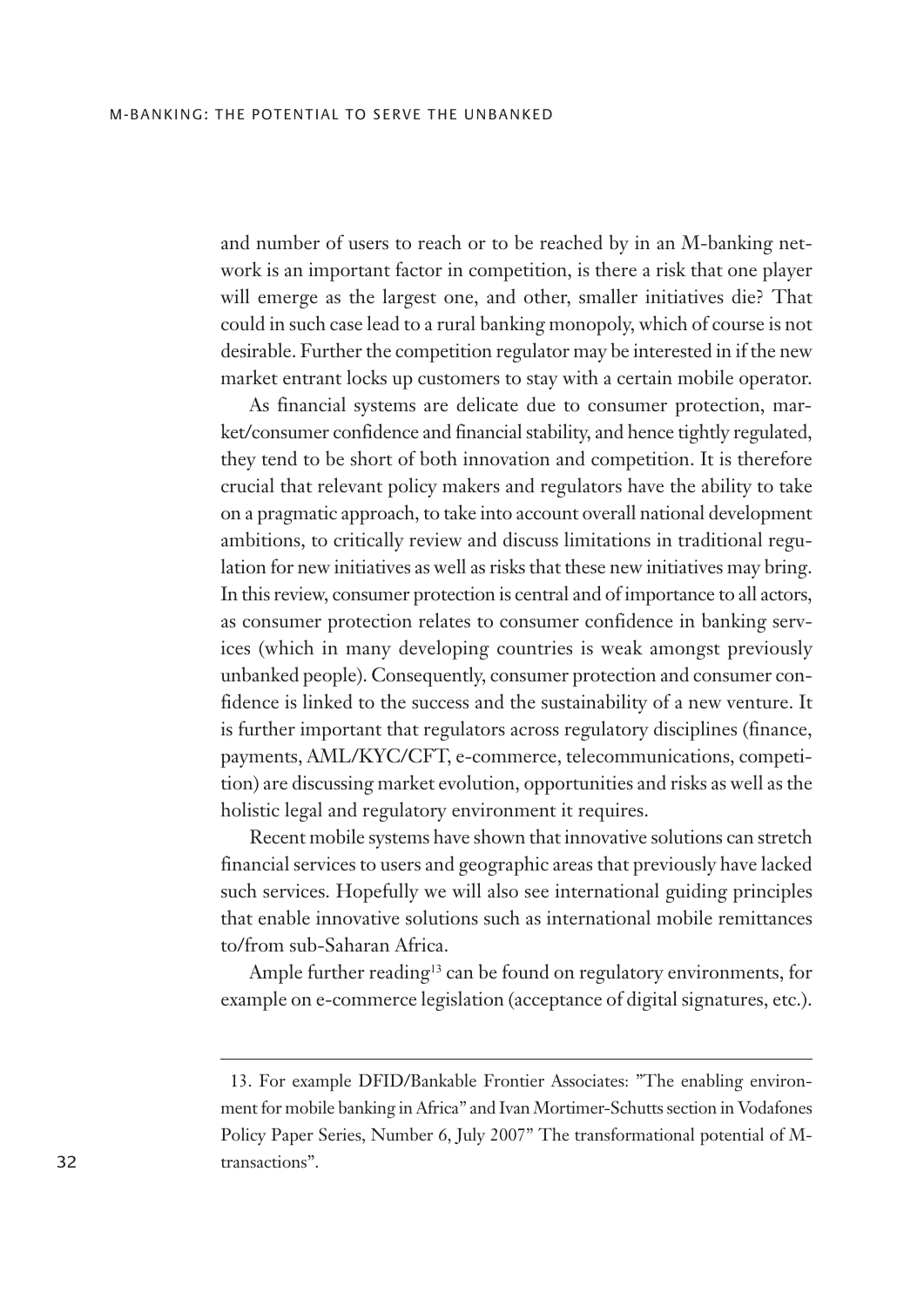and number of users to reach or to be reached by in an M-banking network is an important factor in competition, is there a risk that one player will emerge as the largest one, and other, smaller initiatives die? That could in such case lead to a rural banking monopoly, which of course is not desirable. Further the competition regulator may be interested in if the new market entrant locks up customers to stay with a certain mobile operator.

As financial systems are delicate due to consumer protection, market/consumer confidence and financial stability, and hence tightly regulated, they tend to be short of both innovation and competition. It is therefore crucial that relevant policy makers and regulators have the ability to take on a pragmatic approach, to take into account overall national development ambitions, to critically review and discuss limitations in traditional regulation for new initiatives as well as risks that these new initiatives may bring. In this review, consumer protection is central and of importance to all actors, as consumer protection relates to consumer confidence in banking services (which in many developing countries is weak amongst previously unbanked people). Consequently, consumer protection and consumer confidence is linked to the success and the sustainability of a new venture. It is further important that regulators across regulatory disciplines (finance, payments, AML/KYC/CFT, e-commerce, telecommunications, competition) are discussing market evolution, opportunities and risks as well as the holistic legal and regulatory environment it requires.

Recent mobile systems have shown that innovative solutions can stretch financial services to users and geographic areas that previously have lacked such services. Hopefully we will also see international guiding principles that enable innovative solutions such as international mobile remittances to/from sub-Saharan Africa.

Ample further reading[13] can be found on regulatory environments, for example on e-commerce legislation (acceptance of digital signatures, etc.).

---

13. For example DFID/Bankable Frontier Associates: "The enabling environment for mobile banking in Africa" and Ivan Mortimer-Schutts section in Vodafones Policy Paper Series, Number 6, July 2007" The transformational potential of M-transactions".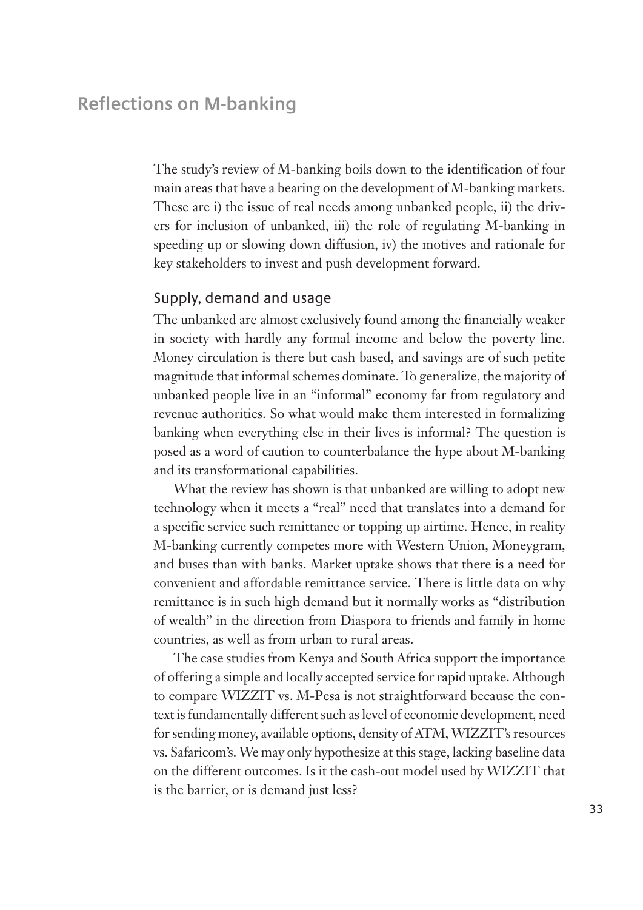## Reflections on M-banking

The study's review of M-banking boils down to the identification of four main areas that have a bearing on the development of M-banking markets. These are i) the issue of real needs among unbanked people, ii) the drivers for inclusion of unbanked, iii) the role of regulating M-banking in speeding up or slowing down diffusion, iv) the motives and rationale for key stakeholders to invest and push development forward.

### Supply, demand and usage

The unbanked are almost exclusively found among the financially weaker in society with hardly any formal income and below the poverty line. Money circulation is there but cash based, and savings are of such petite magnitude that informal schemes dominate. To generalize, the majority of unbanked people live in an "informal" economy far from regulatory and revenue authorities. So what would make them interested in formalizing banking when everything else in their lives is informal? The question is posed as a word of caution to counterbalance the hype about M-banking and its transformational capabilities.

What the review has shown is that unbanked are willing to adopt new technology when it meets a "real" need that translates into a demand for a specific service such remittance or topping up airtime. Hence, in reality M-banking currently competes more with Western Union, Moneygram, and buses than with banks. Market uptake shows that there is a need for convenient and affordable remittance service. There is little data on why remittance is in such high demand but it normally works as "distribution of wealth" in the direction from Diaspora to friends and family in home countries, as well as from urban to rural areas.

The case studies from Kenya and South Africa support the importance of offering a simple and locally accepted service for rapid uptake. Although to compare WIZZIT vs. M-Pesa is not straightforward because the context is fundamentally different such as level of economic development, need for sending money, available options, density of ATM, WIZZIT's resources vs. Safaricom's. We may only hypothesize at this stage, lacking baseline data on the different outcomes. Is it the cash-out model used by WIZZIT that is the barrier, or is demand just less?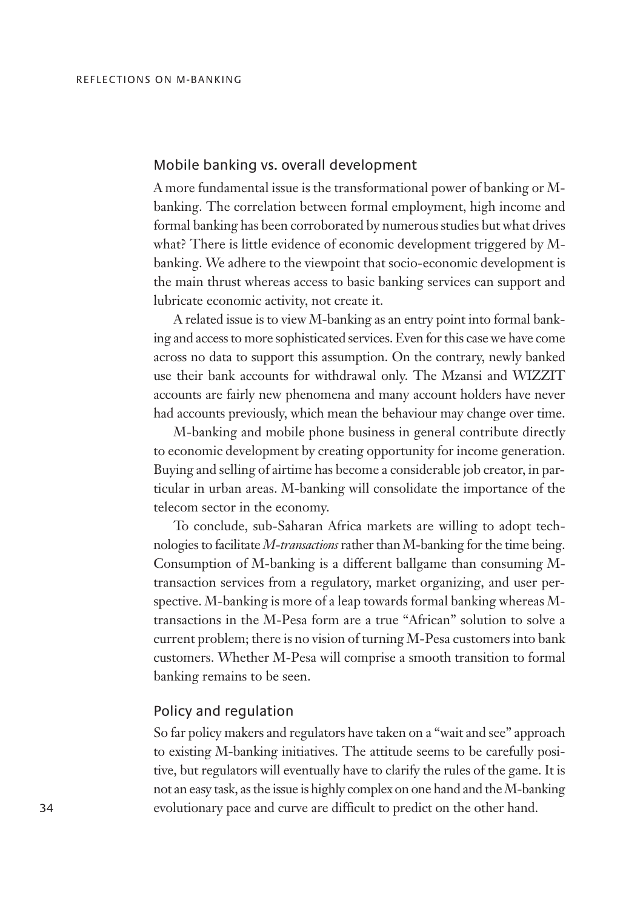## Mobile banking vs. overall development

A more fundamental issue is the transformational power of banking or M-banking. The correlation between formal employment, high income and formal banking has been corroborated by numerous studies but what drives what? There is little evidence of economic development triggered by M-banking. We adhere to the viewpoint that socio-economic development is the main thrust whereas access to basic banking services can support and lubricate economic activity, not create it.

A related issue is to view M-banking as an entry point into formal banking and access to more sophisticated services. Even for this case we have come across no data to support this assumption. On the contrary, newly banked use their bank accounts for withdrawal only. The Mzansi and WIZZIT accounts are fairly new phenomena and many account holders have never had accounts previously, which mean the behaviour may change over time.

M-banking and mobile phone business in general contribute directly to economic development by creating opportunity for income generation. Buying and selling of airtime has become a considerable job creator, in particular in urban areas. M-banking will consolidate the importance of the telecom sector in the economy.

To conclude, sub-Saharan Africa markets are willing to adopt technologies to facilitate *M-transactions* rather than M-banking for the time being. Consumption of M-banking is a different ballgame than consuming M-transaction services from a regulatory, market organizing, and user perspective. M-banking is more of a leap towards formal banking whereas M-transactions in the M-Pesa form are a true "African" solution to solve a current problem; there is no vision of turning M-Pesa customers into bank customers. Whether M-Pesa will comprise a smooth transition to formal banking remains to be seen.

## Policy and regulation

So far policy makers and regulators have taken on a "wait and see" approach to existing M-banking initiatives. The attitude seems to be carefully positive, but regulators will eventually have to clarify the rules of the game. It is not an easy task, as the issue is highly complex on one hand and the M-banking evolutionary pace and curve are difficult to predict on the other hand.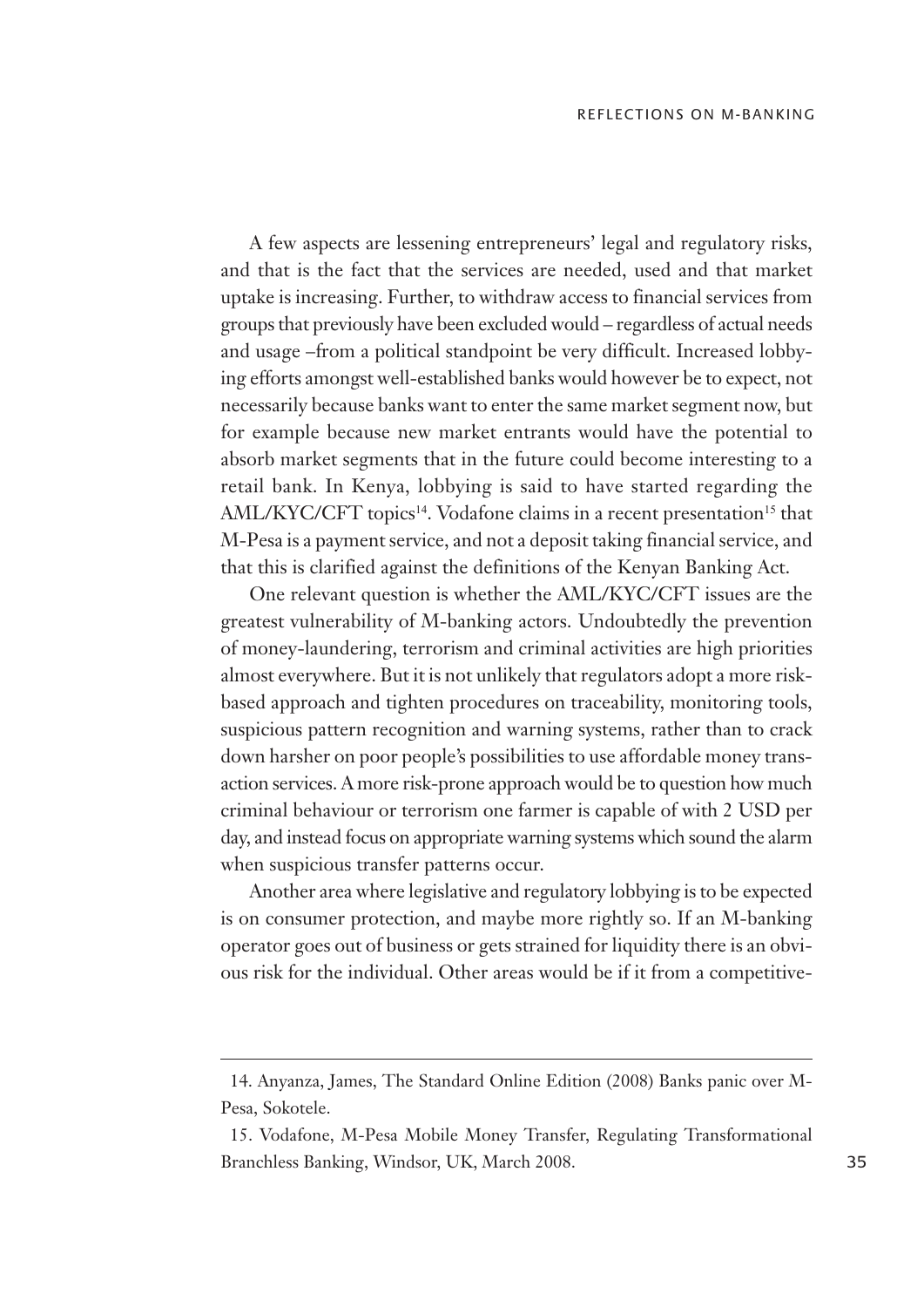A few aspects are lessening entrepreneurs' legal and regulatory risks, and that is the fact that the services are needed, used and that market uptake is increasing. Further, to withdraw access to financial services from groups that previously have been excluded would – regardless of actual needs and usage –from a political standpoint be very difficult. Increased lobbying efforts amongst well-established banks would however be to expect, not necessarily because banks want to enter the same market segment now, but for example because new market entrants would have the potential to absorb market segments that in the future could become interesting to a retail bank. In Kenya, lobbying is said to have started regarding the AML/KYC/CFT topics[14]. Vodafone claims in a recent presentation[15] that M-Pesa is a payment service, and not a deposit taking financial service, and that this is clarified against the definitions of the Kenyan Banking Act.

One relevant question is whether the AML/KYC/CFT issues are the greatest vulnerability of M-banking actors. Undoubtedly the prevention of money-laundering, terrorism and criminal activities are high priorities almost everywhere. But it is not unlikely that regulators adopt a more risk-based approach and tighten procedures on traceability, monitoring tools, suspicious pattern recognition and warning systems, rather than to crack down harsher on poor people's possibilities to use affordable money transaction services. A more risk-prone approach would be to question how much criminal behaviour or terrorism one farmer is capable of with 2 USD per day, and instead focus on appropriate warning systems which sound the alarm when suspicious transfer patterns occur.

Another area where legislative and regulatory lobbying is to be expected is on consumer protection, and maybe more rightly so. If an M-banking operator goes out of business or gets strained for liquidity there is an obvious risk for the individual. Other areas would be if it from a competitive-

---

14. Anyanza, James, The Standard Online Edition (2008) Banks panic over M-Pesa, Sokotele.

15. Vodafone, M-Pesa Mobile Money Transfer, Regulating Transformational Branchless Banking, Windsor, UK, March 2008.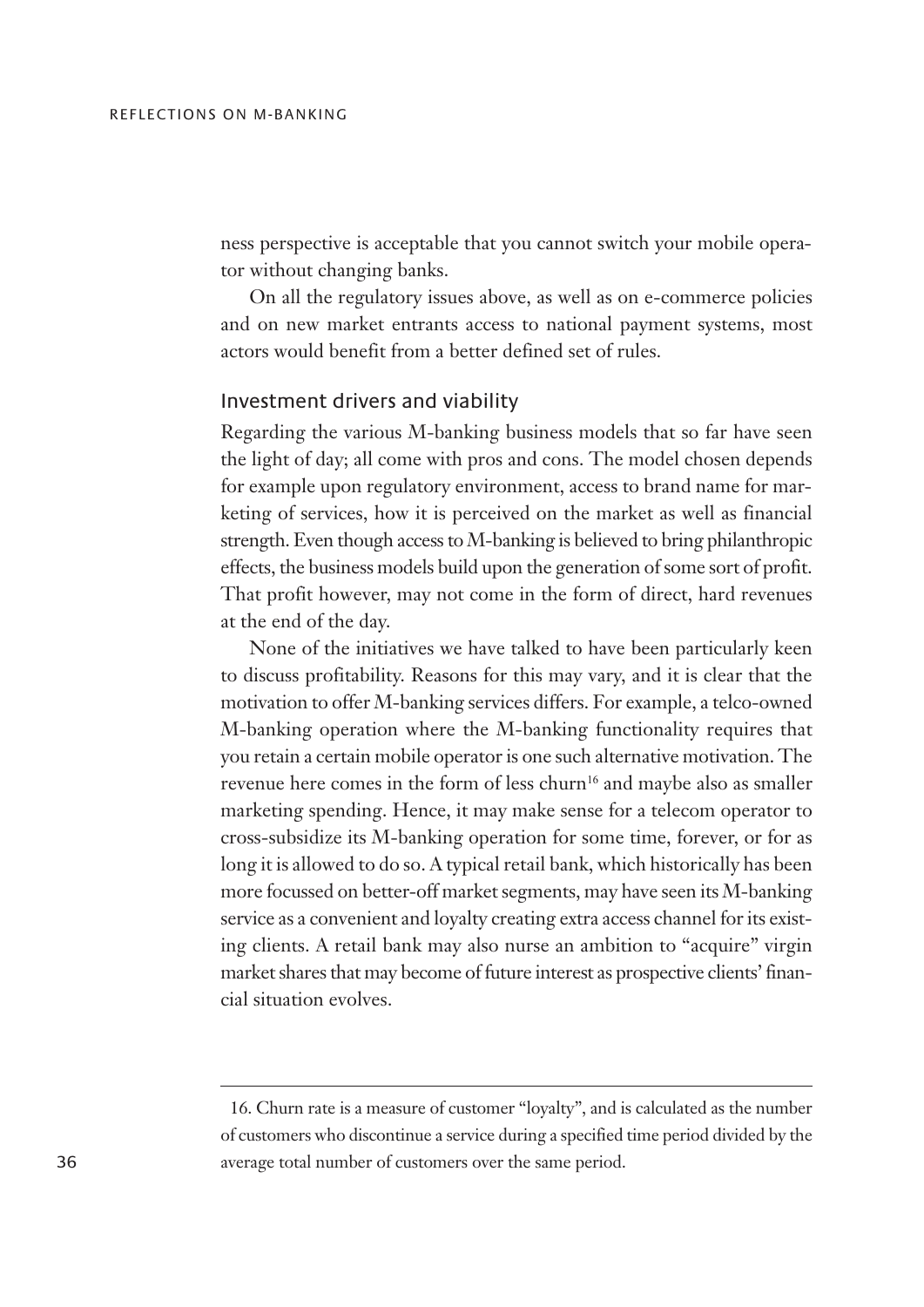ness perspective is acceptable that you cannot switch your mobile operator without changing banks.

On all the regulatory issues above, as well as on e-commerce policies and on new market entrants access to national payment systems, most actors would benefit from a better defined set of rules.

## Investment drivers and viability

Regarding the various M-banking business models that so far have seen the light of day; all come with pros and cons. The model chosen depends for example upon regulatory environment, access to brand name for marketing of services, how it is perceived on the market as well as financial strength. Even though access to M-banking is believed to bring philanthropic effects, the business models build upon the generation of some sort of profit. That profit however, may not come in the form of direct, hard revenues at the end of the day.

None of the initiatives we have talked to have been particularly keen to discuss profitability. Reasons for this may vary, and it is clear that the motivation to offer M-banking services differs. For example, a telco-owned M-banking operation where the M-banking functionality requires that you retain a certain mobile operator is one such alternative motivation. The revenue here comes in the form of less churn[16] and maybe also as smaller marketing spending. Hence, it may make sense for a telecom operator to cross-subsidize its M-banking operation for some time, forever, or for as long it is allowed to do so. A typical retail bank, which historically has been more focussed on better-off market segments, may have seen its M-banking service as a convenient and loyalty creating extra access channel for its existing clients. A retail bank may also nurse an ambition to "acquire" virgin market shares that may become of future interest as prospective clients' financial situation evolves.

---

16. Churn rate is a measure of customer "loyalty", and is calculated as the number of customers who discontinue a service during a specified time period divided by the average total number of customers over the same period.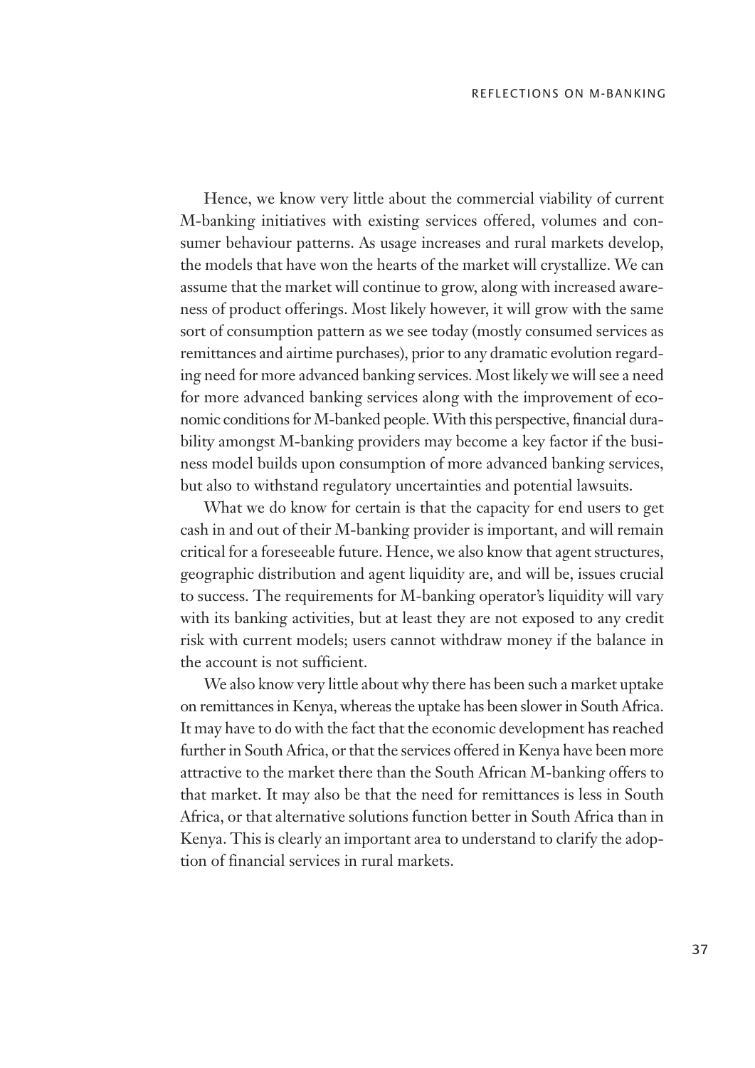Hence, we know very little about the commercial viability of current M-banking initiatives with existing services offered, volumes and consumer behaviour patterns. As usage increases and rural markets develop, the models that have won the hearts of the market will crystallize. We can assume that the market will continue to grow, along with increased awareness of product offerings. Most likely however, it will grow with the same sort of consumption pattern as we see today (mostly consumed services as remittances and airtime purchases), prior to any dramatic evolution regarding need for more advanced banking services. Most likely we will see a need for more advanced banking services along with the improvement of economic conditions for M-banked people. With this perspective, financial durability amongst M-banking providers may become a key factor if the business model builds upon consumption of more advanced banking services, but also to withstand regulatory uncertainties and potential lawsuits.

What we do know for certain is that the capacity for end users to get cash in and out of their M-banking provider is important, and will remain critical for a foreseeable future. Hence, we also know that agent structures, geographic distribution and agent liquidity are, and will be, issues crucial to success. The requirements for M-banking operator's liquidity will vary with its banking activities, but at least they are not exposed to any credit risk with current models; users cannot withdraw money if the balance in the account is not sufficient.

We also know very little about why there has been such a market uptake on remittances in Kenya, whereas the uptake has been slower in South Africa. It may have to do with the fact that the economic development has reached further in South Africa, or that the services offered in Kenya have been more attractive to the market there than the South African M-banking offers to that market. It may also be that the need for remittances is less in South Africa, or that alternative solutions function better in South Africa than in Kenya. This is clearly an important area to understand to clarify the adoption of financial services in rural markets.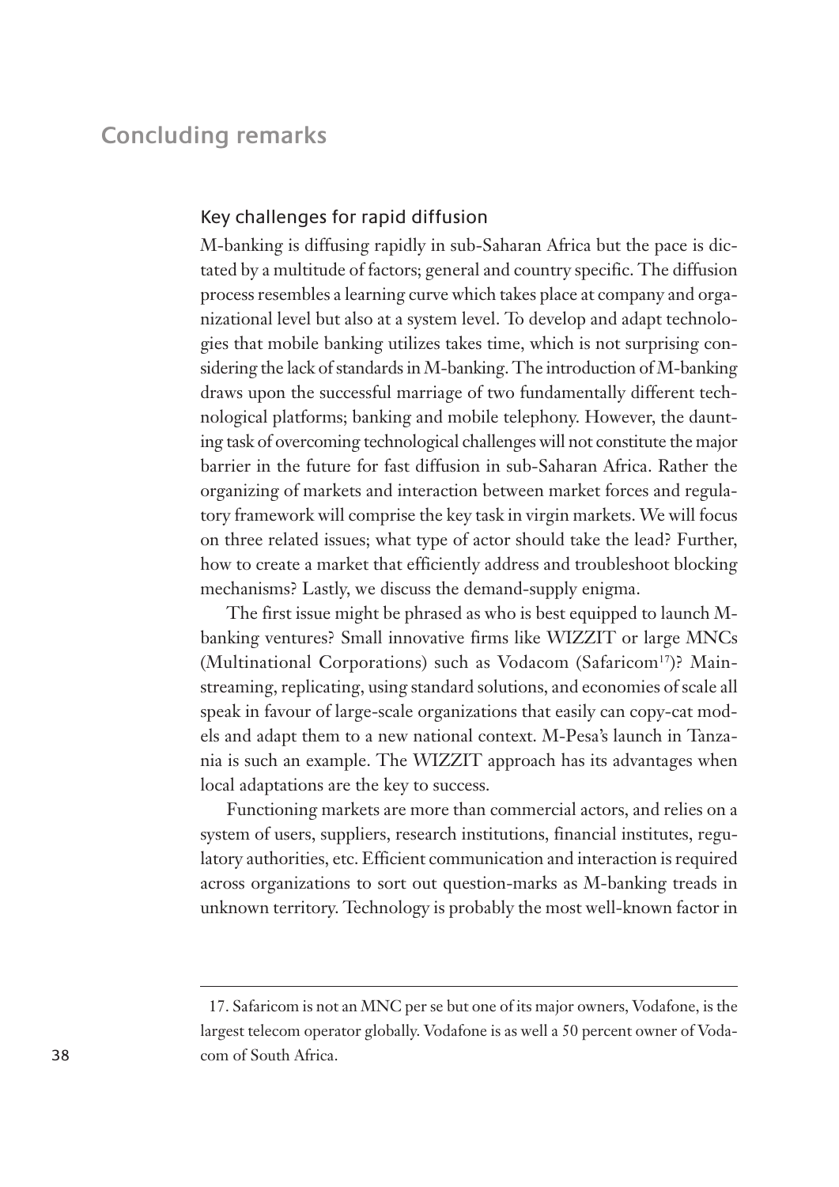# Concluding remarks

## Key challenges for rapid diffusion

M-banking is diffusing rapidly in sub-Saharan Africa but the pace is dictated by a multitude of factors; general and country specific. The diffusion process resembles a learning curve which takes place at company and organizational level but also at a system level. To develop and adapt technologies that mobile banking utilizes takes time, which is not surprising considering the lack of standards in M-banking. The introduction of M-banking draws upon the successful marriage of two fundamentally different technological platforms; banking and mobile telephony. However, the daunting task of overcoming technological challenges will not constitute the major barrier in the future for fast diffusion in sub-Saharan Africa. Rather the organizing of markets and interaction between market forces and regulatory framework will comprise the key task in virgin markets. We will focus on three related issues; what type of actor should take the lead? Further, how to create a market that efficiently address and troubleshoot blocking mechanisms? Lastly, we discuss the demand-supply enigma.

The first issue might be phrased as who is best equipped to launch M-banking ventures? Small innovative firms like WIZZIT or large MNCs (Multinational Corporations) such as Vodacom (Safaricom[17])? Mainstreaming, replicating, using standard solutions, and economies of scale all speak in favour of large-scale organizations that easily can copy-cat models and adapt them to a new national context. M-Pesa's launch in Tanzania is such an example. The WIZZIT approach has its advantages when local adaptations are the key to success.

Functioning markets are more than commercial actors, and relies on a system of users, suppliers, research institutions, financial institutes, regulatory authorities, etc. Efficient communication and interaction is required across organizations to sort out question-marks as M-banking treads in unknown territory. Technology is probably the most well-known factor in

---

17. Safaricom is not an MNC per se but one of its major owners, Vodafone, is the largest telecom operator globally. Vodafone is as well a 50 percent owner of Vodacom of South Africa.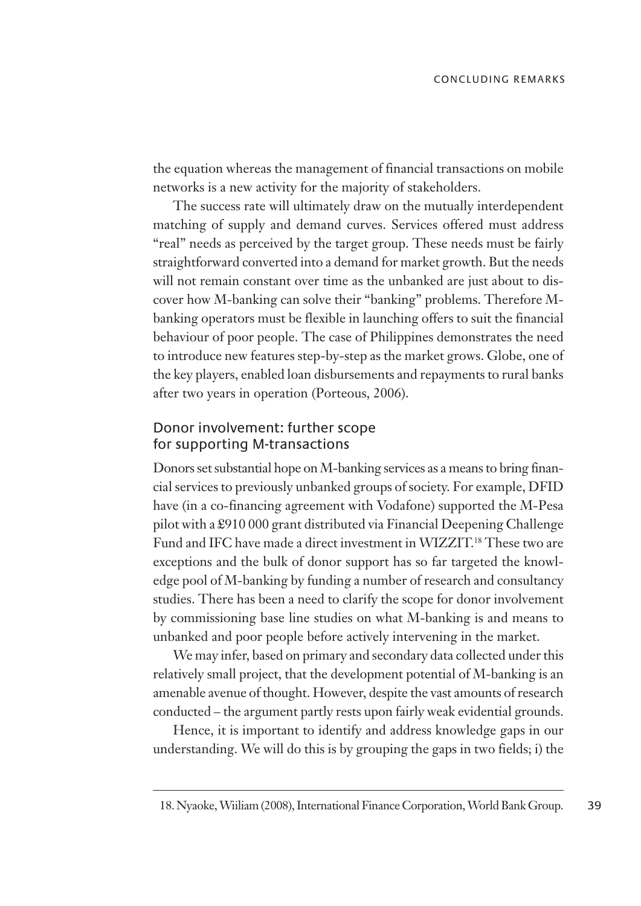the equation whereas the management of financial transactions on mobile networks is a new activity for the majority of stakeholders.

The success rate will ultimately draw on the mutually interdependent matching of supply and demand curves. Services offered must address "real" needs as perceived by the target group. These needs must be fairly straightforward converted into a demand for market growth. But the needs will not remain constant over time as the unbanked are just about to discover how M-banking can solve their "banking" problems. Therefore M-banking operators must be flexible in launching offers to suit the financial behaviour of poor people. The case of Philippines demonstrates the need to introduce new features step-by-step as the market grows. Globe, one of the key players, enabled loan disbursements and repayments to rural banks after two years in operation (Porteous, 2006).

## Donor involvement: further scope for supporting M-transactions

Donors set substantial hope on M-banking services as a means to bring financial services to previously unbanked groups of society. For example, DFID have (in a co-financing agreement with Vodafone) supported the M-Pesa pilot with a £910 000 grant distributed via Financial Deepening Challenge Fund and IFC have made a direct investment in WIZZIT.[18] These two are exceptions and the bulk of donor support has so far targeted the knowledge pool of M-banking by funding a number of research and consultancy studies. There has been a need to clarify the scope for donor involvement by commissioning base line studies on what M-banking is and means to unbanked and poor people before actively intervening in the market.

We may infer, based on primary and secondary data collected under this relatively small project, that the development potential of M-banking is an amenable avenue of thought. However, despite the vast amounts of research conducted – the argument partly rests upon fairly weak evidential grounds.

Hence, it is important to identify and address knowledge gaps in our understanding. We will do this is by grouping the gaps in two fields; i) the

---

18. Nyaoke, Wiiliam (2008), International Finance Corporation, World Bank Group.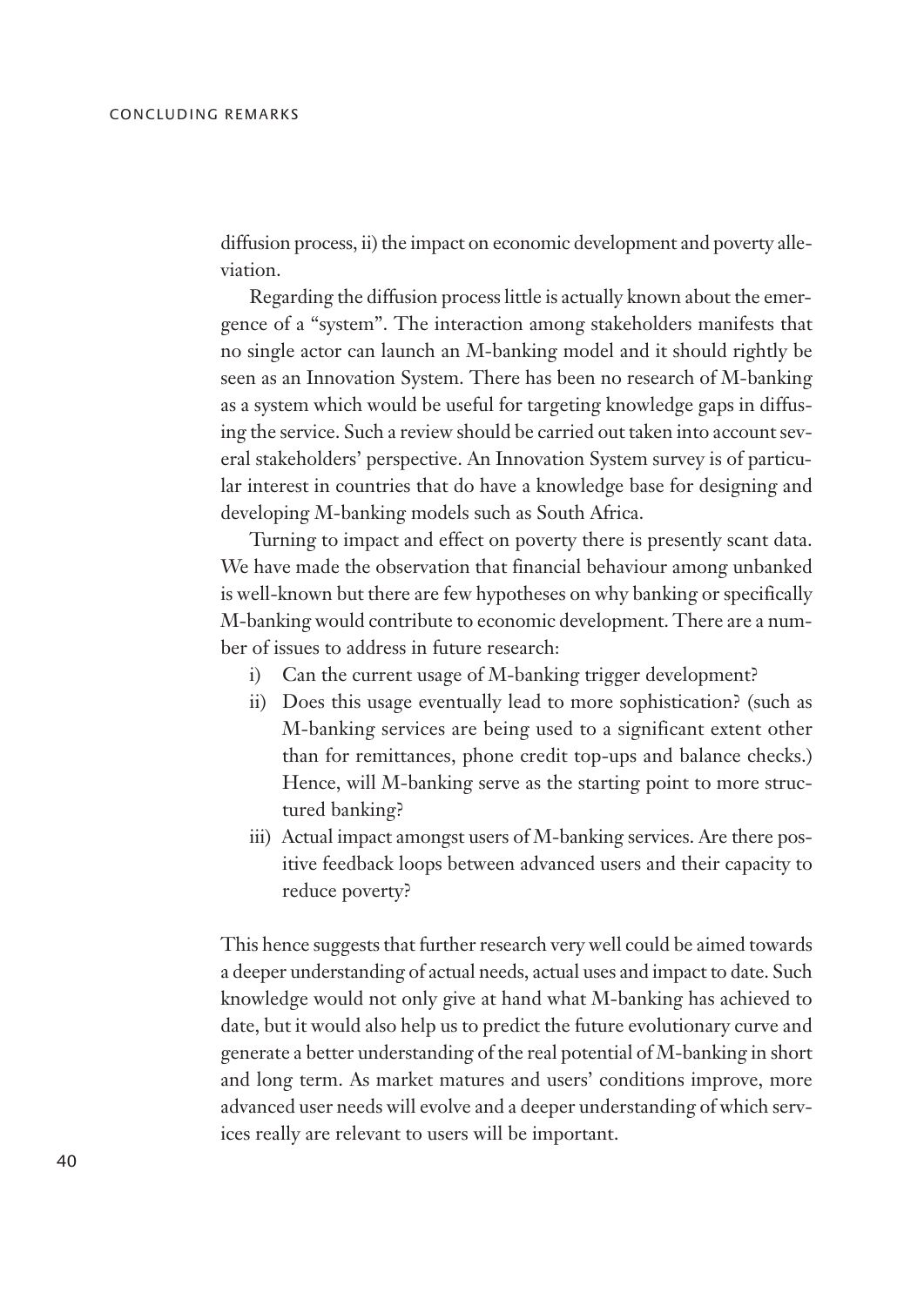diffusion process, ii) the impact on economic development and poverty alleviation.

Regarding the diffusion process little is actually known about the emergence of a "system". The interaction among stakeholders manifests that no single actor can launch an M-banking model and it should rightly be seen as an Innovation System. There has been no research of M-banking as a system which would be useful for targeting knowledge gaps in diffusing the service. Such a review should be carried out taken into account several stakeholders' perspective. An Innovation System survey is of particular interest in countries that do have a knowledge base for designing and developing M-banking models such as South Africa.

Turning to impact and effect on poverty there is presently scant data. We have made the observation that financial behaviour among unbanked is well-known but there are few hypotheses on why banking or specifically M-banking would contribute to economic development. There are a number of issues to address in future research:

i) Can the current usage of M-banking trigger development?
ii) Does this usage eventually lead to more sophistication? (such as M-banking services are being used to a significant extent other than for remittances, phone credit top-ups and balance checks.) Hence, will M-banking serve as the starting point to more structured banking?
iii) Actual impact amongst users of M-banking services. Are there positive feedback loops between advanced users and their capacity to reduce poverty?

This hence suggests that further research very well could be aimed towards a deeper understanding of actual needs, actual uses and impact to date. Such knowledge would not only give at hand what M-banking has achieved to date, but it would also help us to predict the future evolutionary curve and generate a better understanding of the real potential of M-banking in short and long term. As market matures and users' conditions improve, more advanced user needs will evolve and a deeper understanding of which services really are relevant to users will be important.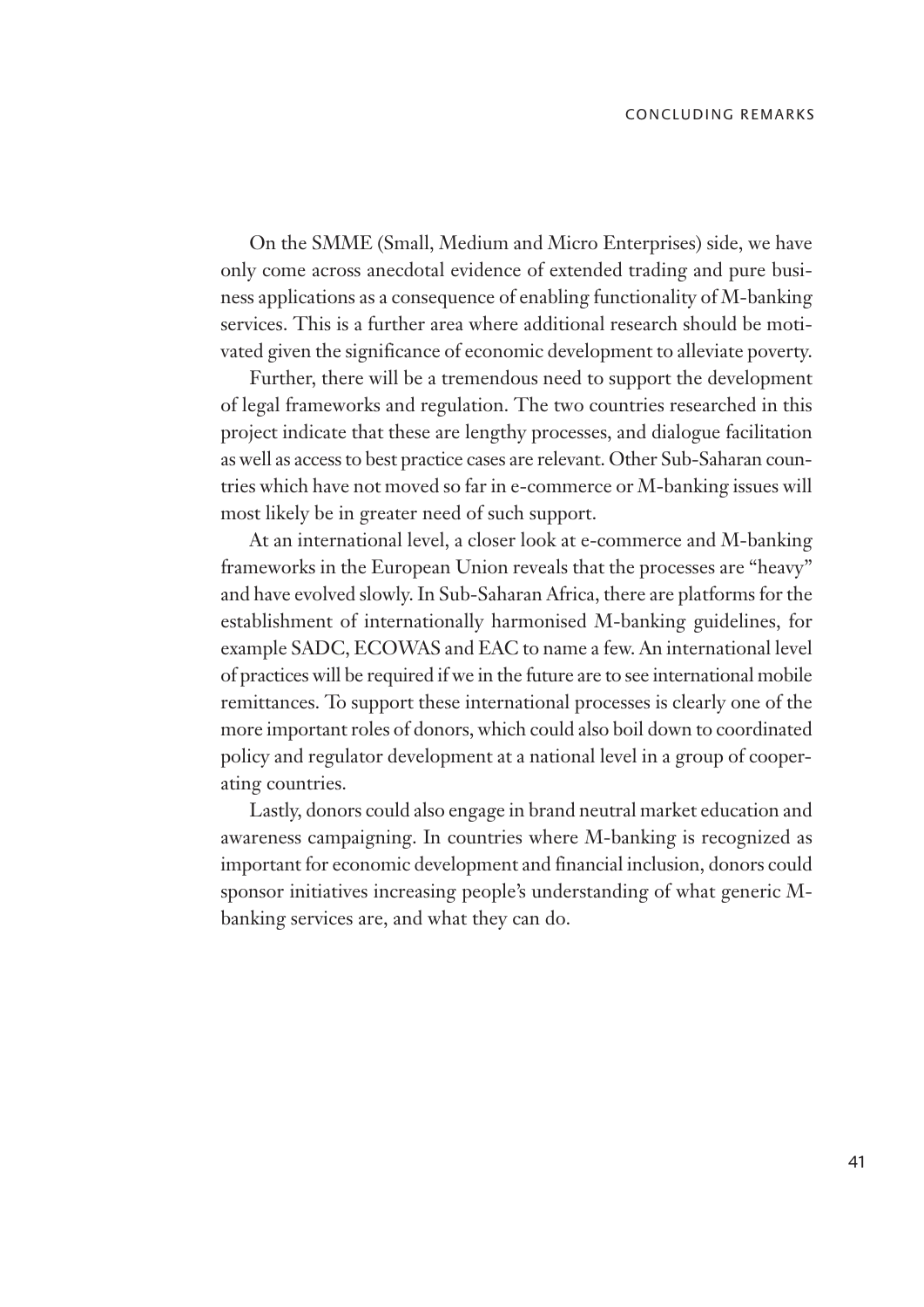On the SMME (Small, Medium and Micro Enterprises) side, we have only come across anecdotal evidence of extended trading and pure business applications as a consequence of enabling functionality of M-banking services. This is a further area where additional research should be motivated given the significance of economic development to alleviate poverty.

Further, there will be a tremendous need to support the development of legal frameworks and regulation. The two countries researched in this project indicate that these are lengthy processes, and dialogue facilitation as well as access to best practice cases are relevant. Other Sub-Saharan countries which have not moved so far in e-commerce or M-banking issues will most likely be in greater need of such support.

At an international level, a closer look at e-commerce and M-banking frameworks in the European Union reveals that the processes are "heavy" and have evolved slowly. In Sub-Saharan Africa, there are platforms for the establishment of internationally harmonised M-banking guidelines, for example SADC, ECOWAS and EAC to name a few. An international level of practices will be required if we in the future are to see international mobile remittances. To support these international processes is clearly one of the more important roles of donors, which could also boil down to coordinated policy and regulator development at a national level in a group of cooperating countries.

Lastly, donors could also engage in brand neutral market education and awareness campaigning. In countries where M-banking is recognized as important for economic development and financial inclusion, donors could sponsor initiatives increasing people's understanding of what generic M-banking services are, and what they can do.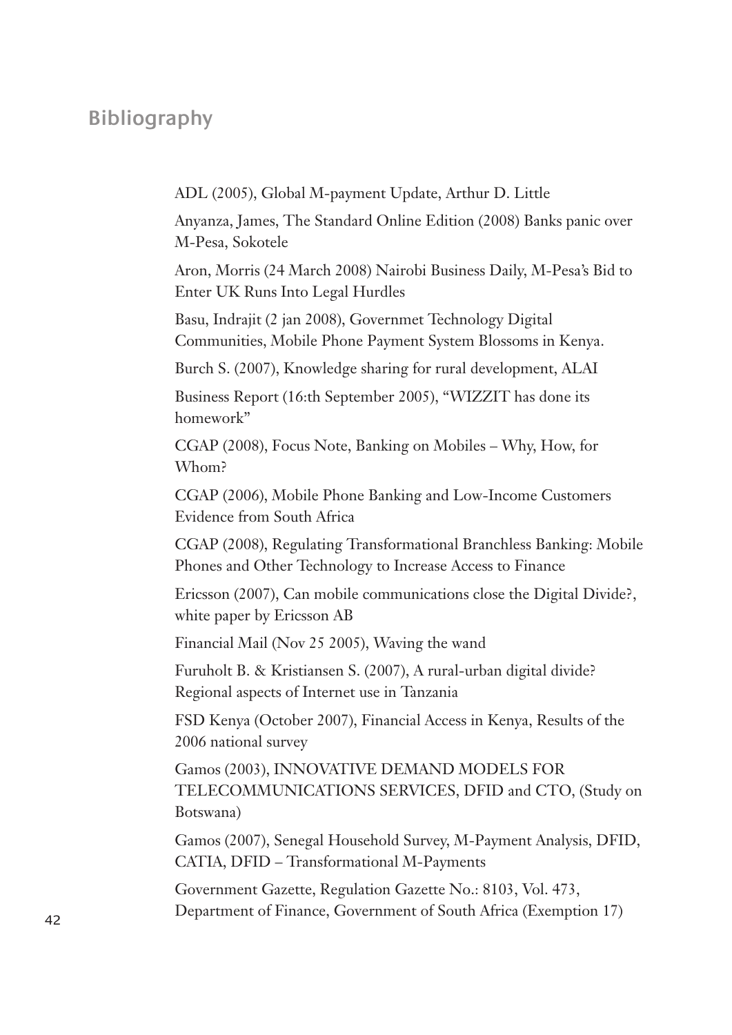## Bibliography

ADL (2005), Global M-payment Update, Arthur D. Little

Anyanza, James, The Standard Online Edition (2008) Banks panic over M-Pesa, Sokotele

Aron, Morris (24 March 2008) Nairobi Business Daily, M-Pesa's Bid to Enter UK Runs Into Legal Hurdles

Basu, Indrajit (2 jan 2008), Governmet Technology Digital Communities, Mobile Phone Payment System Blossoms in Kenya.

Burch S. (2007), Knowledge sharing for rural development, ALAI

Business Report (16:th September 2005), "WIZZIT has done its homework"

CGAP (2008), Focus Note, Banking on Mobiles – Why, How, for Whom?

CGAP (2006), Mobile Phone Banking and Low-Income Customers Evidence from South Africa

CGAP (2008), Regulating Transformational Branchless Banking: Mobile Phones and Other Technology to Increase Access to Finance

Ericsson (2007), Can mobile communications close the Digital Divide?, white paper by Ericsson AB

Financial Mail (Nov 25 2005), Waving the wand

Furuholt B. & Kristiansen S. (2007), A rural-urban digital divide? Regional aspects of Internet use in Tanzania

FSD Kenya (October 2007), Financial Access in Kenya, Results of the 2006 national survey

Gamos (2003), INNOVATIVE DEMAND MODELS FOR TELECOMMUNICATIONS SERVICES, DFID and CTO, (Study on Botswana)

Gamos (2007), Senegal Household Survey, M-Payment Analysis, DFID, CATIA, DFID – Transformational M-Payments

Government Gazette, Regulation Gazette No.: 8103, Vol. 473, Department of Finance, Government of South Africa (Exemption 17)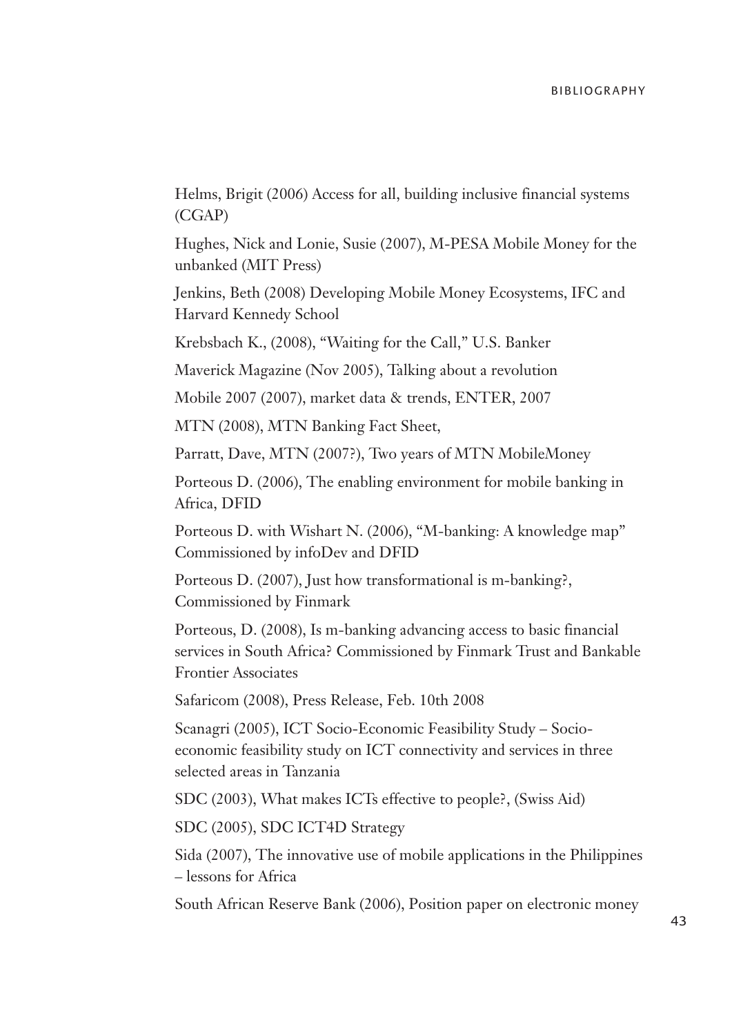Helms, Brigit (2006) Access for all, building inclusive financial systems (CGAP)

Hughes, Nick and Lonie, Susie (2007), M-PESA Mobile Money for the unbanked (MIT Press)

Jenkins, Beth (2008) Developing Mobile Money Ecosystems, IFC and Harvard Kennedy School

Krebsbach K., (2008), "Waiting for the Call," U.S. Banker

Maverick Magazine (Nov 2005), Talking about a revolution

Mobile 2007 (2007), market data & trends, ENTER, 2007

MTN (2008), MTN Banking Fact Sheet,

Parratt, Dave, MTN (2007?), Two years of MTN MobileMoney

Porteous D. (2006), The enabling environment for mobile banking in Africa, DFID

Porteous D. with Wishart N. (2006), "M-banking: A knowledge map" Commissioned by infoDev and DFID

Porteous D. (2007), Just how transformational is m-banking?, Commissioned by Finmark

Porteous, D. (2008), Is m-banking advancing access to basic financial services in South Africa? Commissioned by Finmark Trust and Bankable Frontier Associates

Safaricom (2008), Press Release, Feb. 10th 2008

Scanagri (2005), ICT Socio-Economic Feasibility Study – Socio-economic feasibility study on ICT connectivity and services in three selected areas in Tanzania

SDC (2003), What makes ICTs effective to people?, (Swiss Aid)

SDC (2005), SDC ICT4D Strategy

Sida (2007), The innovative use of mobile applications in the Philippines – lessons for Africa

South African Reserve Bank (2006), Position paper on electronic money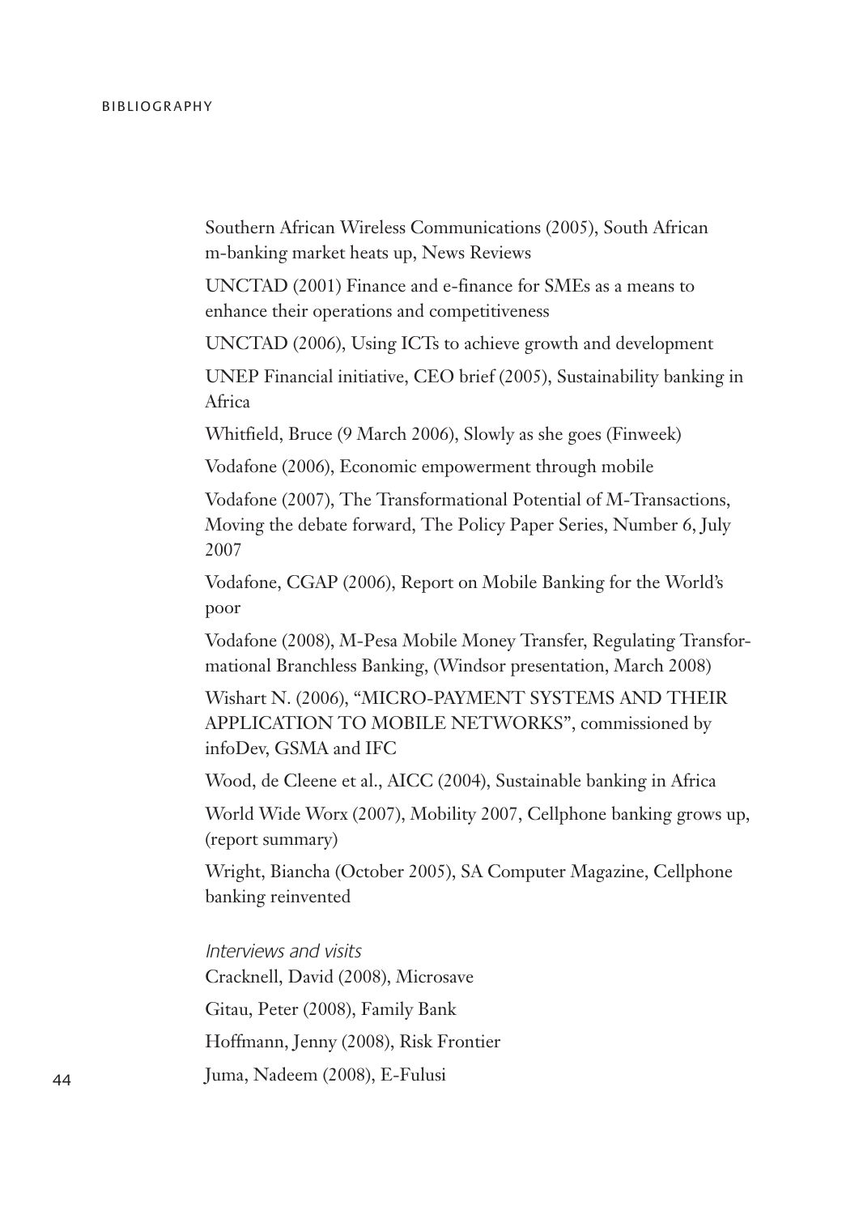Southern African Wireless Communications (2005), South African m-banking market heats up, News Reviews

UNCTAD (2001) Finance and e-finance for SMEs as a means to enhance their operations and competitiveness

UNCTAD (2006), Using ICTs to achieve growth and development

UNEP Financial initiative, CEO brief (2005), Sustainability banking in Africa

Whitfield, Bruce (9 March 2006), Slowly as she goes (Finweek)

Vodafone (2006), Economic empowerment through mobile

Vodafone (2007), The Transformational Potential of M-Transactions, Moving the debate forward, The Policy Paper Series, Number 6, July 2007

Vodafone, CGAP (2006), Report on Mobile Banking for the World's poor

Vodafone (2008), M-Pesa Mobile Money Transfer, Regulating Transformational Branchless Banking, (Windsor presentation, March 2008)

Wishart N. (2006), "MICRO-PAYMENT SYSTEMS AND THEIR APPLICATION TO MOBILE NETWORKS", commissioned by infoDev, GSMA and IFC

Wood, de Cleene et al., AICC (2004), Sustainable banking in Africa

World Wide Worx (2007), Mobility 2007, Cellphone banking grows up, (report summary)

Wright, Biancha (October 2005), SA Computer Magazine, Cellphone banking reinvented

*Interviews and visits*

Cracknell, David (2008), Microsave

Gitau, Peter (2008), Family Bank

Hoffmann, Jenny (2008), Risk Frontier

Juma, Nadeem (2008), E-Fulusi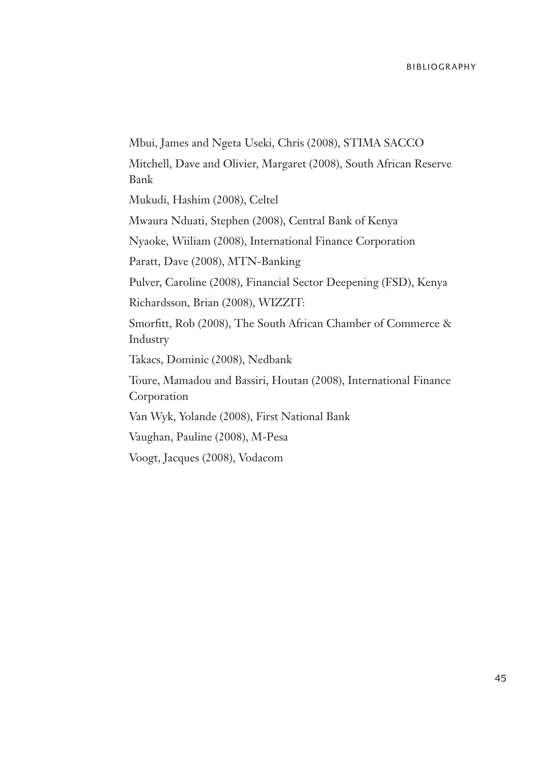Mbui, James and Ngeta Useki, Chris (2008), STIMA SACCO

Mitchell, Dave and Olivier, Margaret (2008), South African Reserve Bank

Mukudi, Hashim (2008), Celtel

Mwaura Nduati, Stephen (2008), Central Bank of Kenya

Nyaoke, Wiiliam (2008), International Finance Corporation

Paratt, Dave (2008), MTN-Banking

Pulver, Caroline (2008), Financial Sector Deepening (FSD), Kenya

Richardsson, Brian (2008), WIZZIT:

Smorfitt, Rob (2008), The South African Chamber of Commerce & Industry

Takacs, Dominic (2008), Nedbank

Toure, Mamadou and Bassiri, Houtan (2008), International Finance Corporation

Van Wyk, Yolande (2008), First National Bank

Vaughan, Pauline (2008), M-Pesa

Voogt, Jacques (2008), Vodacom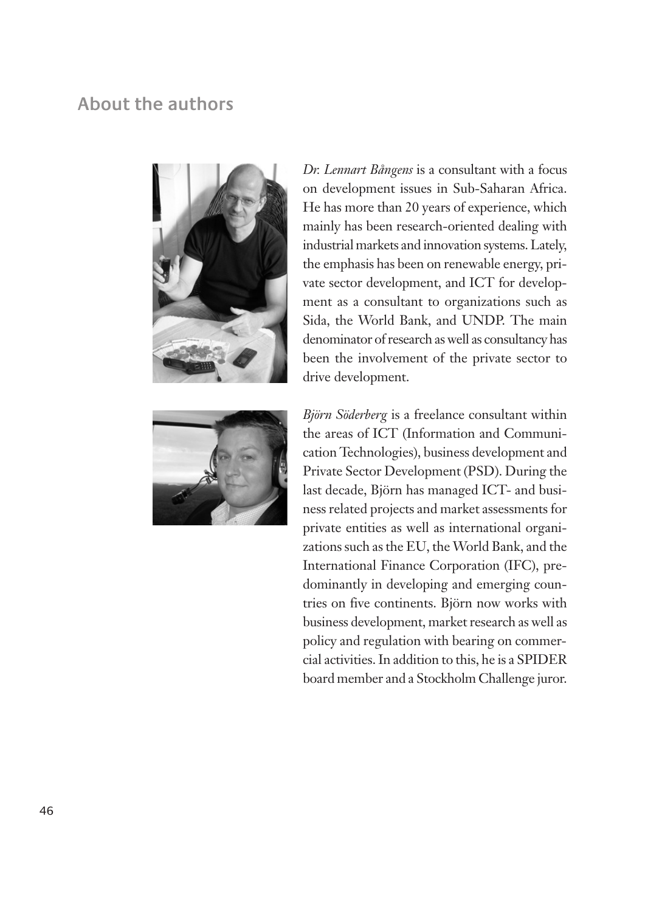## About the authors

*Dr. Lennart Bångens* is a consultant with a focus on development issues in Sub-Saharan Africa. He has more than 20 years of experience, which mainly has been research-oriented dealing with industrial markets and innovation systems. Lately, the emphasis has been on renewable energy, private sector development, and ICT for development as a consultant to organizations such as Sida, the World Bank, and UNDP. The main denominator of research as well as consultancy has been the involvement of the private sector to drive development.

*Björn Söderberg* is a freelance consultant within the areas of ICT (Information and Communication Technologies), business development and Private Sector Development (PSD). During the last decade, Björn has managed ICT- and business related projects and market assessments for private entities as well as international organizations such as the EU, the World Bank, and the International Finance Corporation (IFC), predominantly in developing and emerging countries on five continents. Björn now works with business development, market research as well as policy and regulation with bearing on commercial activities. In addition to this, he is a SPIDER board member and a Stockholm Challenge juror.